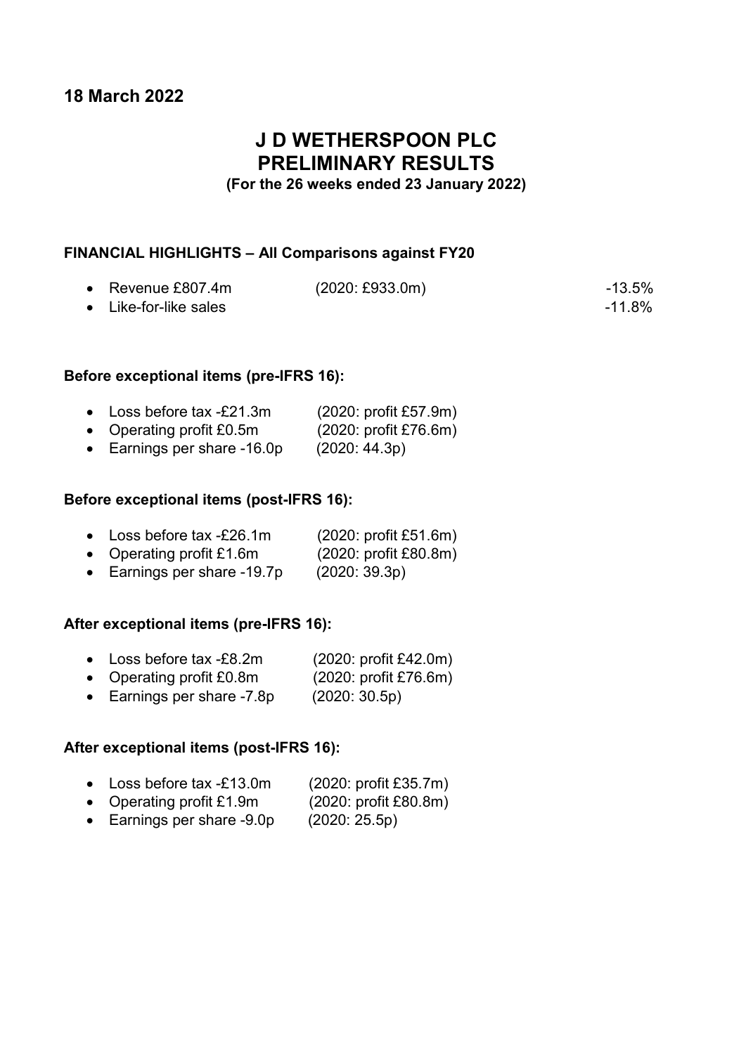## 18 March 2022

# J D WETHERSPOON PLC
# PRELIMINARY RESULTS

**(For the 26 weeks ended 23 January 2022)**

### FINANCIAL HIGHLIGHTS – All Comparisons against FY20

| | | |
|---|---|---|
| • Revenue £807.4m | (2020: £933.0m) | -13.5% |
| • Like-for-like sales | | -11.8% |

### Before exceptional items (pre-IFRS 16):

- Loss before tax -£21.3m (2020: profit £57.9m)
- Operating profit £0.5m (2020: profit £76.6m)
- Earnings per share -16.0p (2020: 44.3p)

### Before exceptional items (post-IFRS 16):

- Loss before tax -£26.1m (2020: profit £51.6m)
- Operating profit £1.6m (2020: profit £80.8m)
- Earnings per share -19.7p (2020: 39.3p)

### After exceptional items (pre-IFRS 16):

- Loss before tax -£8.2m (2020: profit £42.0m)
- Operating profit £0.8m (2020: profit £76.6m)
- Earnings per share -7.8p (2020: 30.5p)

### After exceptional items (post-IFRS 16):

- Loss before tax -£13.0m (2020: profit £35.7m)
- Operating profit £1.9m (2020: profit £80.8m)
- Earnings per share -9.0p (2020: 25.5p)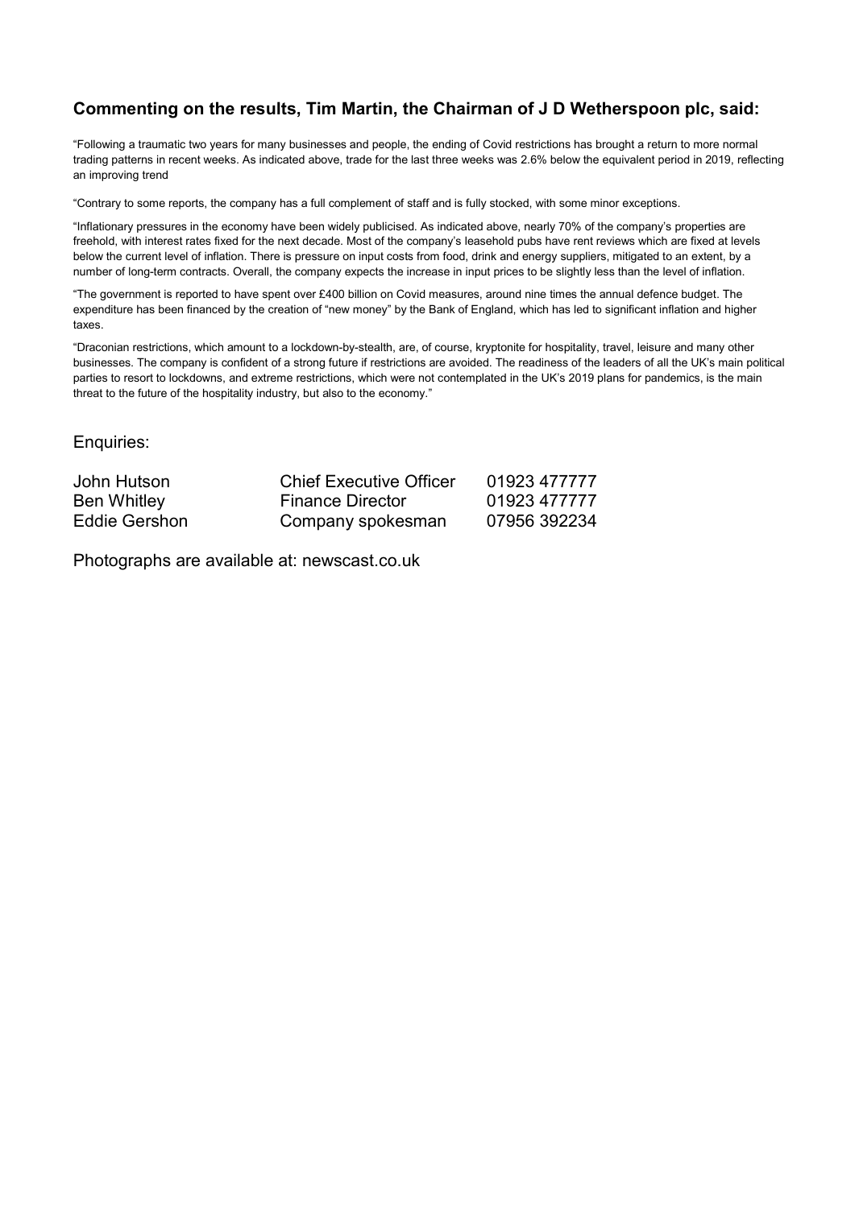## Commenting on the results, Tim Martin, the Chairman of J D Wetherspoon plc, said:

"Following a traumatic two years for many businesses and people, the ending of Covid restrictions has brought a return to more normal trading patterns in recent weeks. As indicated above, trade for the last three weeks was 2.6% below the equivalent period in 2019, reflecting an improving trend

"Contrary to some reports, the company has a full complement of staff and is fully stocked, with some minor exceptions.

"Inflationary pressures in the economy have been widely publicised. As indicated above, nearly 70% of the company's properties are freehold, with interest rates fixed for the next decade. Most of the company's leasehold pubs have rent reviews which are fixed at levels below the current level of inflation. There is pressure on input costs from food, drink and energy suppliers, mitigated to an extent, by a number of long-term contracts. Overall, the company expects the increase in input prices to be slightly less than the level of inflation.

"The government is reported to have spent over £400 billion on Covid measures, around nine times the annual defence budget. The expenditure has been financed by the creation of "new money" by the Bank of England, which has led to significant inflation and higher taxes.

"Draconian restrictions, which amount to a lockdown-by-stealth, are, of course, kryptonite for hospitality, travel, leisure and many other businesses. The company is confident of a strong future if restrictions are avoided. The readiness of the leaders of all the UK's main political parties to resort to lockdowns, and extreme restrictions, which were not contemplated in the UK's 2019 plans for pandemics, is the main threat to the future of the hospitality industry, but also to the economy."

Enquiries:

| | | |
|---|---|---|
| John Hutson | Chief Executive Officer | 01923 477777 |
| Ben Whitley | Finance Director | 01923 477777 |
| Eddie Gershon | Company spokesman | 07956 392234 |

Photographs are available at: newscast.co.uk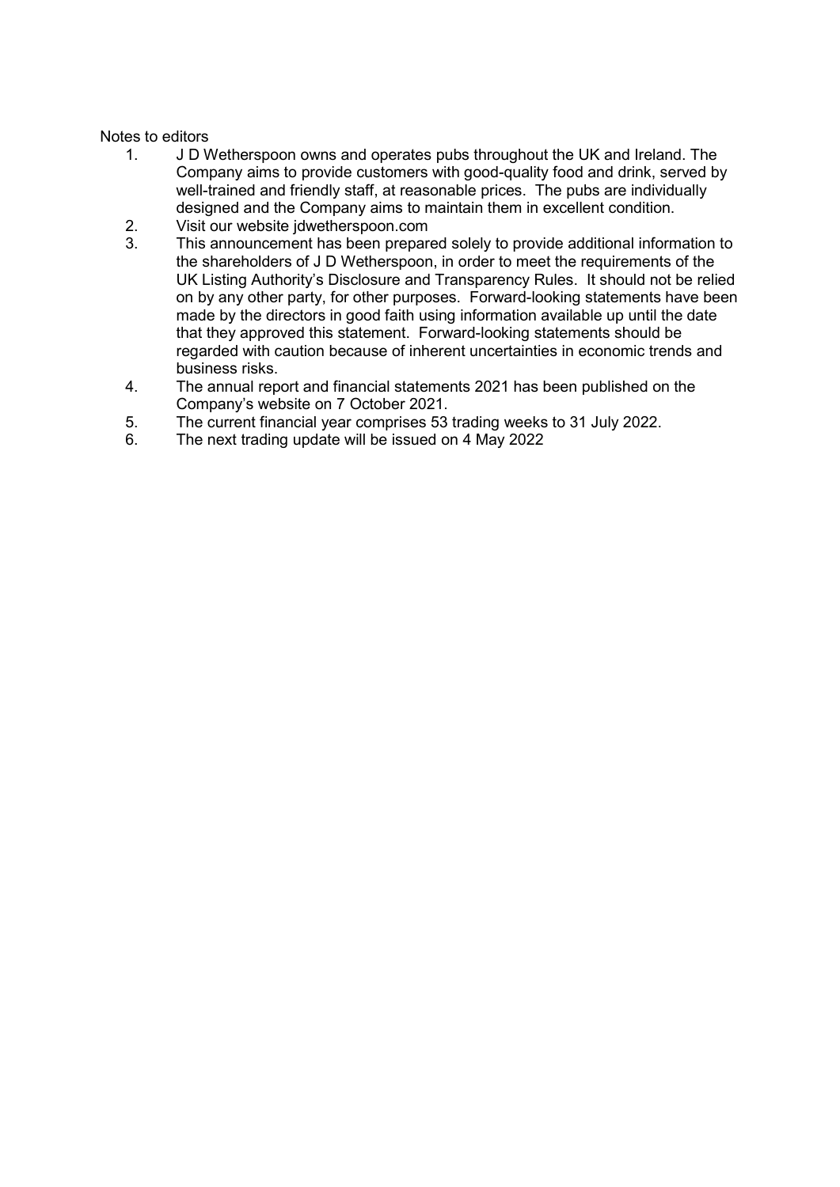Notes to editors

1. J D Wetherspoon owns and operates pubs throughout the UK and Ireland. The Company aims to provide customers with good-quality food and drink, served by well-trained and friendly staff, at reasonable prices. The pubs are individually designed and the Company aims to maintain them in excellent condition.
2. Visit our website jdwetherspoon.com
3. This announcement has been prepared solely to provide additional information to the shareholders of J D Wetherspoon, in order to meet the requirements of the UK Listing Authority's Disclosure and Transparency Rules. It should not be relied on by any other party, for other purposes. Forward-looking statements have been made by the directors in good faith using information available up until the date that they approved this statement. Forward-looking statements should be regarded with caution because of inherent uncertainties in economic trends and business risks.
4. The annual report and financial statements 2021 has been published on the Company's website on 7 October 2021.
5. The current financial year comprises 53 trading weeks to 31 July 2022.
6. The next trading update will be issued on 4 May 2022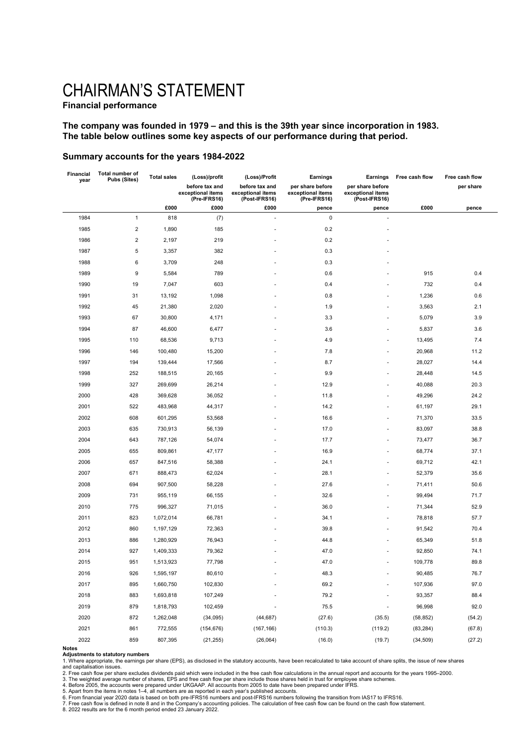# CHAIRMAN'S STATEMENT

**Financial performance**

**The company was founded in 1979 – and this is the 39th year since incorporation in 1983. The table below outlines some key aspects of our performance during that period.**

## Summary accounts for the years 1984-2022

| Financial year | Total number of Pubs (Sites) | Total sales | (Loss)/profit before tax and exceptional items (Pre-IFRS16) | (Loss)/Profit before tax and exceptional items (Post-IFRS16) | Earnings per share before exceptional items (Pre-IFRS16) | Earnings per share before exceptional items (Post-IFRS16) | Free cash flow | Free cash flow per share |
|---|---|---|---|---|---|---|---|---|
| | | £000 | £000 | £000 | pence | pence | £000 | pence |
| 1984 | 1 | 818 | (7) | - | 0 | - | | |
| 1985 | 2 | 1,890 | 185 | - | 0.2 | - | | |
| 1986 | 2 | 2,197 | 219 | - | 0.2 | - | | |
| 1987 | 5 | 3,357 | 382 | - | 0.3 | - | | |
| 1988 | 6 | 3,709 | 248 | - | 0.3 | - | | |
| 1989 | 9 | 5,584 | 789 | - | 0.6 | - | 915 | 0.4 |
| 1990 | 19 | 7,047 | 603 | - | 0.4 | - | 732 | 0.4 |
| 1991 | 31 | 13,192 | 1,098 | - | 0.8 | - | 1,236 | 0.6 |
| 1992 | 45 | 21,380 | 2,020 | - | 1.9 | - | 3,563 | 2.1 |
| 1993 | 67 | 30,800 | 4,171 | - | 3.3 | - | 5,079 | 3.9 |
| 1994 | 87 | 46,600 | 6,477 | - | 3.6 | - | 5,837 | 3.6 |
| 1995 | 110 | 68,536 | 9,713 | - | 4.9 | - | 13,495 | 7.4 |
| 1996 | 146 | 100,480 | 15,200 | - | 7.8 | - | 20,968 | 11.2 |
| 1997 | 194 | 139,444 | 17,566 | - | 8.7 | - | 28,027 | 14.4 |
| 1998 | 252 | 188,515 | 20,165 | - | 9.9 | - | 28,448 | 14.5 |
| 1999 | 327 | 269,699 | 26,214 | - | 12.9 | - | 40,088 | 20.3 |
| 2000 | 428 | 369,628 | 36,052 | - | 11.8 | - | 49,296 | 24.2 |
| 2001 | 522 | 483,968 | 44,317 | - | 14.2 | - | 61,197 | 29.1 |
| 2002 | 608 | 601,295 | 53,568 | - | 16.6 | - | 71,370 | 33.5 |
| 2003 | 635 | 730,913 | 56,139 | - | 17.0 | - | 83,097 | 38.8 |
| 2004 | 643 | 787,126 | 54,074 | - | 17.7 | - | 73,477 | 36.7 |
| 2005 | 655 | 809,861 | 47,177 | - | 16.9 | - | 68,774 | 37.1 |
| 2006 | 657 | 847,516 | 58,388 | - | 24.1 | - | 69,712 | 42.1 |
| 2007 | 671 | 888,473 | 62,024 | - | 28.1 | - | 52,379 | 35.6 |
| 2008 | 694 | 907,500 | 58,228 | - | 27.6 | - | 71,411 | 50.6 |
| 2009 | 731 | 955,119 | 66,155 | - | 32.6 | - | 99,494 | 71.7 |
| 2010 | 775 | 996,327 | 71,015 | - | 36.0 | - | 71,344 | 52.9 |
| 2011 | 823 | 1,072,014 | 66,781 | - | 34.1 | - | 78,818 | 57.7 |
| 2012 | 860 | 1,197,129 | 72,363 | - | 39.8 | - | 91,542 | 70.4 |
| 2013 | 886 | 1,280,929 | 76,943 | - | 44.8 | - | 65,349 | 51.8 |
| 2014 | 927 | 1,409,333 | 79,362 | - | 47.0 | - | 92,850 | 74.1 |
| 2015 | 951 | 1,513,923 | 77,798 | - | 47.0 | - | 109,778 | 89.8 |
| 2016 | 926 | 1,595,197 | 80,610 | - | 48.3 | - | 90,485 | 76.7 |
| 2017 | 895 | 1,660,750 | 102,830 | - | 69.2 | - | 107,936 | 97.0 |
| 2018 | 883 | 1,693,818 | 107,249 | - | 79.2 | - | 93,357 | 88.4 |
| 2019 | 879 | 1,818,793 | 102,459 | - | 75.5 | - | 96,998 | 92.0 |
| 2020 | 872 | 1,262,048 | (34,095) | (44,687) | (27.6) | (35.5) | (58,852) | (54.2) |
| 2021 | 861 | 772,555 | (154,676) | (167,166) | (110.3) | (119.2) | (83,284) | (67.8) |
| 2022 | 859 | 807,395 | (21,255) | (26,064) | (16.0) | (19.7) | (34,509) | (27.2) |

**Notes**

**Adjustments to statutory numbers**

1. Where appropriate, the earnings per share (EPS), as disclosed in the statutory accounts, have been recalculated to take account of share splits, the issue of new shares and capitalisation issues.
2. Free cash flow per share excludes dividends paid which were included in the free cash flow calculations in the annual report and accounts for the years 1995–2000.
3. The weighted average number of shares, EPS and free cash flow per share include those shares held in trust for employee share schemes.
4. Before 2005, the accounts were prepared under UKGAAP. All accounts from 2005 to date have been prepared under IFRS.
5. Apart from the items in notes 1–4, all numbers are as reported in each year's published accounts.
6. From financial year 2020 data is based on both pre-IFRS16 numbers and post-IFRS16 numbers following the transition from IAS17 to IFRS16.
7. Free cash flow is defined in note 8 and in the Company's accounting policies. The calculation of free cash flow can be found on the cash flow statement.
8. 2022 results are for the 6 month period ended 23 January 2022.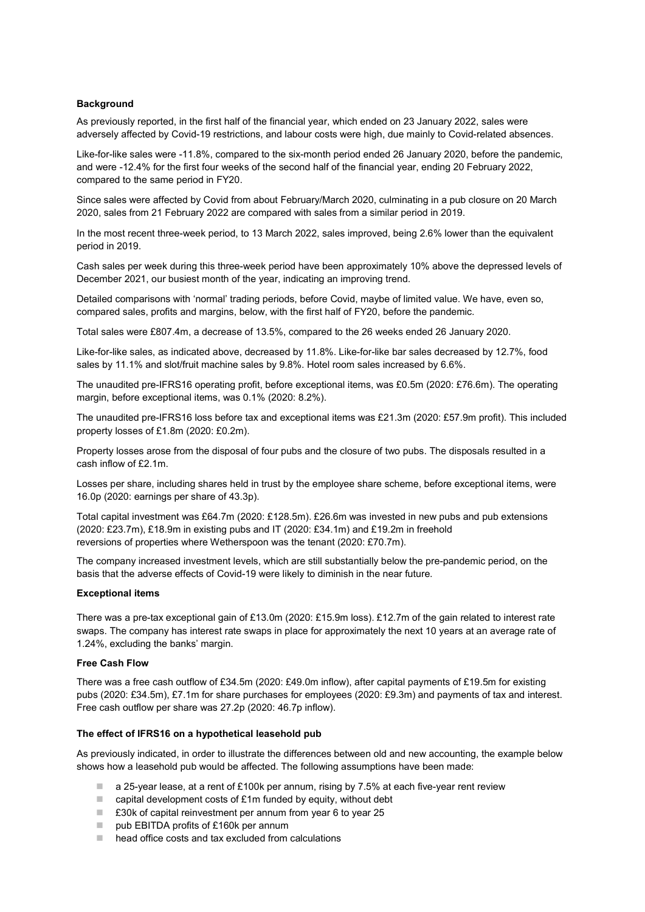**Background**

As previously reported, in the first half of the financial year, which ended on 23 January 2022, sales were adversely affected by Covid-19 restrictions, and labour costs were high, due mainly to Covid-related absences.

Like-for-like sales were -11.8%, compared to the six-month period ended 26 January 2020, before the pandemic, and were -12.4% for the first four weeks of the second half of the financial year, ending 20 February 2022, compared to the same period in FY20.

Since sales were affected by Covid from about February/March 2020, culminating in a pub closure on 20 March 2020, sales from 21 February 2022 are compared with sales from a similar period in 2019.

In the most recent three-week period, to 13 March 2022, sales improved, being 2.6% lower than the equivalent period in 2019.

Cash sales per week during this three-week period have been approximately 10% above the depressed levels of December 2021, our busiest month of the year, indicating an improving trend.

Detailed comparisons with 'normal' trading periods, before Covid, maybe of limited value. We have, even so, compared sales, profits and margins, below, with the first half of FY20, before the pandemic.

Total sales were £807.4m, a decrease of 13.5%, compared to the 26 weeks ended 26 January 2020.

Like-for-like sales, as indicated above, decreased by 11.8%. Like-for-like bar sales decreased by 12.7%, food sales by 11.1% and slot/fruit machine sales by 9.8%. Hotel room sales increased by 6.6%.

The unaudited pre-IFRS16 operating profit, before exceptional items, was £0.5m (2020: £76.6m). The operating margin, before exceptional items, was 0.1% (2020: 8.2%).

The unaudited pre-IFRS16 loss before tax and exceptional items was £21.3m (2020: £57.9m profit). This included property losses of £1.8m (2020: £0.2m).

Property losses arose from the disposal of four pubs and the closure of two pubs. The disposals resulted in a cash inflow of £2.1m.

Losses per share, including shares held in trust by the employee share scheme, before exceptional items, were 16.0p (2020: earnings per share of 43.3p).

Total capital investment was £64.7m (2020: £128.5m). £26.6m was invested in new pubs and pub extensions (2020: £23.7m), £18.9m in existing pubs and IT (2020: £34.1m) and £19.2m in freehold reversions of properties where Wetherspoon was the tenant (2020: £70.7m).

The company increased investment levels, which are still substantially below the pre-pandemic period, on the basis that the adverse effects of Covid-19 were likely to diminish in the near future.

**Exceptional items**

There was a pre-tax exceptional gain of £13.0m (2020: £15.9m loss). £12.7m of the gain related to interest rate swaps. The company has interest rate swaps in place for approximately the next 10 years at an average rate of 1.24%, excluding the banks' margin.

**Free Cash Flow**

There was a free cash outflow of £34.5m (2020: £49.0m inflow), after capital payments of £19.5m for existing pubs (2020: £34.5m), £7.1m for share purchases for employees (2020: £9.3m) and payments of tax and interest. Free cash outflow per share was 27.2p (2020: 46.7p inflow).

**The effect of IFRS16 on a hypothetical leasehold pub**

As previously indicated, in order to illustrate the differences between old and new accounting, the example below shows how a leasehold pub would be affected. The following assumptions have been made:

- a 25-year lease, at a rent of £100k per annum, rising by 7.5% at each five-year rent review
- capital development costs of £1m funded by equity, without debt
- £30k of capital reinvestment per annum from year 6 to year 25
- pub EBITDA profits of £160k per annum
- head office costs and tax excluded from calculations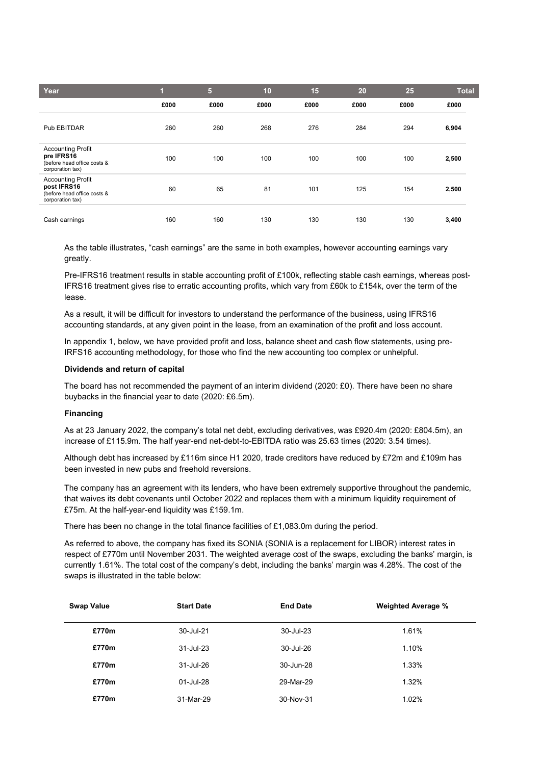| Year | 1 | 5 | 10 | 15 | 20 | 25 | Total |
|---|---|---|---|---|---|---|---|
| | £000 | £000 | £000 | £000 | £000 | £000 | £000 |
| Pub EBITDAR | 260 | 260 | 268 | 276 | 284 | 294 | **6,904** |
| Accounting Profit **pre IFRS16** (before head office costs & corporation tax) | 100 | 100 | 100 | 100 | 100 | 100 | **2,500** |
| Accounting Profit **post IFRS16** (before head office costs & corporation tax) | 60 | 65 | 81 | 101 | 125 | 154 | **2,500** |
| Cash earnings | 160 | 160 | 130 | 130 | 130 | 130 | **3,400** |

As the table illustrates, "cash earnings" are the same in both examples, however accounting earnings vary greatly.

Pre-IFRS16 treatment results in stable accounting profit of £100k, reflecting stable cash earnings, whereas post-IFRS16 treatment gives rise to erratic accounting profits, which vary from £60k to £154k, over the term of the lease.

As a result, it will be difficult for investors to understand the performance of the business, using IFRS16 accounting standards, at any given point in the lease, from an examination of the profit and loss account.

In appendix 1, below, we have provided profit and loss, balance sheet and cash flow statements, using pre-IRFS16 accounting methodology, for those who find the new accounting too complex or unhelpful.

**Dividends and return of capital**

The board has not recommended the payment of an interim dividend (2020: £0). There have been no share buybacks in the financial year to date (2020: £6.5m).

**Financing**

As at 23 January 2022, the company's total net debt, excluding derivatives, was £920.4m (2020: £804.5m), an increase of £115.9m. The half year-end net-debt-to-EBITDA ratio was 25.63 times (2020: 3.54 times).

Although debt has increased by £116m since H1 2020, trade creditors have reduced by £72m and £109m has been invested in new pubs and freehold reversions.

The company has an agreement with its lenders, who have been extremely supportive throughout the pandemic, that waives its debt covenants until October 2022 and replaces them with a minimum liquidity requirement of £75m. At the half-year-end liquidity was £159.1m.

There has been no change in the total finance facilities of £1,083.0m during the period.

As referred to above, the company has fixed its SONIA (SONIA is a replacement for LIBOR) interest rates in respect of £770m until November 2031. The weighted average cost of the swaps, excluding the banks' margin, is currently 1.61%. The total cost of the company's debt, including the banks' margin was 4.28%. The cost of the swaps is illustrated in the table below:

| Swap Value | Start Date | End Date | Weighted Average % |
|---|---|---|---|
| **£770m** | 30-Jul-21 | 30-Jul-23 | 1.61% |
| **£770m** | 31-Jul-23 | 30-Jul-26 | 1.10% |
| **£770m** | 31-Jul-26 | 30-Jun-28 | 1.33% |
| **£770m** | 01-Jul-28 | 29-Mar-29 | 1.32% |
| **£770m** | 31-Mar-29 | 30-Nov-31 | 1.02% |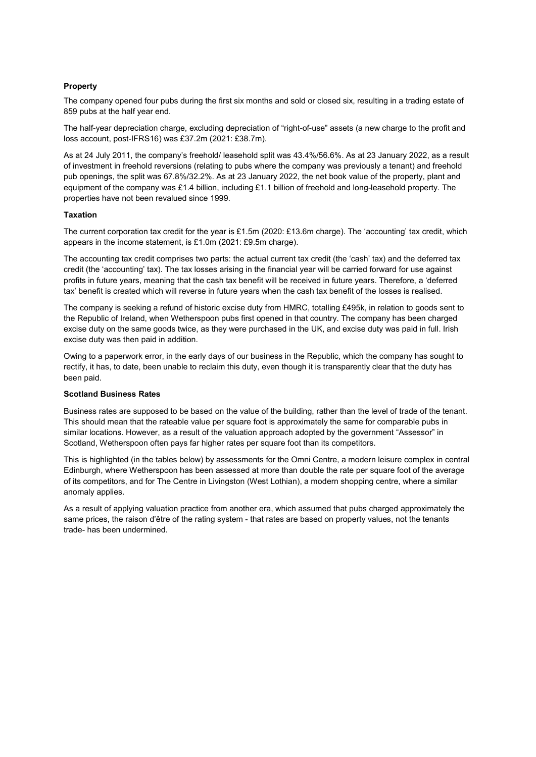**Property**

The company opened four pubs during the first six months and sold or closed six, resulting in a trading estate of 859 pubs at the half year end.

The half-year depreciation charge, excluding depreciation of "right-of-use" assets (a new charge to the profit and loss account, post-IFRS16) was £37.2m (2021: £38.7m).

As at 24 July 2011, the company's freehold/ leasehold split was 43.4%/56.6%. As at 23 January 2022, as a result of investment in freehold reversions (relating to pubs where the company was previously a tenant) and freehold pub openings, the split was 67.8%/32.2%. As at 23 January 2022, the net book value of the property, plant and equipment of the company was £1.4 billion, including £1.1 billion of freehold and long-leasehold property. The properties have not been revalued since 1999.

**Taxation**

The current corporation tax credit for the year is £1.5m (2020: £13.6m charge). The 'accounting' tax credit, which appears in the income statement, is £1.0m (2021: £9.5m charge).

The accounting tax credit comprises two parts: the actual current tax credit (the 'cash' tax) and the deferred tax credit (the 'accounting' tax). The tax losses arising in the financial year will be carried forward for use against profits in future years, meaning that the cash tax benefit will be received in future years. Therefore, a 'deferred tax' benefit is created which will reverse in future years when the cash tax benefit of the losses is realised.

The company is seeking a refund of historic excise duty from HMRC, totalling £495k, in relation to goods sent to the Republic of Ireland, when Wetherspoon pubs first opened in that country. The company has been charged excise duty on the same goods twice, as they were purchased in the UK, and excise duty was paid in full. Irish excise duty was then paid in addition.

Owing to a paperwork error, in the early days of our business in the Republic, which the company has sought to rectify, it has, to date, been unable to reclaim this duty, even though it is transparently clear that the duty has been paid.

**Scotland Business Rates**

Business rates are supposed to be based on the value of the building, rather than the level of trade of the tenant. This should mean that the rateable value per square foot is approximately the same for comparable pubs in similar locations. However, as a result of the valuation approach adopted by the government "Assessor" in Scotland, Wetherspoon often pays far higher rates per square foot than its competitors.

This is highlighted (in the tables below) by assessments for the Omni Centre, a modern leisure complex in central Edinburgh, where Wetherspoon has been assessed at more than double the rate per square foot of the average of its competitors, and for The Centre in Livingston (West Lothian), a modern shopping centre, where a similar anomaly applies.

As a result of applying valuation practice from another era, which assumed that pubs charged approximately the same prices, the raison d'être of the rating system - that rates are based on property values, not the tenants trade- has been undermined.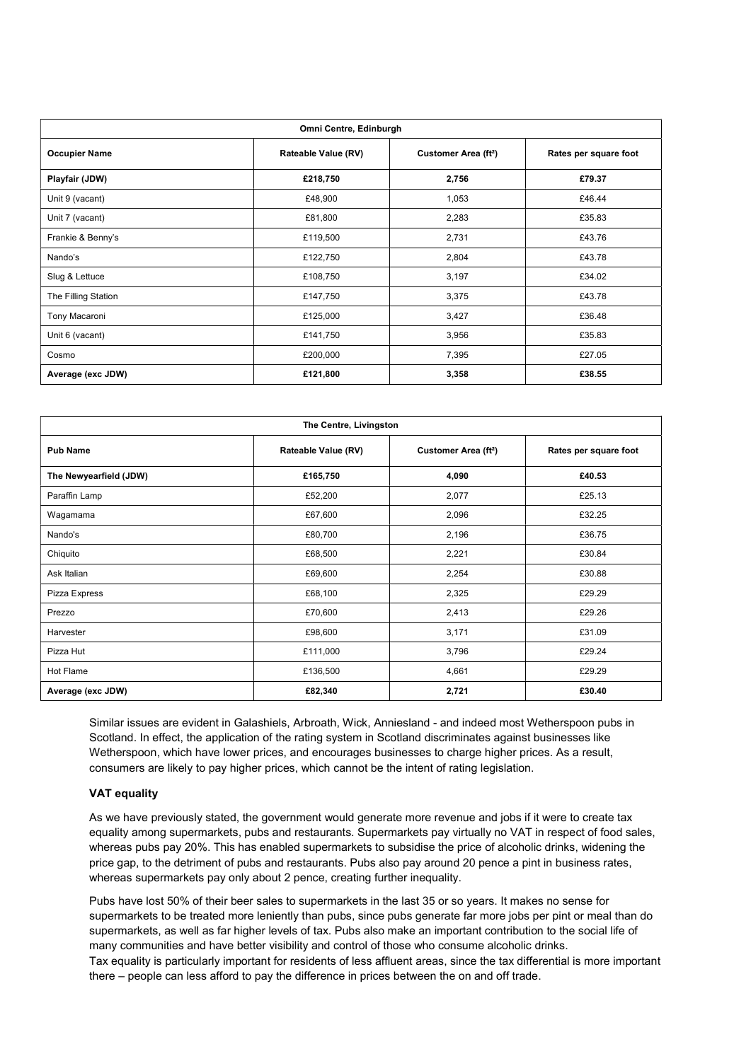| Omni Centre, Edinburgh | | | |
|---|---|---|---|
| **Occupier Name** | **Rateable Value (RV)** | **Customer Area (ft²)** | **Rates per square foot** |
| **Playfair (JDW)** | **£218,750** | **2,756** | **£79.37** |
| Unit 9 (vacant) | £48,900 | 1,053 | £46.44 |
| Unit 7 (vacant) | £81,800 | 2,283 | £35.83 |
| Frankie & Benny's | £119,500 | 2,731 | £43.76 |
| Nando's | £122,750 | 2,804 | £43.78 |
| Slug & Lettuce | £108,750 | 3,197 | £34.02 |
| The Filling Station | £147,750 | 3,375 | £43.78 |
| Tony Macaroni | £125,000 | 3,427 | £36.48 |
| Unit 6 (vacant) | £141,750 | 3,956 | £35.83 |
| Cosmo | £200,000 | 7,395 | £27.05 |
| **Average (exc JDW)** | **£121,800** | **3,358** | **£38.55** |

| The Centre, Livingston | | | |
|---|---|---|---|
| **Pub Name** | **Rateable Value (RV)** | **Customer Area (ft²)** | **Rates per square foot** |
| **The Newyearfield (JDW)** | **£165,750** | **4,090** | **£40.53** |
| Paraffin Lamp | £52,200 | 2,077 | £25.13 |
| Wagamama | £67,600 | 2,096 | £32.25 |
| Nando's | £80,700 | 2,196 | £36.75 |
| Chiquito | £68,500 | 2,221 | £30.84 |
| Ask Italian | £69,600 | 2,254 | £30.88 |
| Pizza Express | £68,100 | 2,325 | £29.29 |
| Prezzo | £70,600 | 2,413 | £29.26 |
| Harvester | £98,600 | 3,171 | £31.09 |
| Pizza Hut | £111,000 | 3,796 | £29.24 |
| Hot Flame | £136,500 | 4,661 | £29.29 |
| **Average (exc JDW)** | **£82,340** | **2,721** | **£30.40** |

Similar issues are evident in Galashiels, Arbroath, Wick, Anniesland - and indeed most Wetherspoon pubs in Scotland. In effect, the application of the rating system in Scotland discriminates against businesses like Wetherspoon, which have lower prices, and encourages businesses to charge higher prices. As a result, consumers are likely to pay higher prices, which cannot be the intent of rating legislation.

### VAT equality

As we have previously stated, the government would generate more revenue and jobs if it were to create tax equality among supermarkets, pubs and restaurants. Supermarkets pay virtually no VAT in respect of food sales, whereas pubs pay 20%. This has enabled supermarkets to subsidise the price of alcoholic drinks, widening the price gap, to the detriment of pubs and restaurants. Pubs also pay around 20 pence a pint in business rates, whereas supermarkets pay only about 2 pence, creating further inequality.

Pubs have lost 50% of their beer sales to supermarkets in the last 35 or so years. It makes no sense for supermarkets to be treated more leniently than pubs, since pubs generate far more jobs per pint or meal than do supermarkets, as well as far higher levels of tax. Pubs also make an important contribution to the social life of many communities and have better visibility and control of those who consume alcoholic drinks.
Tax equality is particularly important for residents of less affluent areas, since the tax differential is more important there – people can less afford to pay the difference in prices between the on and off trade.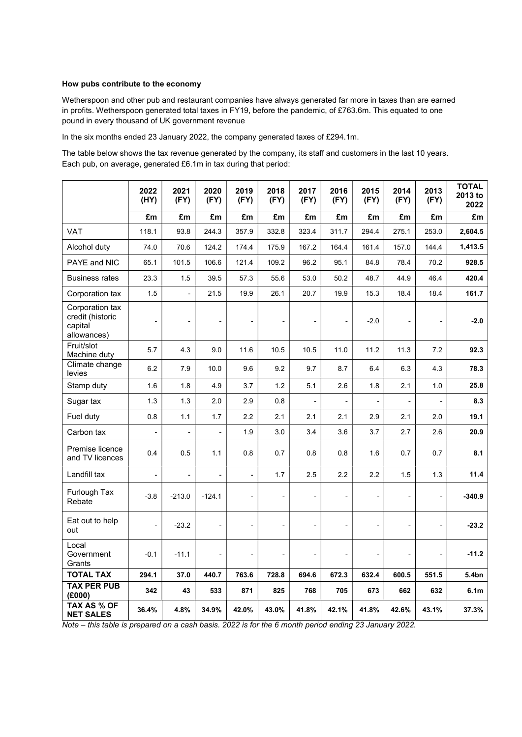**How pubs contribute to the economy**

Wetherspoon and other pub and restaurant companies have always generated far more in taxes than are earned in profits. Wetherspoon generated total taxes in FY19, before the pandemic, of £763.6m. This equated to one pound in every thousand of UK government revenue

In the six months ended 23 January 2022, the company generated taxes of £294.1m.

The table below shows the tax revenue generated by the company, its staff and customers in the last 10 years. Each pub, on average, generated £6.1m in tax during that period:

| | 2022 (HY) | 2021 (FY) | 2020 (FY) | 2019 (FY) | 2018 (FY) | 2017 (FY) | 2016 (FY) | 2015 (FY) | 2014 (FY) | 2013 (FY) | TOTAL 2013 to 2022 |
|---|---|---|---|---|---|---|---|---|---|---|---|
| | £m | £m | £m | £m | £m | £m | £m | £m | £m | £m | £m |
| VAT | 118.1 | 93.8 | 244.3 | 357.9 | 332.8 | 323.4 | 311.7 | 294.4 | 275.1 | 253.0 | **2,604.5** |
| Alcohol duty | 74.0 | 70.6 | 124.2 | 174.4 | 175.9 | 167.2 | 164.4 | 161.4 | 157.0 | 144.4 | **1,413.5** |
| PAYE and NIC | 65.1 | 101.5 | 106.6 | 121.4 | 109.2 | 96.2 | 95.1 | 84.8 | 78.4 | 70.2 | **928.5** |
| Business rates | 23.3 | 1.5 | 39.5 | 57.3 | 55.6 | 53.0 | 50.2 | 48.7 | 44.9 | 46.4 | **420.4** |
| Corporation tax | 1.5 | - | 21.5 | 19.9 | 26.1 | 20.7 | 19.9 | 15.3 | 18.4 | 18.4 | **161.7** |
| Corporation tax credit (historic capital allowances) | - | - | - | - | - | - | - | -2.0 | - | - | **-2.0** |
| Fruit/slot Machine duty | 5.7 | 4.3 | 9.0 | 11.6 | 10.5 | 10.5 | 11.0 | 11.2 | 11.3 | 7.2 | **92.3** |
| Climate change levies | 6.2 | 7.9 | 10.0 | 9.6 | 9.2 | 9.7 | 8.7 | 6.4 | 6.3 | 4.3 | **78.3** |
| Stamp duty | 1.6 | 1.8 | 4.9 | 3.7 | 1.2 | 5.1 | 2.6 | 1.8 | 2.1 | 1.0 | **25.8** |
| Sugar tax | 1.3 | 1.3 | 2.0 | 2.9 | 0.8 | - | - | - | - | - | **8.3** |
| Fuel duty | 0.8 | 1.1 | 1.7 | 2.2 | 2.1 | 2.1 | 2.1 | 2.9 | 2.1 | 2.0 | **19.1** |
| Carbon tax | - | - | - | 1.9 | 3.0 | 3.4 | 3.6 | 3.7 | 2.7 | 2.6 | **20.9** |
| Premise licence and TV licences | 0.4 | 0.5 | 1.1 | 0.8 | 0.7 | 0.8 | 0.8 | 1.6 | 0.7 | 0.7 | **8.1** |
| Landfill tax | - | - | - | - | 1.7 | 2.5 | 2.2 | 2.2 | 1.5 | 1.3 | **11.4** |
| Furlough Tax Rebate | -3.8 | -213.0 | -124.1 | - | - | - | - | - | - | - | **-340.9** |
| Eat out to help out | - | -23.2 | - | - | - | - | - | - | - | - | **-23.2** |
| Local Government Grants | -0.1 | -11.1 | - | - | - | - | - | - | - | - | **-11.2** |
| **TOTAL TAX** | **294.1** | **37.0** | **440.7** | **763.6** | **728.8** | **694.6** | **672.3** | **632.4** | **600.5** | **551.5** | **5.4bn** |
| **TAX PER PUB (£000)** | **342** | **43** | **533** | **871** | **825** | **768** | **705** | **673** | **662** | **632** | **6.1m** |
| **TAX AS % OF NET SALES** | **36.4%** | **4.8%** | **34.9%** | **42.0%** | **43.0%** | **41.8%** | **42.1%** | **41.8%** | **42.6%** | **43.1%** | **37.3%** |

*Note – this table is prepared on a cash basis. 2022 is for the 6 month period ending 23 January 2022.*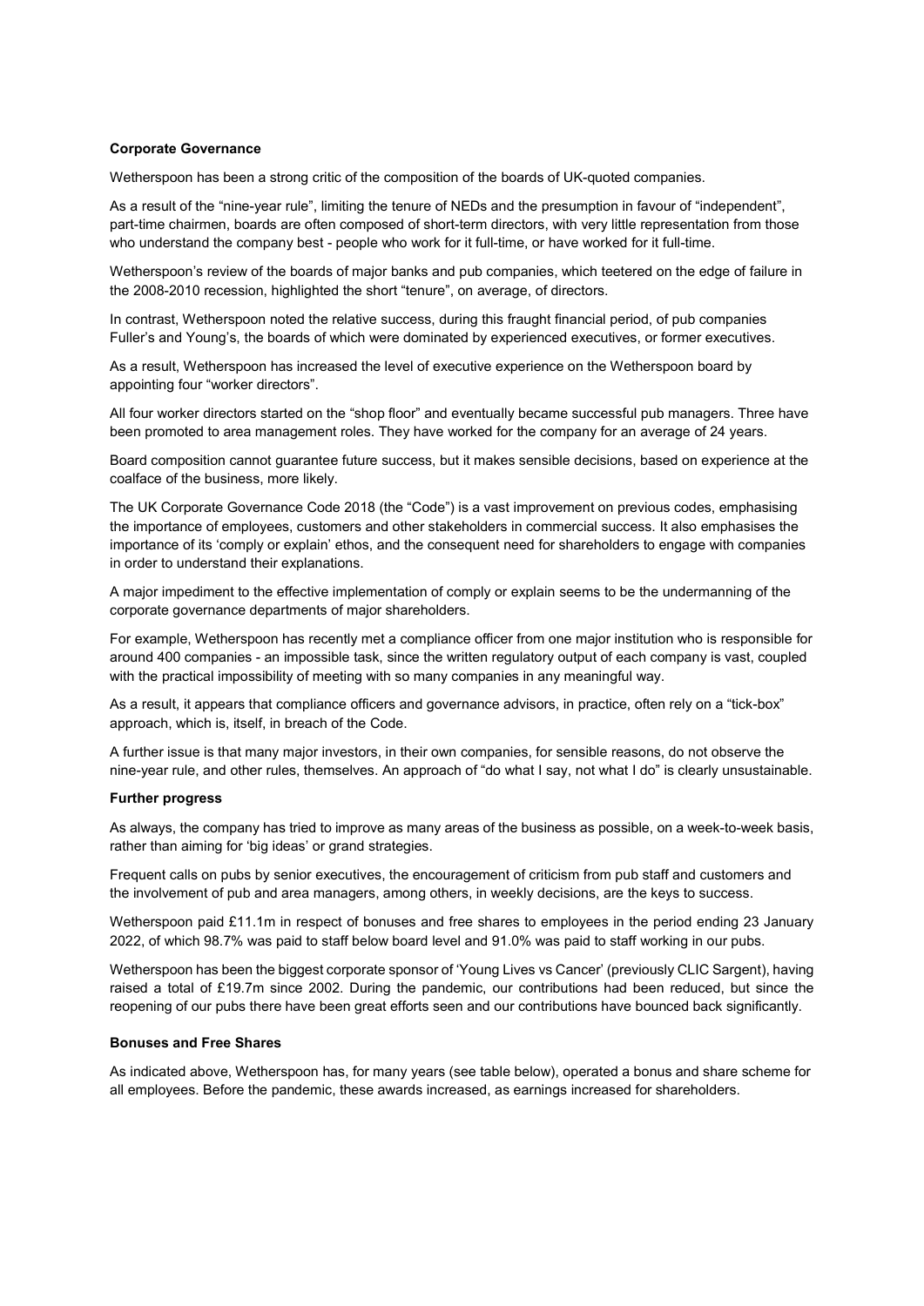**Corporate Governance**

Wetherspoon has been a strong critic of the composition of the boards of UK-quoted companies.

As a result of the "nine-year rule", limiting the tenure of NEDs and the presumption in favour of "independent", part-time chairmen, boards are often composed of short-term directors, with very little representation from those who understand the company best - people who work for it full-time, or have worked for it full-time.

Wetherspoon's review of the boards of major banks and pub companies, which teetered on the edge of failure in the 2008-2010 recession, highlighted the short "tenure", on average, of directors.

In contrast, Wetherspoon noted the relative success, during this fraught financial period, of pub companies Fuller's and Young's, the boards of which were dominated by experienced executives, or former executives.

As a result, Wetherspoon has increased the level of executive experience on the Wetherspoon board by appointing four "worker directors".

All four worker directors started on the "shop floor" and eventually became successful pub managers. Three have been promoted to area management roles. They have worked for the company for an average of 24 years.

Board composition cannot guarantee future success, but it makes sensible decisions, based on experience at the coalface of the business, more likely.

The UK Corporate Governance Code 2018 (the "Code") is a vast improvement on previous codes, emphasising the importance of employees, customers and other stakeholders in commercial success. It also emphasises the importance of its 'comply or explain' ethos, and the consequent need for shareholders to engage with companies in order to understand their explanations.

A major impediment to the effective implementation of comply or explain seems to be the undermanning of the corporate governance departments of major shareholders.

For example, Wetherspoon has recently met a compliance officer from one major institution who is responsible for around 400 companies - an impossible task, since the written regulatory output of each company is vast, coupled with the practical impossibility of meeting with so many companies in any meaningful way.

As a result, it appears that compliance officers and governance advisors, in practice, often rely on a "tick-box" approach, which is, itself, in breach of the Code.

A further issue is that many major investors, in their own companies, for sensible reasons, do not observe the nine-year rule, and other rules, themselves. An approach of "do what I say, not what I do" is clearly unsustainable.

**Further progress**

As always, the company has tried to improve as many areas of the business as possible, on a week-to-week basis, rather than aiming for 'big ideas' or grand strategies.

Frequent calls on pubs by senior executives, the encouragement of criticism from pub staff and customers and the involvement of pub and area managers, among others, in weekly decisions, are the keys to success.

Wetherspoon paid £11.1m in respect of bonuses and free shares to employees in the period ending 23 January 2022, of which 98.7% was paid to staff below board level and 91.0% was paid to staff working in our pubs.

Wetherspoon has been the biggest corporate sponsor of 'Young Lives vs Cancer' (previously CLIC Sargent), having raised a total of £19.7m since 2002. During the pandemic, our contributions had been reduced, but since the reopening of our pubs there have been great efforts seen and our contributions have bounced back significantly.

**Bonuses and Free Shares**

As indicated above, Wetherspoon has, for many years (see table below), operated a bonus and share scheme for all employees. Before the pandemic, these awards increased, as earnings increased for shareholders.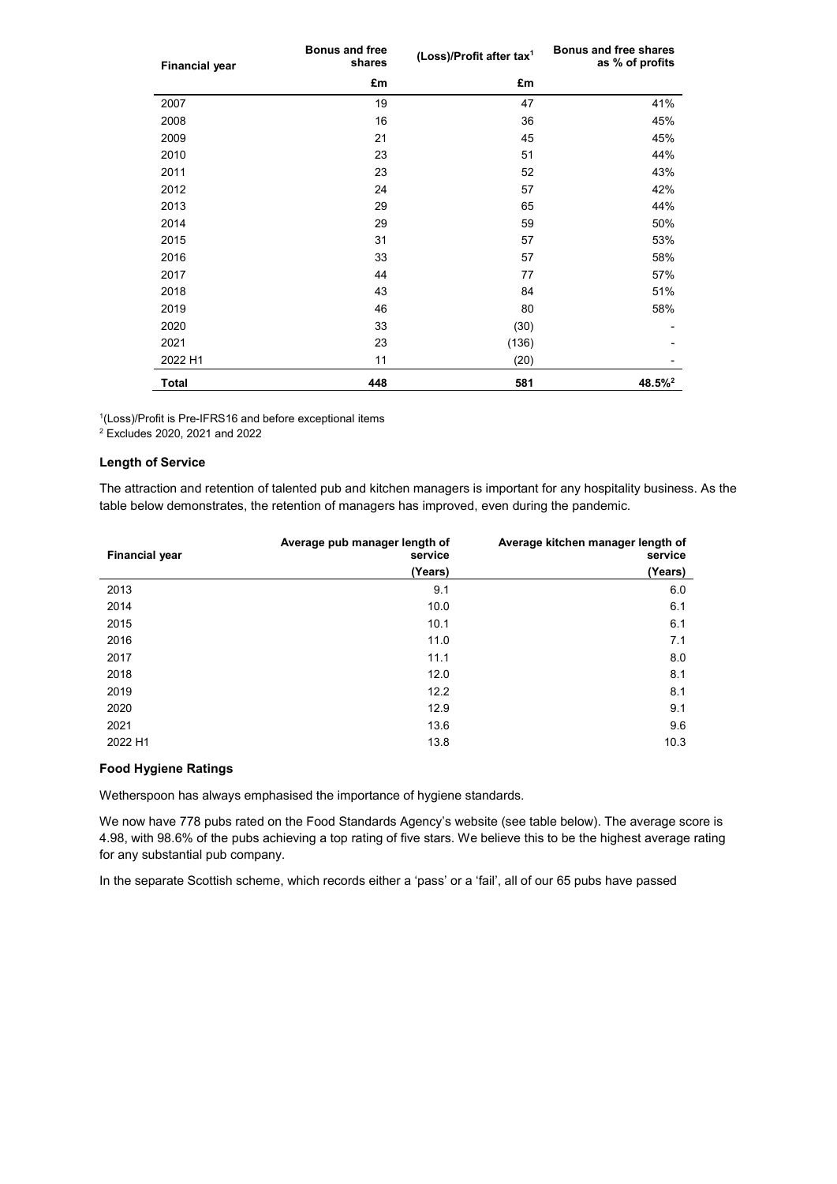| Financial year | Bonus and free shares | (Loss)/Profit after tax[1] | Bonus and free shares as % of profits |
|---|---|---|---|
| | £m | £m | |
| 2007 | 19 | 47 | 41% |
| 2008 | 16 | 36 | 45% |
| 2009 | 21 | 45 | 45% |
| 2010 | 23 | 51 | 44% |
| 2011 | 23 | 52 | 43% |
| 2012 | 24 | 57 | 42% |
| 2013 | 29 | 65 | 44% |
| 2014 | 29 | 59 | 50% |
| 2015 | 31 | 57 | 53% |
| 2016 | 33 | 57 | 58% |
| 2017 | 44 | 77 | 57% |
| 2018 | 43 | 84 | 51% |
| 2019 | 46 | 80 | 58% |
| 2020 | 33 | (30) | - |
| 2021 | 23 | (136) | - |
| 2022 H1 | 11 | (20) | - |
| **Total** | **448** | **581** | **48.5%[2]** |

[1](Loss)/Profit is Pre-IFRS16 and before exceptional items

[2] Excludes 2020, 2021 and 2022

### Length of Service

The attraction and retention of talented pub and kitchen managers is important for any hospitality business. As the table below demonstrates, the retention of managers has improved, even during the pandemic.

| Financial year | Average pub manager length of service | Average kitchen manager length of service |
|---|---|---|
| | (Years) | (Years) |
| 2013 | 9.1 | 6.0 |
| 2014 | 10.0 | 6.1 |
| 2015 | 10.1 | 6.1 |
| 2016 | 11.0 | 7.1 |
| 2017 | 11.1 | 8.0 |
| 2018 | 12.0 | 8.1 |
| 2019 | 12.2 | 8.1 |
| 2020 | 12.9 | 9.1 |
| 2021 | 13.6 | 9.6 |
| 2022 H1 | 13.8 | 10.3 |

### Food Hygiene Ratings

Wetherspoon has always emphasised the importance of hygiene standards.

We now have 778 pubs rated on the Food Standards Agency's website (see table below). The average score is 4.98, with 98.6% of the pubs achieving a top rating of five stars. We believe this to be the highest average rating for any substantial pub company.

In the separate Scottish scheme, which records either a 'pass' or a 'fail', all of our 65 pubs have passed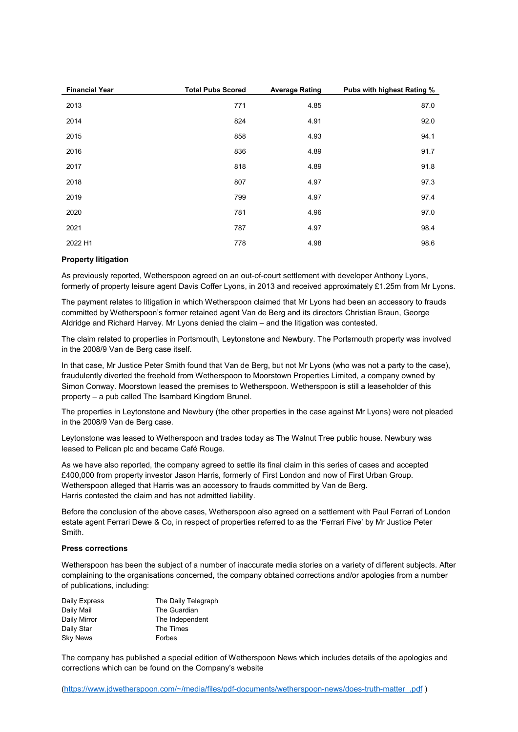| Financial Year | Total Pubs Scored | Average Rating | Pubs with highest Rating % |
|---|---|---|---|
| 2013 | 771 | 4.85 | 87.0 |
| 2014 | 824 | 4.91 | 92.0 |
| 2015 | 858 | 4.93 | 94.1 |
| 2016 | 836 | 4.89 | 91.7 |
| 2017 | 818 | 4.89 | 91.8 |
| 2018 | 807 | 4.97 | 97.3 |
| 2019 | 799 | 4.97 | 97.4 |
| 2020 | 781 | 4.96 | 97.0 |
| 2021 | 787 | 4.97 | 98.4 |
| 2022 H1 | 778 | 4.98 | 98.6 |

**Property litigation**

As previously reported, Wetherspoon agreed on an out-of-court settlement with developer Anthony Lyons, formerly of property leisure agent Davis Coffer Lyons, in 2013 and received approximately £1.25m from Mr Lyons.

The payment relates to litigation in which Wetherspoon claimed that Mr Lyons had been an accessory to frauds committed by Wetherspoon's former retained agent Van de Berg and its directors Christian Braun, George Aldridge and Richard Harvey. Mr Lyons denied the claim – and the litigation was contested.

The claim related to properties in Portsmouth, Leytonstone and Newbury. The Portsmouth property was involved in the 2008/9 Van de Berg case itself.

In that case, Mr Justice Peter Smith found that Van de Berg, but not Mr Lyons (who was not a party to the case), fraudulently diverted the freehold from Wetherspoon to Moorstown Properties Limited, a company owned by Simon Conway. Moorstown leased the premises to Wetherspoon. Wetherspoon is still a leaseholder of this property – a pub called The Isambard Kingdom Brunel.

The properties in Leytonstone and Newbury (the other properties in the case against Mr Lyons) were not pleaded in the 2008/9 Van de Berg case.

Leytonstone was leased to Wetherspoon and trades today as The Walnut Tree public house. Newbury was leased to Pelican plc and became Café Rouge.

As we have also reported, the company agreed to settle its final claim in this series of cases and accepted £400,000 from property investor Jason Harris, formerly of First London and now of First Urban Group. Wetherspoon alleged that Harris was an accessory to frauds committed by Van de Berg.
Harris contested the claim and has not admitted liability.

Before the conclusion of the above cases, Wetherspoon also agreed on a settlement with Paul Ferrari of London estate agent Ferrari Dewe & Co, in respect of properties referred to as the 'Ferrari Five' by Mr Justice Peter Smith.

**Press corrections**

Wetherspoon has been the subject of a number of inaccurate media stories on a variety of different subjects. After complaining to the organisations concerned, the company obtained corrections and/or apologies from a number of publications, including:

| | |
|---|---|
| Daily Express | The Daily Telegraph |
| Daily Mail | The Guardian |
| Daily Mirror | The Independent |
| Daily Star | The Times |
| Sky News | Forbes |

The company has published a special edition of Wetherspoon News which includes details of the apologies and corrections which can be found on the Company's website

(https://www.jdwetherspoon.com/~/media/files/pdf-documents/wetherspoon-news/does-truth-matter_.pdf )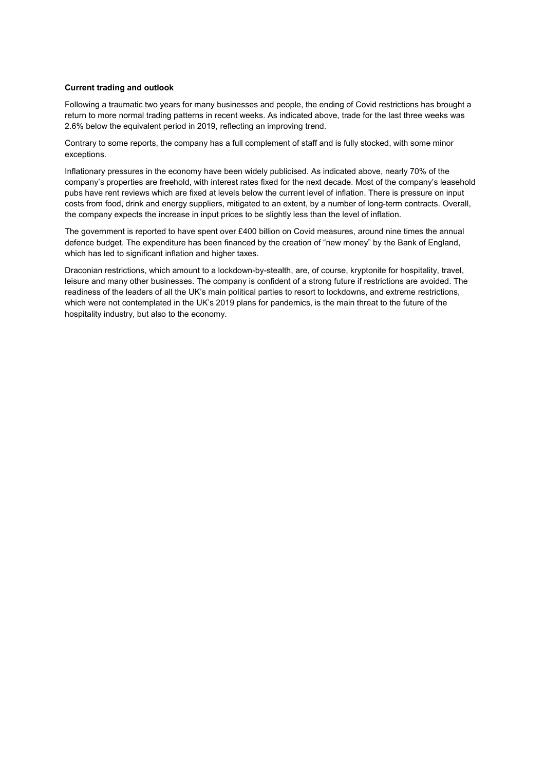**Current trading and outlook**

Following a traumatic two years for many businesses and people, the ending of Covid restrictions has brought a return to more normal trading patterns in recent weeks. As indicated above, trade for the last three weeks was 2.6% below the equivalent period in 2019, reflecting an improving trend.

Contrary to some reports, the company has a full complement of staff and is fully stocked, with some minor exceptions.

Inflationary pressures in the economy have been widely publicised. As indicated above, nearly 70% of the company's properties are freehold, with interest rates fixed for the next decade. Most of the company's leasehold pubs have rent reviews which are fixed at levels below the current level of inflation. There is pressure on input costs from food, drink and energy suppliers, mitigated to an extent, by a number of long-term contracts. Overall, the company expects the increase in input prices to be slightly less than the level of inflation.

The government is reported to have spent over £400 billion on Covid measures, around nine times the annual defence budget. The expenditure has been financed by the creation of "new money" by the Bank of England, which has led to significant inflation and higher taxes.

Draconian restrictions, which amount to a lockdown-by-stealth, are, of course, kryptonite for hospitality, travel, leisure and many other businesses. The company is confident of a strong future if restrictions are avoided. The readiness of the leaders of all the UK's main political parties to resort to lockdowns, and extreme restrictions, which were not contemplated in the UK's 2019 plans for pandemics, is the main threat to the future of the hospitality industry, but also to the economy.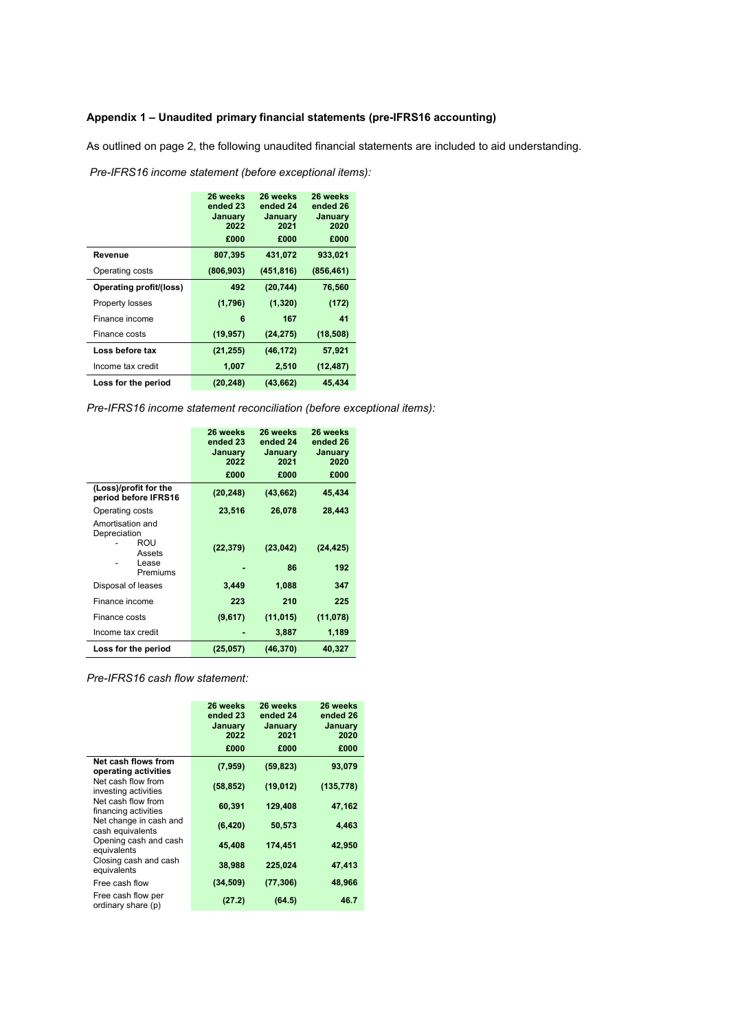**Appendix 1 – Unaudited primary financial statements (pre-IFRS16 accounting)**

As outlined on page 2, the following unaudited financial statements are included to aid understanding.

*Pre-IFRS16 income statement (before exceptional items):*

| | 26 weeks ended 23 January 2022 £000 | 26 weeks ended 24 January 2021 £000 | 26 weeks ended 26 January 2020 £000 |
|---|---|---|---|
| **Revenue** | **807,395** | **431,072** | **933,021** |
| Operating costs | **(806,903)** | **(451,816)** | **(856,461)** |
| **Operating profit/(loss)** | **492** | **(20,744)** | **76,560** |
| Property losses | **(1,796)** | **(1,320)** | **(172)** |
| Finance income | **6** | **167** | **41** |
| Finance costs | **(19,957)** | **(24,275)** | **(18,508)** |
| **Loss before tax** | **(21,255)** | **(46,172)** | **57,921** |
| Income tax credit | **1,007** | **2,510** | **(12,487)** |
| **Loss for the period** | **(20,248)** | **(43,662)** | **45,434** |

*Pre-IFRS16 income statement reconciliation (before exceptional items):*

| | 26 weeks ended 23 January 2022 £000 | 26 weeks ended 24 January 2021 £000 | 26 weeks ended 26 January 2020 £000 |
|---|---|---|---|
| **(Loss)/profit for the period before IFRS16** | **(20,248)** | **(43,662)** | **45,434** |
| Operating costs | **23,516** | **26,078** | **28,443** |
| Amortisation and Depreciation | | | |
| - ROU Assets | **(22,379)** | **(23,042)** | **(24,425)** |
| - Lease Premiums | **-** | **86** | **192** |
| Disposal of leases | **3,449** | **1,088** | **347** |
| Finance income | **223** | **210** | **225** |
| Finance costs | **(9,617)** | **(11,015)** | **(11,078)** |
| Income tax credit | **-** | **3,887** | **1,189** |
| **Loss for the period** | **(25,057)** | **(46,370)** | **40,327** |

*Pre-IFRS16 cash flow statement:*

| | 26 weeks ended 23 January 2022 £000 | 26 weeks ended 24 January 2021 £000 | 26 weeks ended 26 January 2020 £000 |
|---|---|---|---|
| **Net cash flows from operating activities** | **(7,959)** | **(59,823)** | **93,079** |
| Net cash flow from investing activities | **(58,852)** | **(19,012)** | **(135,778)** |
| Net cash flow from financing activities | **60,391** | **129,408** | **47,162** |
| Net change in cash and cash equivalents | **(6,420)** | **50,573** | **4,463** |
| Opening cash and cash equivalents | **45,408** | **174,451** | **42,950** |
| Closing cash and cash equivalents | **38,988** | **225,024** | **47,413** |
| Free cash flow | **(34,509)** | **(77,306)** | **48,966** |
| Free cash flow per ordinary share (p) | **(27.2)** | **(64.5)** | **46.7** |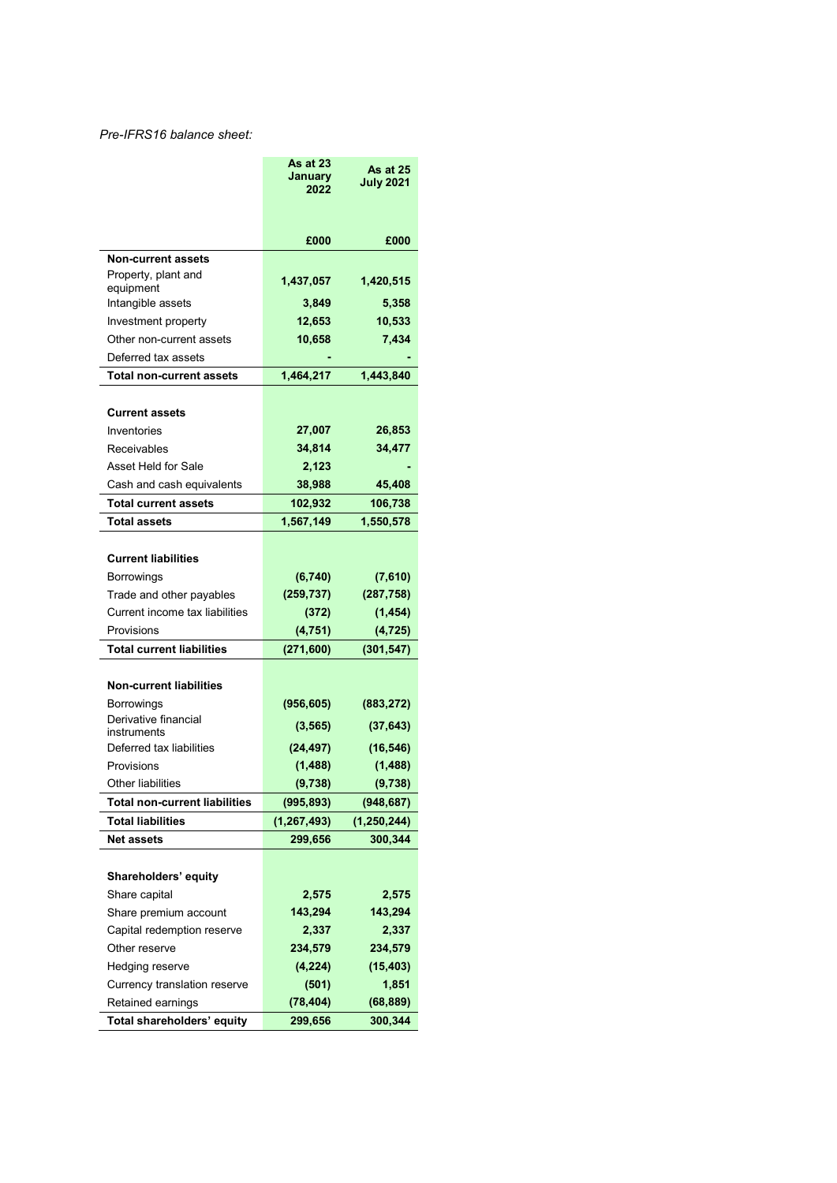*Pre-IFRS16 balance sheet:*

| | As at 23 January 2022 | As at 25 July 2021 |
|---|---|---|
| | £000 | £000 |
| **Non-current assets** | | |
| Property, plant and equipment | **1,437,057** | **1,420,515** |
| Intangible assets | **3,849** | **5,358** |
| Investment property | **12,653** | **10,533** |
| Other non-current assets | **10,658** | **7,434** |
| Deferred tax assets | **-** | **-** |
| **Total non-current assets** | **1,464,217** | **1,443,840** |
| | | |
| **Current assets** | | |
| Inventories | **27,007** | **26,853** |
| Receivables | **34,814** | **34,477** |
| Asset Held for Sale | **2,123** | **-** |
| Cash and cash equivalents | **38,988** | **45,408** |
| **Total current assets** | **102,932** | **106,738** |
| **Total assets** | **1,567,149** | **1,550,578** |
| | | |
| **Current liabilities** | | |
| Borrowings | **(6,740)** | **(7,610)** |
| Trade and other payables | **(259,737)** | **(287,758)** |
| Current income tax liabilities | **(372)** | **(1,454)** |
| Provisions | **(4,751)** | **(4,725)** |
| **Total current liabilities** | **(271,600)** | **(301,547)** |
| | | |
| **Non-current liabilities** | | |
| Borrowings | **(956,605)** | **(883,272)** |
| Derivative financial instruments | **(3,565)** | **(37,643)** |
| Deferred tax liabilities | **(24,497)** | **(16,546)** |
| Provisions | **(1,488)** | **(1,488)** |
| Other liabilities | **(9,738)** | **(9,738)** |
| **Total non-current liabilities** | **(995,893)** | **(948,687)** |
| **Total liabilities** | **(1,267,493)** | **(1,250,244)** |
| **Net assets** | **299,656** | **300,344** |
| | | |
| **Shareholders' equity** | | |
| Share capital | **2,575** | **2,575** |
| Share premium account | **143,294** | **143,294** |
| Capital redemption reserve | **2,337** | **2,337** |
| Other reserve | **234,579** | **234,579** |
| Hedging reserve | **(4,224)** | **(15,403)** |
| Currency translation reserve | **(501)** | **1,851** |
| Retained earnings | **(78,404)** | **(68,889)** |
| **Total shareholders' equity** | **299,656** | **300,344** |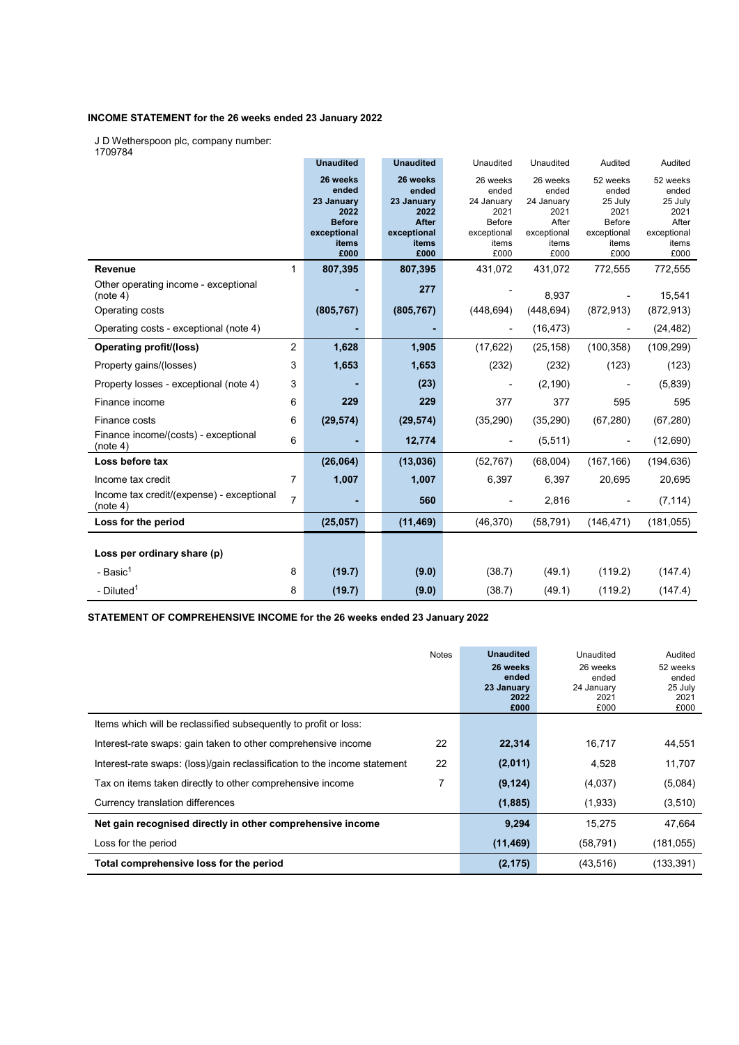## INCOME STATEMENT for the 26 weeks ended 23 January 2022

J D Wetherspoon plc, company number: 1709784

| | | **Unaudited** | **Unaudited** | Unaudited | Unaudited | Audited | Audited |
|---|---|---|---|---|---|---|---|
| | | **26 weeks ended 23 January 2022 Before exceptional items £000** | **26 weeks ended 23 January 2022 After exceptional items £000** | 26 weeks ended 24 January 2021 Before exceptional items £000 | 26 weeks ended 24 January 2021 After exceptional items £000 | 52 weeks ended 25 July 2021 Before exceptional items £000 | 52 weeks ended 25 July 2021 After exceptional items £000 |
| **Revenue** | 1 | **807,395** | **807,395** | 431,072 | 431,072 | 772,555 | 772,555 |
| Other operating income - exceptional (note 4) | | **-** | **277** | - | 8,937 | - | 15,541 |
| Operating costs | | **(805,767)** | **(805,767)** | (448,694) | (448,694) | (872,913) | (872,913) |
| Operating costs - exceptional (note 4) | | **-** | **-** | - | (16,473) | - | (24,482) |
| **Operating profit/(loss)** | 2 | **1,628** | **1,905** | (17,622) | (25,158) | (100,358) | (109,299) |
| Property gains/(losses) | 3 | **1,653** | **1,653** | (232) | (232) | (123) | (123) |
| Property losses - exceptional (note 4) | 3 | **-** | **(23)** | - | (2,190) | - | (5,839) |
| Finance income | 6 | **229** | **229** | 377 | 377 | 595 | 595 |
| Finance costs | 6 | **(29,574)** | **(29,574)** | (35,290) | (35,290) | (67,280) | (67,280) |
| Finance income/(costs) - exceptional (note 4) | 6 | **-** | **12,774** | - | (5,511) | - | (12,690) |
| **Loss before tax** | | **(26,064)** | **(13,036)** | (52,767) | (68,004) | (167,166) | (194,636) |
| Income tax credit | 7 | **1,007** | **1,007** | 6,397 | 6,397 | 20,695 | 20,695 |
| Income tax credit/(expense) - exceptional (note 4) | 7 | **-** | **560** | - | 2,816 | - | (7,114) |
| **Loss for the period** | | **(25,057)** | **(11,469)** | (46,370) | (58,791) | (146,471) | (181,055) |
| | | | | | | | |
| **Loss per ordinary share (p)** | | | | | | | |
| - Basic[1] | 8 | **(19.7)** | **(9.0)** | (38.7) | (49.1) | (119.2) | (147.4) |
| - Diluted[1] | 8 | **(19.7)** | **(9.0)** | (38.7) | (49.1) | (119.2) | (147.4) |

## STATEMENT OF COMPREHENSIVE INCOME for the 26 weeks ended 23 January 2022

| | Notes | **Unaudited 26 weeks ended 23 January 2022 £000** | Unaudited 26 weeks ended 24 January 2021 £000 | Audited 52 weeks ended 25 July 2021 £000 |
|---|---|---|---|---|
| Items which will be reclassified subsequently to profit or loss: | | | | |
| Interest-rate swaps: gain taken to other comprehensive income | 22 | **22,314** | 16,717 | 44,551 |
| Interest-rate swaps: (loss)/gain reclassification to the income statement | 22 | **(2,011)** | 4,528 | 11,707 |
| Tax on items taken directly to other comprehensive income | 7 | **(9,124)** | (4,037) | (5,084) |
| Currency translation differences | | **(1,885)** | (1,933) | (3,510) |
| **Net gain recognised directly in other comprehensive income** | | **9,294** | 15,275 | 47,664 |
| Loss for the period | | **(11,469)** | (58,791) | (181,055) |
| **Total comprehensive loss for the period** | | **(2,175)** | (43,516) | (133,391) |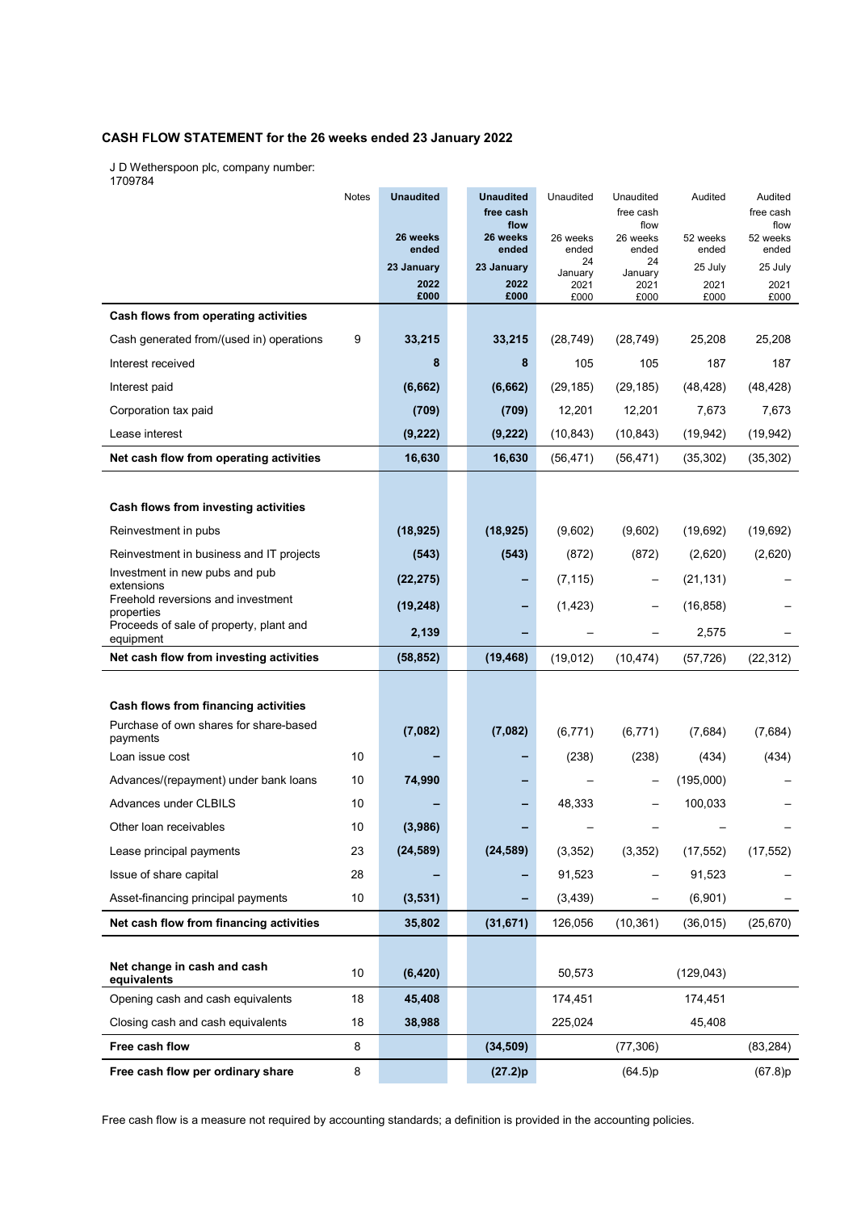## CASH FLOW STATEMENT for the 26 weeks ended 23 January 2022

J D Wetherspoon plc, company number: 1709784

| | Notes | Unaudited | Unaudited free cash flow | Unaudited | Unaudited free cash flow | Audited | Audited free cash flow |
|---|---|---|---|---|---|---|---|
| | | 26 weeks ended 23 January 2022 £000 | 26 weeks ended 23 January 2022 £000 | 26 weeks ended 24 January 2021 £000 | 26 weeks ended 24 January 2021 £000 | 52 weeks ended 25 July 2021 £000 | 52 weeks ended 25 July 2021 £000 |
| **Cash flows from operating activities** | | | | | | | |
| Cash generated from/(used in) operations | 9 | **33,215** | **33,215** | (28,749) | (28,749) | 25,208 | 25,208 |
| Interest received | | **8** | **8** | 105 | 105 | 187 | 187 |
| Interest paid | | **(6,662)** | **(6,662)** | (29,185) | (29,185) | (48,428) | (48,428) |
| Corporation tax paid | | **(709)** | **(709)** | 12,201 | 12,201 | 7,673 | 7,673 |
| Lease interest | | **(9,222)** | **(9,222)** | (10,843) | (10,843) | (19,942) | (19,942) |
| **Net cash flow from operating activities** | | **16,630** | **16,630** | (56,471) | (56,471) | (35,302) | (35,302) |
| | | | | | | | |
| **Cash flows from investing activities** | | | | | | | |
| Reinvestment in pubs | | **(18,925)** | **(18,925)** | (9,602) | (9,602) | (19,692) | (19,692) |
| Reinvestment in business and IT projects | | **(543)** | **(543)** | (872) | (872) | (2,620) | (2,620) |
| Investment in new pubs and pub extensions | | **(22,275)** | **–** | (7,115) | – | (21,131) | – |
| Freehold reversions and investment properties | | **(19,248)** | **–** | (1,423) | – | (16,858) | – |
| Proceeds of sale of property, plant and equipment | | **2,139** | **–** | – | – | 2,575 | – |
| **Net cash flow from investing activities** | | **(58,852)** | **(19,468)** | (19,012) | (10,474) | (57,726) | (22,312) |
| | | | | | | | |
| **Cash flows from financing activities** | | | | | | | |
| Purchase of own shares for share-based payments | | **(7,082)** | **(7,082)** | (6,771) | (6,771) | (7,684) | (7,684) |
| Loan issue cost | 10 | **–** | **–** | (238) | (238) | (434) | (434) |
| Advances/(repayment) under bank loans | 10 | **74,990** | **–** | – | – | (195,000) | – |
| Advances under CLBILS | 10 | **–** | **–** | 48,333 | – | 100,033 | – |
| Other loan receivables | 10 | **(3,986)** | **–** | – | – | – | – |
| Lease principal payments | 23 | **(24,589)** | **(24,589)** | (3,352) | (3,352) | (17,552) | (17,552) |
| Issue of share capital | 28 | **–** | **–** | 91,523 | – | 91,523 | – |
| Asset-financing principal payments | 10 | **(3,531)** | **–** | (3,439) | – | (6,901) | – |
| **Net cash flow from financing activities** | | **35,802** | **(31,671)** | 126,056 | (10,361) | (36,015) | (25,670) |
| | | | | | | | |
| **Net change in cash and cash equivalents** | 10 | **(6,420)** | | 50,573 | | (129,043) | |
| Opening cash and cash equivalents | 18 | **45,408** | | 174,451 | | 174,451 | |
| Closing cash and cash equivalents | 18 | **38,988** | | 225,024 | | 45,408 | |
| **Free cash flow** | 8 | | **(34,509)** | | (77,306) | | (83,284) |
| **Free cash flow per ordinary share** | 8 | | **(27.2)p** | | (64.5)p | | (67.8)p |

Free cash flow is a measure not required by accounting standards; a definition is provided in the accounting policies.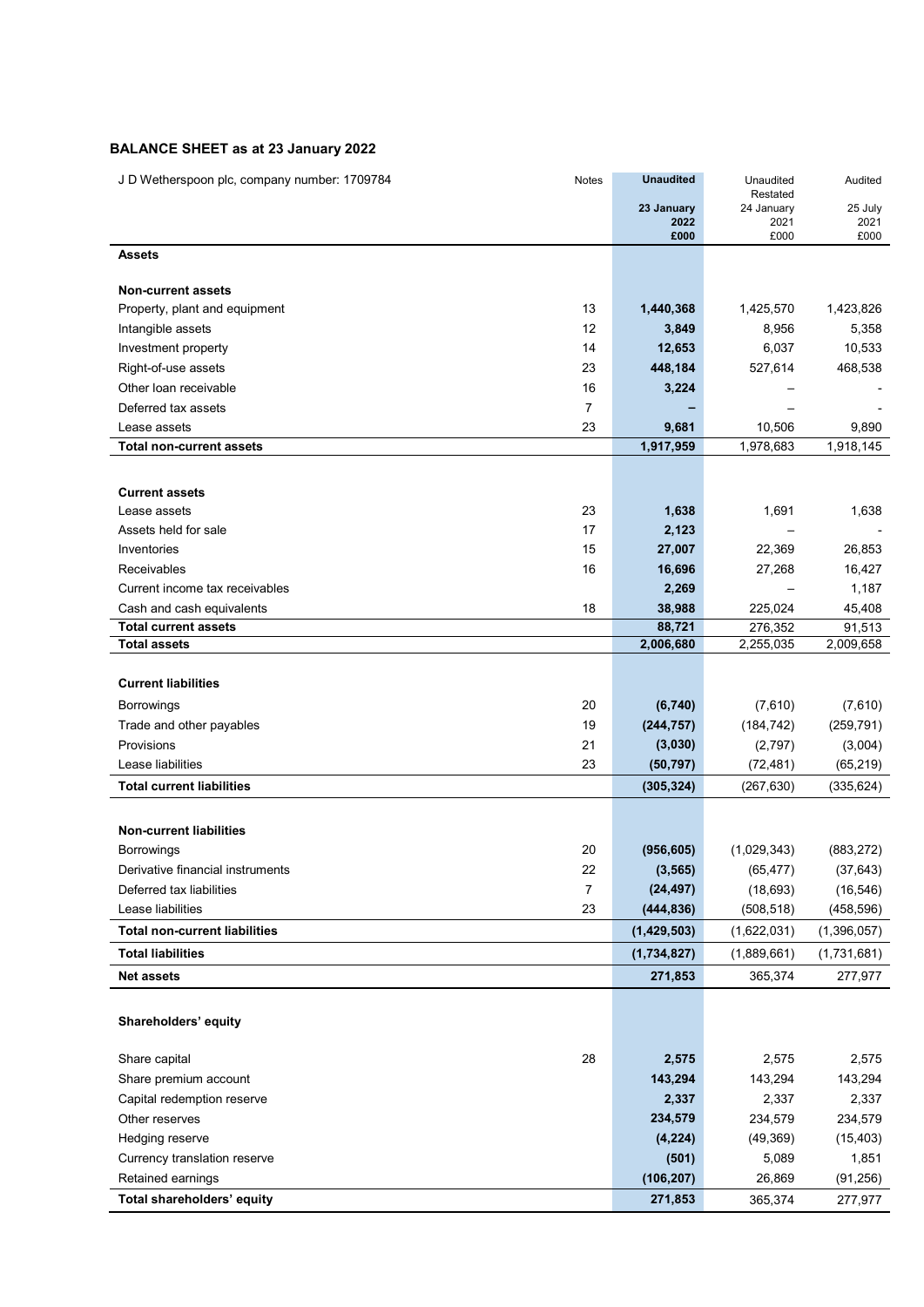## BALANCE SHEET as at 23 January 2022

| J D Wetherspoon plc, company number: 1709784 | Notes | **Unaudited** | Unaudited Restated | Audited |
|---|---|---|---|---|
| | | **23 January 2022** | 24 January 2021 | 25 July 2021 |
| | | **£000** | £000 | £000 |
| **Assets** | | | | |
| **Non-current assets** | | | | |
| Property, plant and equipment | 13 | **1,440,368** | 1,425,570 | 1,423,826 |
| Intangible assets | 12 | **3,849** | 8,956 | 5,358 |
| Investment property | 14 | **12,653** | 6,037 | 10,533 |
| Right-of-use assets | 23 | **448,184** | 527,614 | 468,538 |
| Other loan receivable | 16 | **3,224** | – | - |
| Deferred tax assets | 7 | **–** | – | - |
| Lease assets | 23 | **9,681** | 10,506 | 9,890 |
| **Total non-current assets** | | **1,917,959** | 1,978,683 | 1,918,145 |
| **Current assets** | | | | |
| Lease assets | 23 | **1,638** | 1,691 | 1,638 |
| Assets held for sale | 17 | **2,123** | – | - |
| Inventories | 15 | **27,007** | 22,369 | 26,853 |
| Receivables | 16 | **16,696** | 27,268 | 16,427 |
| Current income tax receivables | | **2,269** | – | 1,187 |
| Cash and cash equivalents | 18 | **38,988** | 225,024 | 45,408 |
| **Total current assets** | | **88,721** | 276,352 | 91,513 |
| **Total assets** | | **2,006,680** | 2,255,035 | 2,009,658 |
| **Current liabilities** | | | | |
| Borrowings | 20 | **(6,740)** | (7,610) | (7,610) |
| Trade and other payables | 19 | **(244,757)** | (184,742) | (259,791) |
| Provisions | 21 | **(3,030)** | (2,797) | (3,004) |
| Lease liabilities | 23 | **(50,797)** | (72,481) | (65,219) |
| **Total current liabilities** | | **(305,324)** | (267,630) | (335,624) |
| **Non-current liabilities** | | | | |
| Borrowings | 20 | **(956,605)** | (1,029,343) | (883,272) |
| Derivative financial instruments | 22 | **(3,565)** | (65,477) | (37,643) |
| Deferred tax liabilities | 7 | **(24,497)** | (18,693) | (16,546) |
| Lease liabilities | 23 | **(444,836)** | (508,518) | (458,596) |
| **Total non-current liabilities** | | **(1,429,503)** | (1,622,031) | (1,396,057) |
| **Total liabilities** | | **(1,734,827)** | (1,889,661) | (1,731,681) |
| **Net assets** | | **271,853** | 365,374 | 277,977 |
| **Shareholders' equity** | | | | |
| Share capital | 28 | **2,575** | 2,575 | 2,575 |
| Share premium account | | **143,294** | 143,294 | 143,294 |
| Capital redemption reserve | | **2,337** | 2,337 | 2,337 |
| Other reserves | | **234,579** | 234,579 | 234,579 |
| Hedging reserve | | **(4,224)** | (49,369) | (15,403) |
| Currency translation reserve | | **(501)** | 5,089 | 1,851 |
| Retained earnings | | **(106,207)** | 26,869 | (91,256) |
| **Total shareholders' equity** | | **271,853** | 365,374 | 277,977 |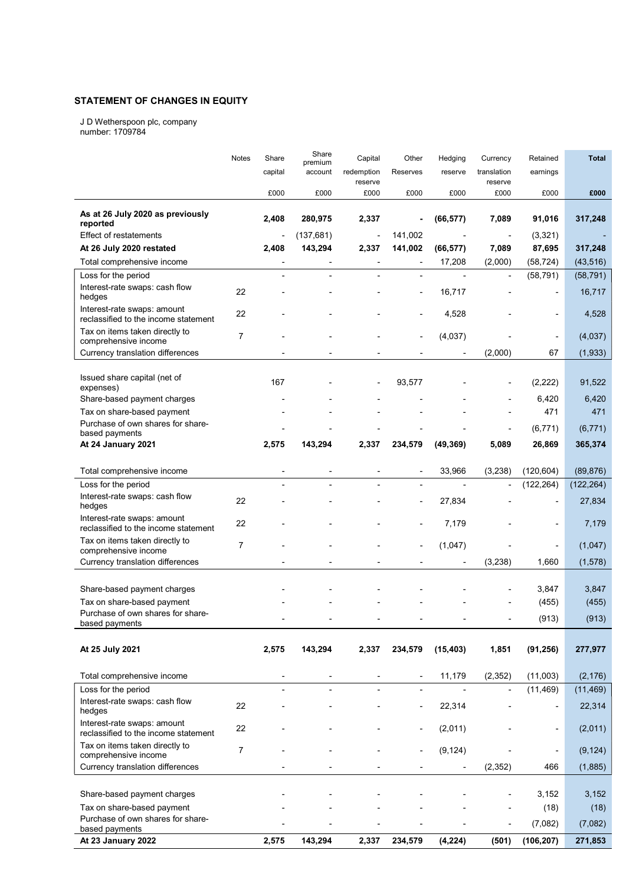## STATEMENT OF CHANGES IN EQUITY

J D Wetherspoon plc, company number: 1709784

| | Notes | Share capital | Share premium account | Capital redemption reserve | Other Reserves | Hedging reserve | Currency translation reserve | Retained earnings | Total |
|---|---|---|---|---|---|---|---|---|---|
| | | £000 | £000 | £000 | £000 | £000 | £000 | £000 | £000 |
| **As at 26 July 2020 as previously reported** | | **2,408** | **280,975** | **2,337** | **-** | **(66,577)** | **7,089** | **91,016** | **317,248** |
| Effect of restatements | | - | (137,681) | - | 141,002 | - | - | (3,321) | - |
| **At 26 July 2020 restated** | | **2,408** | **143,294** | **2,337** | **141,002** | **(66,577)** | **7,089** | **87,695** | **317,248** |
| Total comprehensive income | | - | - | - | - | 17,208 | (2,000) | (58,724) | (43,516) |
| Loss for the period | | - | - | - | - | - | - | (58,791) | (58,791) |
| Interest-rate swaps: cash flow hedges | 22 | - | - | - | - | 16,717 | - | - | 16,717 |
| Interest-rate swaps: amount reclassified to the income statement | 22 | - | - | - | - | 4,528 | - | - | 4,528 |
| Tax on items taken directly to comprehensive income | 7 | - | - | - | - | (4,037) | - | - | (4,037) |
| Currency translation differences | | - | - | - | - | - | (2,000) | 67 | (1,933) |
| Issued share capital (net of expenses) | | 167 | - | - | 93,577 | - | - | (2,222) | 91,522 |
| Share-based payment charges | | - | - | - | - | - | - | 6,420 | 6,420 |
| Tax on share-based payment | | - | - | - | - | - | - | 471 | 471 |
| Purchase of own shares for share-based payments | | - | - | - | - | - | - | (6,771) | (6,771) |
| **At 24 January 2021** | | **2,575** | **143,294** | **2,337** | **234,579** | **(49,369)** | **5,089** | **26,869** | **365,374** |
| Total comprehensive income | | - | - | - | - | 33,966 | (3,238) | (120,604) | (89,876) |
| Loss for the period | | - | - | - | - | - | - | (122,264) | (122,264) |
| Interest-rate swaps: cash flow hedges | 22 | - | - | - | - | 27,834 | - | - | 27,834 |
| Interest-rate swaps: amount reclassified to the income statement | 22 | - | - | - | - | 7,179 | - | - | 7,179 |
| Tax on items taken directly to comprehensive income | 7 | - | - | - | - | (1,047) | - | - | (1,047) |
| Currency translation differences | | - | - | - | - | - | (3,238) | 1,660 | (1,578) |
| Share-based payment charges | | - | - | - | - | - | - | 3,847 | 3,847 |
| Tax on share-based payment | | - | - | - | - | - | - | (455) | (455) |
| Purchase of own shares for share-based payments | | - | - | - | - | - | - | (913) | (913) |
| **At 25 July 2021** | | **2,575** | **143,294** | **2,337** | **234,579** | **(15,403)** | **1,851** | **(91,256)** | **277,977** |
| Total comprehensive income | | - | - | - | - | 11,179 | (2,352) | (11,003) | (2,176) |
| Loss for the period | | - | - | - | - | - | - | (11,469) | (11,469) |
| Interest-rate swaps: cash flow hedges | 22 | - | - | - | - | 22,314 | - | - | 22,314 |
| Interest-rate swaps: amount reclassified to the income statement | 22 | - | - | - | - | (2,011) | - | - | (2,011) |
| Tax on items taken directly to comprehensive income | 7 | - | - | - | - | (9,124) | - | - | (9,124) |
| Currency translation differences | | - | - | - | - | - | (2,352) | 466 | (1,885) |
| Share-based payment charges | | - | - | - | - | - | - | 3,152 | 3,152 |
| Tax on share-based payment | | - | - | - | - | - | - | (18) | (18) |
| Purchase of own shares for share-based payments | | - | - | - | - | - | - | (7,082) | (7,082) |
| **At 23 January 2022** | | **2,575** | **143,294** | **2,337** | **234,579** | **(4,224)** | **(501)** | **(106,207)** | **271,853** |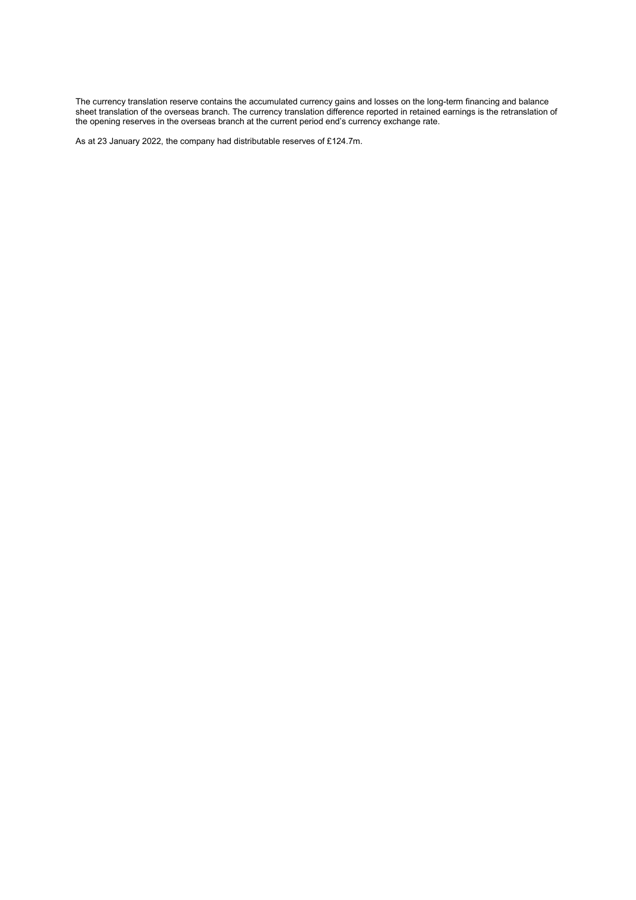The currency translation reserve contains the accumulated currency gains and losses on the long-term financing and balance sheet translation of the overseas branch. The currency translation difference reported in retained earnings is the retranslation of the opening reserves in the overseas branch at the current period end's currency exchange rate.

As at 23 January 2022, the company had distributable reserves of £124.7m.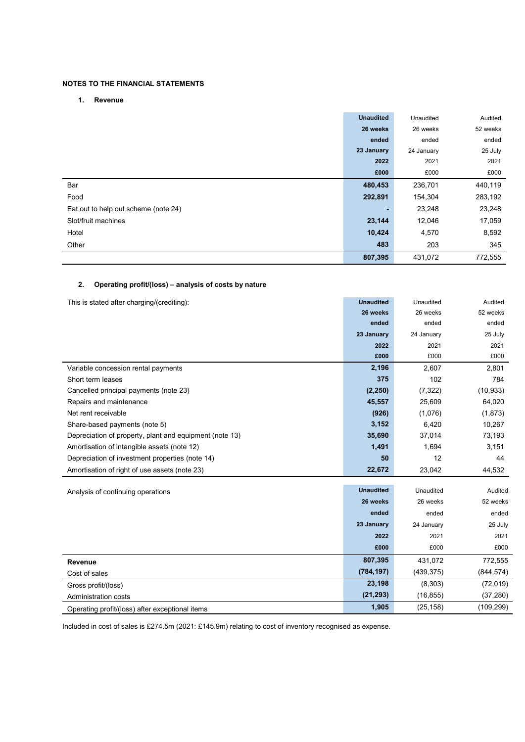## NOTES TO THE FINANCIAL STATEMENTS

### 1. Revenue

| | **Unaudited 26 weeks ended 23 January 2022 £000** | Unaudited 26 weeks ended 24 January 2021 £000 | Audited 52 weeks ended 25 July 2021 £000 |
|---|---|---|---|
| Bar | **480,453** | 236,701 | 440,119 |
| Food | **292,891** | 154,304 | 283,192 |
| Eat out to help out scheme (note 24) | **-** | 23,248 | 23,248 |
| Slot/fruit machines | **23,144** | 12,046 | 17,059 |
| Hotel | **10,424** | 4,570 | 8,592 |
| Other | **483** | 203 | 345 |
| | **807,395** | 431,072 | 772,555 |

### 2. Operating profit/(loss) – analysis of costs by nature

| This is stated after charging/(crediting): | **Unaudited 26 weeks ended 23 January 2022 £000** | Unaudited 26 weeks ended 24 January 2021 £000 | Audited 52 weeks ended 25 July 2021 £000 |
|---|---|---|---|
| Variable concession rental payments | **2,196** | 2,607 | 2,801 |
| Short term leases | **375** | 102 | 784 |
| Cancelled principal payments (note 23) | **(2,250)** | (7,322) | (10,933) |
| Repairs and maintenance | **45,557** | 25,609 | 64,020 |
| Net rent receivable | **(926)** | (1,076) | (1,873) |
| Share-based payments (note 5) | **3,152** | 6,420 | 10,267 |
| Depreciation of property, plant and equipment (note 13) | **35,690** | 37,014 | 73,193 |
| Amortisation of intangible assets (note 12) | **1,491** | 1,694 | 3,151 |
| Depreciation of investment properties (note 14) | **50** | 12 | 44 |
| Amortisation of right of use assets (note 23) | **22,672** | 23,042 | 44,532 |

| Analysis of continuing operations | **Unaudited 26 weeks ended 23 January 2022 £000** | Unaudited 26 weeks ended 24 January 2021 £000 | Audited 52 weeks ended 25 July 2021 £000 |
|---|---|---|---|
| **Revenue** | **807,395** | 431,072 | 772,555 |
| Cost of sales | **(784,197)** | (439,375) | (844,574) |
| Gross profit/(loss) | **23,198** | (8,303) | (72,019) |
| Administration costs | **(21,293)** | (16,855) | (37,280) |
| Operating profit/(loss) after exceptional items | **1,905** | (25,158) | (109,299) |

Included in cost of sales is £274.5m (2021: £145.9m) relating to cost of inventory recognised as expense.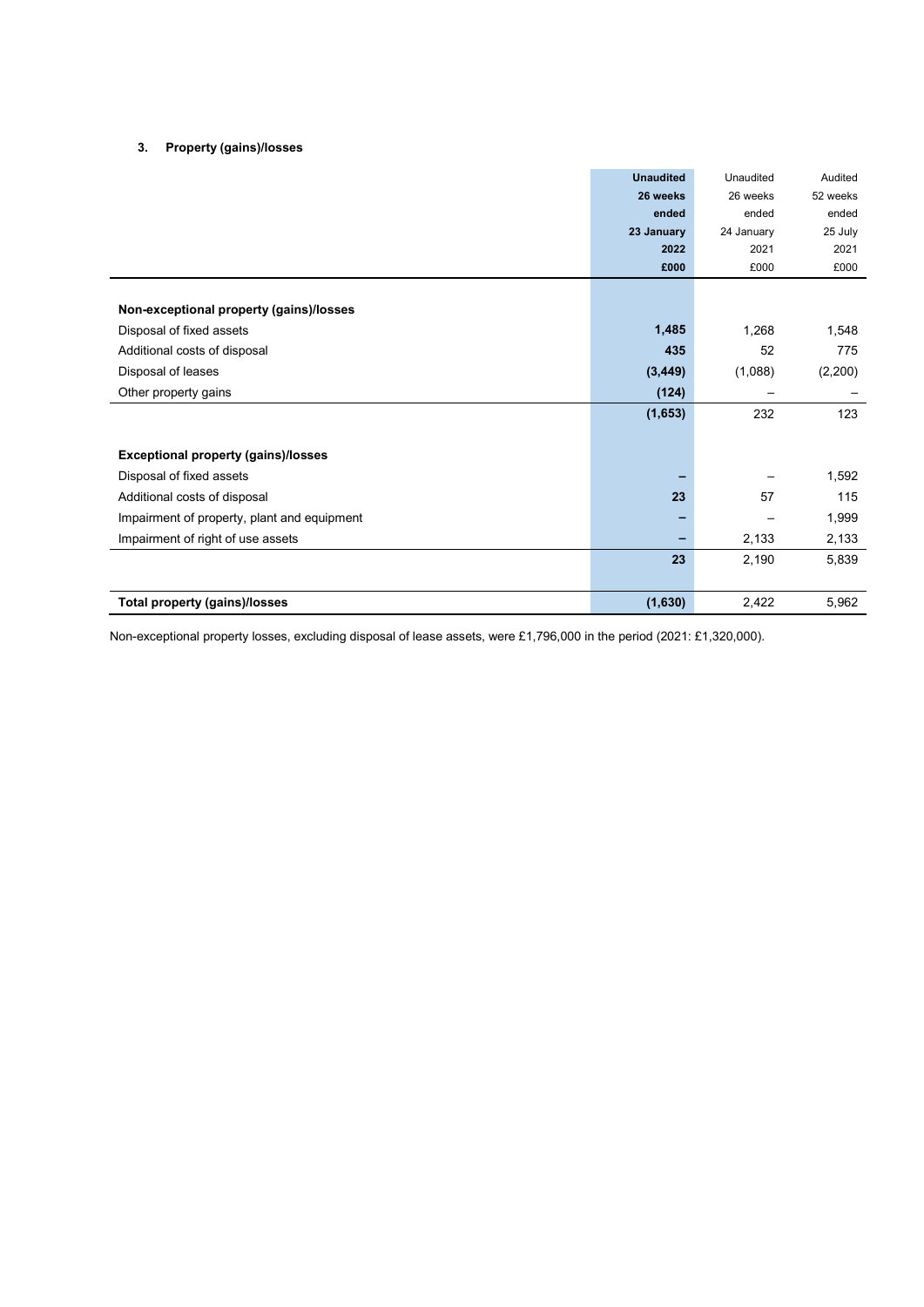### 3. Property (gains)/losses

| | **Unaudited 26 weeks ended 23 January 2022 £000** | Unaudited 26 weeks ended 24 January 2021 £000 | Audited 52 weeks ended 25 July 2021 £000 |
|---|---|---|---|
| **Non-exceptional property (gains)/losses** | | | |
| Disposal of fixed assets | **1,485** | 1,268 | 1,548 |
| Additional costs of disposal | **435** | 52 | 775 |
| Disposal of leases | **(3,449)** | (1,088) | (2,200) |
| Other property gains | **(124)** | – | – |
| | **(1,653)** | 232 | 123 |
| **Exceptional property (gains)/losses** | | | |
| Disposal of fixed assets | **–** | – | 1,592 |
| Additional costs of disposal | **23** | 57 | 115 |
| Impairment of property, plant and equipment | **–** | – | 1,999 |
| Impairment of right of use assets | **–** | 2,133 | 2,133 |
| | **23** | 2,190 | 5,839 |
| **Total property (gains)/losses** | **(1,630)** | 2,422 | 5,962 |

Non-exceptional property losses, excluding disposal of lease assets, were £1,796,000 in the period (2021: £1,320,000).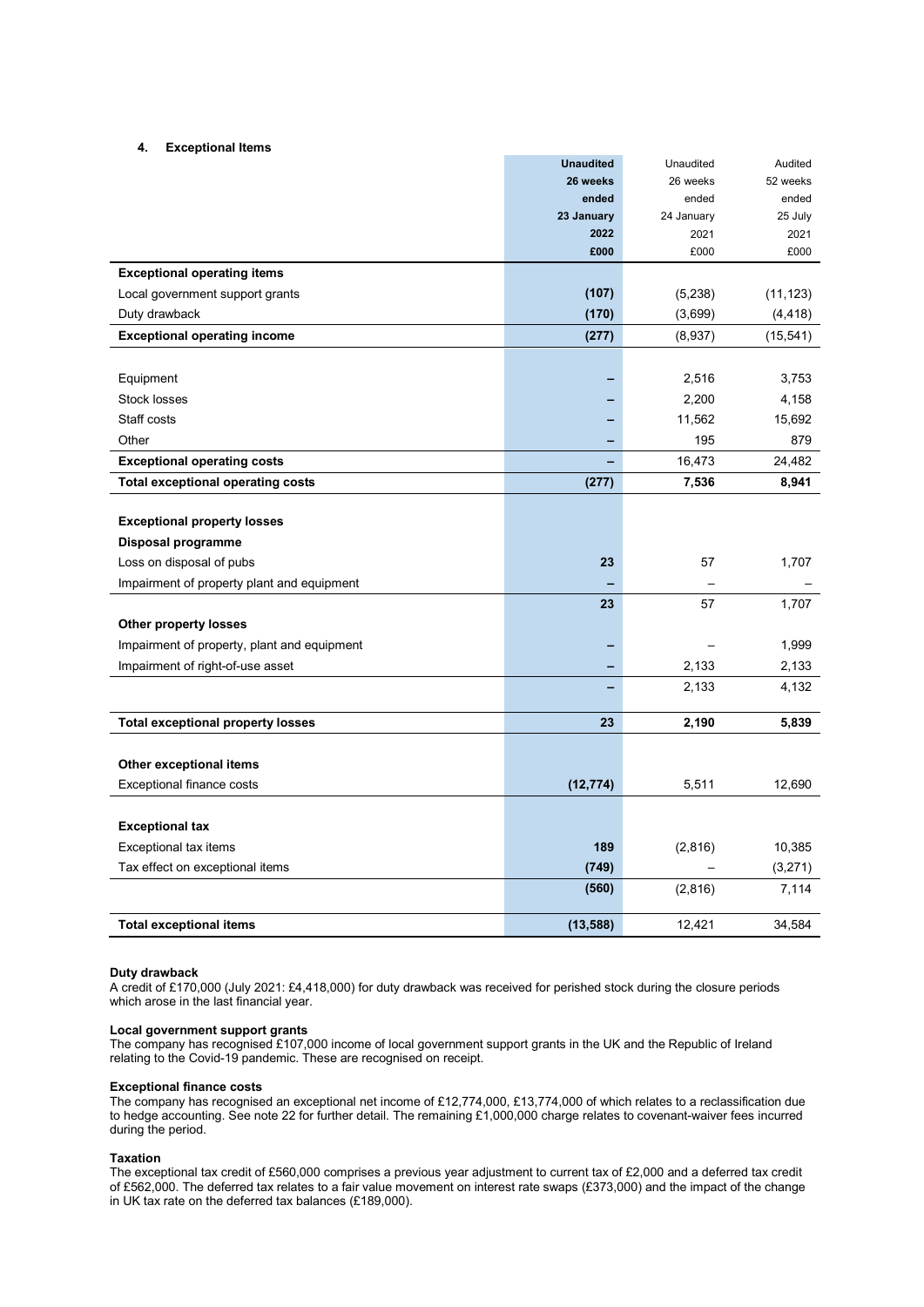## 4. Exceptional Items

| | **Unaudited 26 weeks ended 23 January 2022 £000** | Unaudited 26 weeks ended 24 January 2021 £000 | Audited 52 weeks ended 25 July 2021 £000 |
|---|---|---|---|
| **Exceptional operating items** | | | |
| Local government support grants | **(107)** | (5,238) | (11,123) |
| Duty drawback | **(170)** | (3,699) | (4,418) |
| **Exceptional operating income** | **(277)** | (8,937) | (15,541) |
| | | | |
| Equipment | **–** | 2,516 | 3,753 |
| Stock losses | **–** | 2,200 | 4,158 |
| Staff costs | **–** | 11,562 | 15,692 |
| Other | **–** | 195 | 879 |
| **Exceptional operating costs** | **–** | 16,473 | 24,482 |
| **Total exceptional operating costs** | **(277)** | **7,536** | **8,941** |
| | | | |
| **Exceptional property losses** | | | |
| **Disposal programme** | | | |
| Loss on disposal of pubs | **23** | 57 | 1,707 |
| Impairment of property plant and equipment | **–** | – | – |
| | **23** | 57 | 1,707 |
| **Other property losses** | | | |
| Impairment of property, plant and equipment | **–** | – | 1,999 |
| Impairment of right-of-use asset | **–** | 2,133 | 2,133 |
| | **–** | 2,133 | 4,132 |
| | | | |
| **Total exceptional property losses** | **23** | **2,190** | **5,839** |
| | | | |
| **Other exceptional items** | | | |
| Exceptional finance costs | **(12,774)** | 5,511 | 12,690 |
| | | | |
| **Exceptional tax** | | | |
| Exceptional tax items | **189** | (2,816) | 10,385 |
| Tax effect on exceptional items | **(749)** | – | (3,271) |
| | **(560)** | (2,816) | 7,114 |
| | | | |
| **Total exceptional items** | **(13,588)** | 12,421 | 34,584 |

**Duty drawback**
A credit of £170,000 (July 2021: £4,418,000) for duty drawback was received for perished stock during the closure periods which arose in the last financial year.

**Local government support grants**
The company has recognised £107,000 income of local government support grants in the UK and the Republic of Ireland relating to the Covid-19 pandemic. These are recognised on receipt.

**Exceptional finance costs**
The company has recognised an exceptional net income of £12,774,000, £13,774,000 of which relates to a reclassification due to hedge accounting. See note 22 for further detail. The remaining £1,000,000 charge relates to covenant-waiver fees incurred during the period.

**Taxation**
The exceptional tax credit of £560,000 comprises a previous year adjustment to current tax of £2,000 and a deferred tax credit of £562,000. The deferred tax relates to a fair value movement on interest rate swaps (£373,000) and the impact of the change in UK tax rate on the deferred tax balances (£189,000).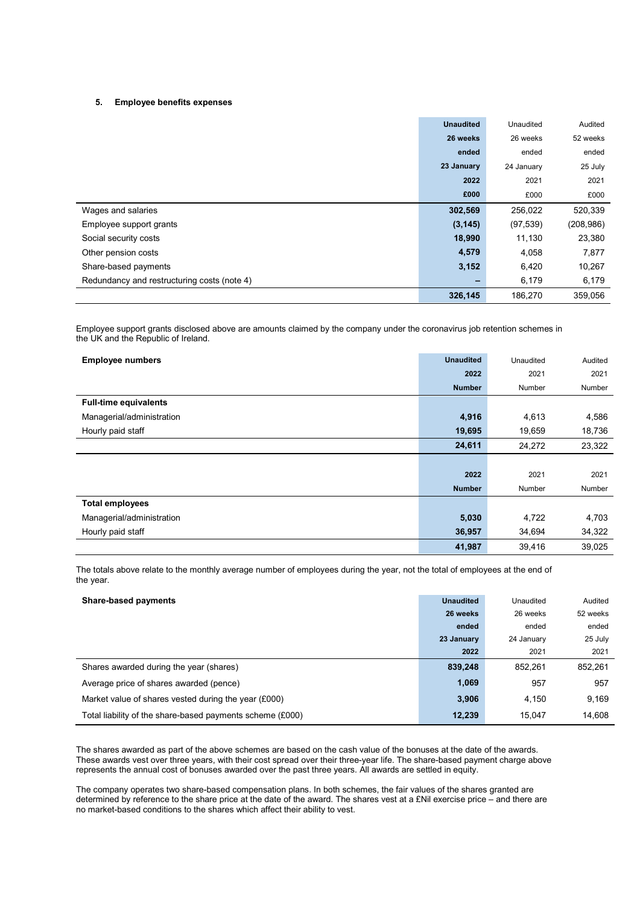### 5. Employee benefits expenses

| | **Unaudited 26 weeks ended 23 January 2022 £000** | Unaudited 26 weeks ended 24 January 2021 £000 | Audited 52 weeks ended 25 July 2021 £000 |
|---|---|---|---|
| Wages and salaries | **302,569** | 256,022 | 520,339 |
| Employee support grants | **(3,145)** | (97,539) | (208,986) |
| Social security costs | **18,990** | 11,130 | 23,380 |
| Other pension costs | **4,579** | 4,058 | 7,877 |
| Share-based payments | **3,152** | 6,420 | 10,267 |
| Redundancy and restructuring costs (note 4) | **–** | 6,179 | 6,179 |
| | **326,145** | 186,270 | 359,056 |

Employee support grants disclosed above are amounts claimed by the company under the coronavirus job retention schemes in the UK and the Republic of Ireland.

| **Employee numbers** | **Unaudited 2022 Number** | Unaudited 2021 Number | Audited 2021 Number |
|---|---|---|---|
| **Full-time equivalents** | | | |
| Managerial/administration | **4,916** | 4,613 | 4,586 |
| Hourly paid staff | **19,695** | 19,659 | 18,736 |
| | **24,611** | 24,272 | 23,322 |

| | **2022 Number** | 2021 Number | 2021 Number |
|---|---|---|---|
| **Total employees** | | | |
| Managerial/administration | **5,030** | 4,722 | 4,703 |
| Hourly paid staff | **36,957** | 34,694 | 34,322 |
| | **41,987** | 39,416 | 39,025 |

The totals above relate to the monthly average number of employees during the year, not the total of employees at the end of the year.

| **Share-based payments** | **Unaudited 26 weeks ended 23 January 2022** | Unaudited 26 weeks ended 24 January 2021 | Audited 52 weeks ended 25 July 2021 |
|---|---|---|---|
| Shares awarded during the year (shares) | **839,248** | 852,261 | 852,261 |
| Average price of shares awarded (pence) | **1,069** | 957 | 957 |
| Market value of shares vested during the year (£000) | **3,906** | 4,150 | 9,169 |
| Total liability of the share-based payments scheme (£000) | **12,239** | 15,047 | 14,608 |

The shares awarded as part of the above schemes are based on the cash value of the bonuses at the date of the awards. These awards vest over three years, with their cost spread over their three-year life. The share-based payment charge above represents the annual cost of bonuses awarded over the past three years. All awards are settled in equity.

The company operates two share-based compensation plans. In both schemes, the fair values of the shares granted are determined by reference to the share price at the date of the award. The shares vest at a £Nil exercise price – and there are no market-based conditions to the shares which affect their ability to vest.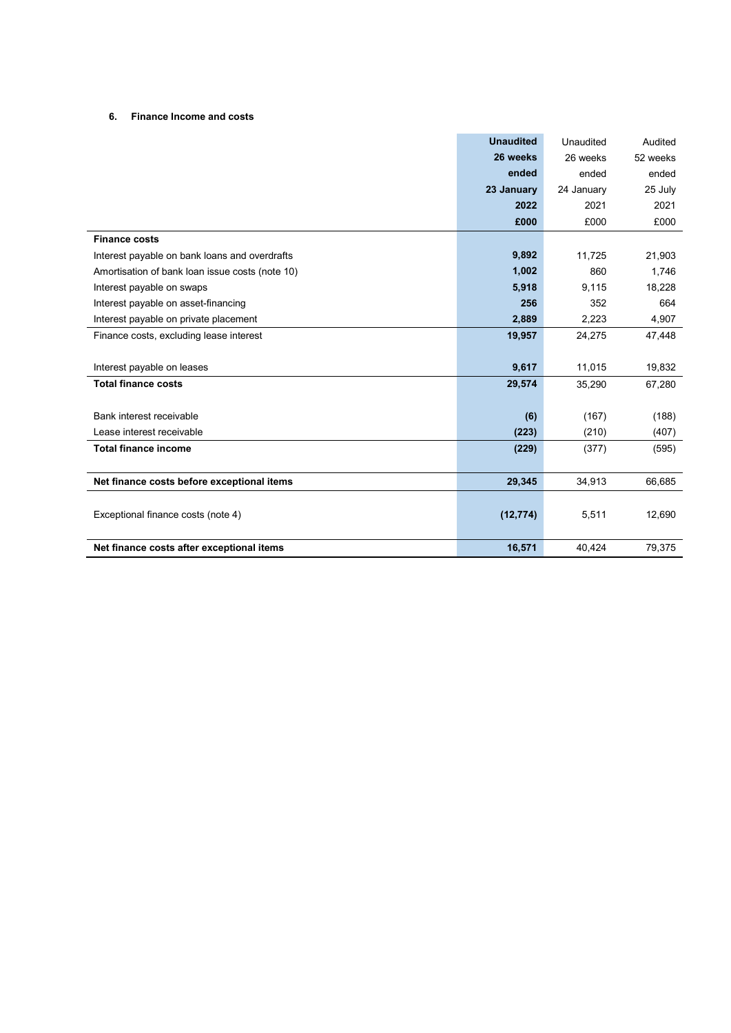### 6. Finance Income and costs

| | **Unaudited 26 weeks ended 23 January 2022 £000** | Unaudited 26 weeks ended 24 January 2021 £000 | Audited 52 weeks ended 25 July 2021 £000 |
|---|---|---|---|
| **Finance costs** | | | |
| Interest payable on bank loans and overdrafts | **9,892** | 11,725 | 21,903 |
| Amortisation of bank loan issue costs (note 10) | **1,002** | 860 | 1,746 |
| Interest payable on swaps | **5,918** | 9,115 | 18,228 |
| Interest payable on asset-financing | **256** | 352 | 664 |
| Interest payable on private placement | **2,889** | 2,223 | 4,907 |
| Finance costs, excluding lease interest | **19,957** | 24,275 | 47,448 |
| | | | |
| Interest payable on leases | **9,617** | 11,015 | 19,832 |
| **Total finance costs** | **29,574** | 35,290 | 67,280 |
| | | | |
| Bank interest receivable | **(6)** | (167) | (188) |
| Lease interest receivable | **(223)** | (210) | (407) |
| **Total finance income** | **(229)** | (377) | (595) |
| | | | |
| **Net finance costs before exceptional items** | **29,345** | 34,913 | 66,685 |
| | | | |
| Exceptional finance costs (note 4) | **(12,774)** | 5,511 | 12,690 |
| | | | |
| **Net finance costs after exceptional items** | **16,571** | 40,424 | 79,375 |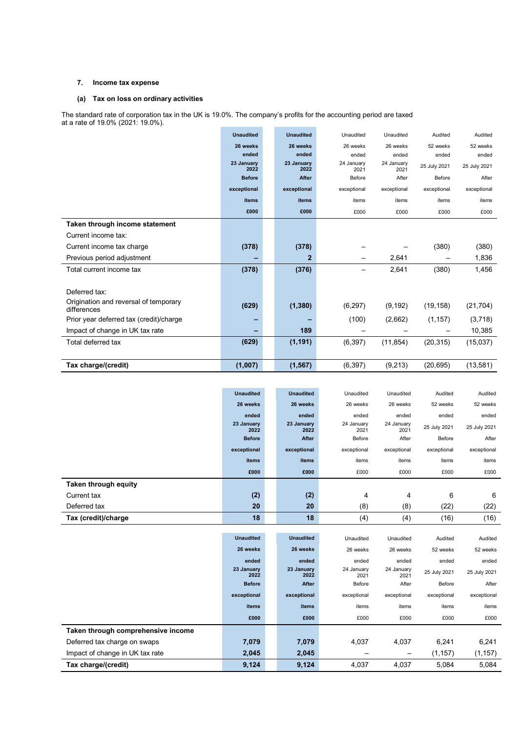### 7. Income tax expense

#### (a) Tax on loss on ordinary activities

The standard rate of corporation tax in the UK is 19.0%. The company's profits for the accounting period are taxed at a rate of 19.0% (2021: 19.0%).

| | **Unaudited 26 weeks ended 23 January 2022 Before exceptional items £000** | **Unaudited 26 weeks ended 23 January 2022 After exceptional items £000** | Unaudited 26 weeks ended 24 January 2021 Before exceptional items £000 | Unaudited 26 weeks ended 24 January 2021 After exceptional items £000 | Audited 52 weeks ended 25 July 2021 Before exceptional items £000 | Audited 52 weeks ended 25 July 2021 After exceptional items £000 |
|---|---|---|---|---|---|---|
| **Taken through income statement** | | | | | | |
| Current income tax: | | | | | | |
| Current income tax charge | **(378)** | **(378)** | – | – | (380) | (380) |
| Previous period adjustment | **–** | **2** | – | 2,641 | – | 1,836 |
| Total current income tax | **(378)** | **(376)** | – | 2,641 | (380) | 1,456 |
| | | | | | | |
| Deferred tax: | | | | | | |
| Origination and reversal of temporary differences | **(629)** | **(1,380)** | (6,297) | (9,192) | (19,158) | (21,704) |
| Prior year deferred tax (credit)/charge | **–** | **–** | (100) | (2,662) | (1,157) | (3,718) |
| Impact of change in UK tax rate | **–** | **189** | – | – | – | 10,385 |
| Total deferred tax | **(629)** | **(1,191)** | (6,397) | (11,854) | (20,315) | (15,037) |
| | | | | | | |
| **Tax charge/(credit)** | **(1,007)** | **(1,567)** | (6,397) | (9,213) | (20,695) | (13,581) |

| | **Unaudited 26 weeks ended 23 January 2022 Before exceptional items £000** | **Unaudited 26 weeks ended 23 January 2022 After exceptional items £000** | Unaudited 26 weeks ended 24 January 2021 Before exceptional items £000 | Unaudited 26 weeks ended 24 January 2021 After exceptional items £000 | Audited 52 weeks ended 25 July 2021 Before exceptional items £000 | Audited 52 weeks ended 25 July 2021 After exceptional items £000 |
|---|---|---|---|---|---|---|
| **Taken through equity** | | | | | | |
| Current tax | **(2)** | **(2)** | 4 | 4 | 6 | 6 |
| Deferred tax | **20** | **20** | (8) | (8) | (22) | (22) |
| **Tax (credit)/charge** | **18** | **18** | (4) | (4) | (16) | (16) |

| | **Unaudited 26 weeks ended 23 January 2022 Before exceptional items £000** | **Unaudited 26 weeks ended 23 January 2022 After exceptional items £000** | Unaudited 26 weeks ended 24 January 2021 Before exceptional items £000 | Unaudited 26 weeks ended 24 January 2021 After exceptional items £000 | Audited 52 weeks ended 25 July 2021 Before exceptional items £000 | Audited 52 weeks ended 25 July 2021 After exceptional items £000 |
|---|---|---|---|---|---|---|
| **Taken through comprehensive income** | | | | | | |
| Deferred tax charge on swaps | **7,079** | **7,079** | 4,037 | 4,037 | 6,241 | 6,241 |
| Impact of change in UK tax rate | **2,045** | **2,045** | – | – | (1,157) | (1,157) |
| **Tax charge/(credit)** | **9,124** | **9,124** | 4,037 | 4,037 | 5,084 | 5,084 |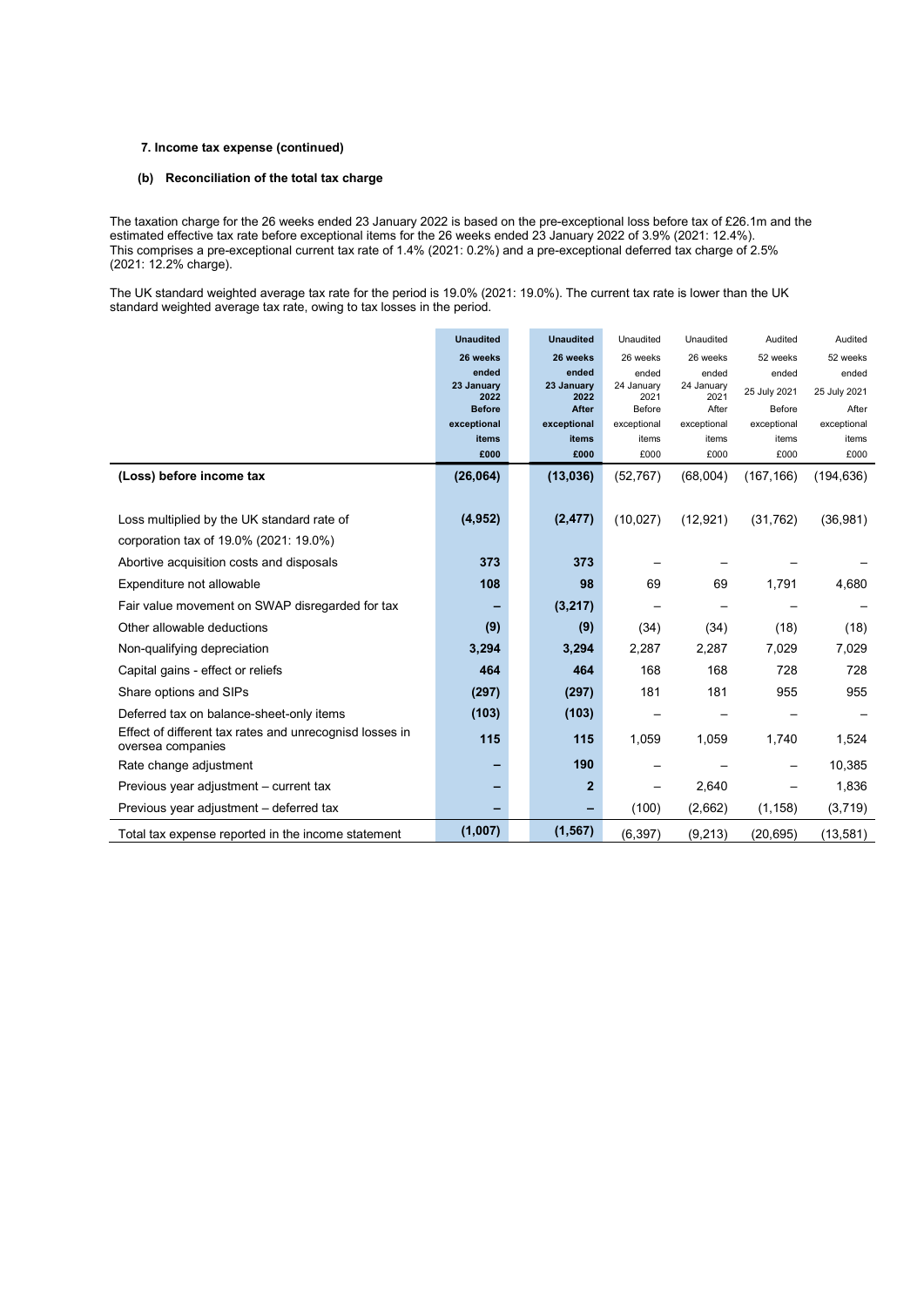### 7. Income tax expense (continued)

#### (b) Reconciliation of the total tax charge

The taxation charge for the 26 weeks ended 23 January 2022 is based on the pre-exceptional loss before tax of £26.1m and the estimated effective tax rate before exceptional items for the 26 weeks ended 23 January 2022 of 3.9% (2021: 12.4%). This comprises a pre-exceptional current tax rate of 1.4% (2021: 0.2%) and a pre-exceptional deferred tax charge of 2.5% (2021: 12.2% charge).

The UK standard weighted average tax rate for the period is 19.0% (2021: 19.0%). The current tax rate is lower than the UK standard weighted average tax rate, owing to tax losses in the period.

| | **Unaudited** | **Unaudited** | Unaudited | Unaudited | Audited | Audited |
|---|---|---|---|---|---|---|
| | **26 weeks ended 23 January 2022** | **26 weeks ended 23 January 2022** | 26 weeks ended 24 January 2021 | 26 weeks ended 24 January 2021 | 52 weeks ended 25 July 2021 | 52 weeks ended 25 July 2021 |
| | **Before exceptional items** | **After exceptional items** | Before exceptional items | After exceptional items | Before exceptional items | After exceptional items |
| | **£000** | **£000** | £000 | £000 | £000 | £000 |
| **(Loss) before income tax** | **(26,064)** | **(13,036)** | (52,767) | (68,004) | (167,166) | (194,636) |
| Loss multiplied by the UK standard rate of corporation tax of 19.0% (2021: 19.0%) | **(4,952)** | **(2,477)** | (10,027) | (12,921) | (31,762) | (36,981) |
| Abortive acquisition costs and disposals | **373** | **373** | – | – | – | – |
| Expenditure not allowable | **108** | **98** | 69 | 69 | 1,791 | 4,680 |
| Fair value movement on SWAP disregarded for tax | **–** | **(3,217)** | – | – | – | – |
| Other allowable deductions | **(9)** | **(9)** | (34) | (34) | (18) | (18) |
| Non-qualifying depreciation | **3,294** | **3,294** | 2,287 | 2,287 | 7,029 | 7,029 |
| Capital gains - effect or reliefs | **464** | **464** | 168 | 168 | 728 | 728 |
| Share options and SIPs | **(297)** | **(297)** | 181 | 181 | 955 | 955 |
| Deferred tax on balance-sheet-only items | **(103)** | **(103)** | – | – | – | – |
| Effect of different tax rates and unrecognisd losses in oversea companies | **115** | **115** | 1,059 | 1,059 | 1,740 | 1,524 |
| Rate change adjustment | **–** | **190** | – | – | – | 10,385 |
| Previous year adjustment – current tax | **–** | **2** | – | 2,640 | – | 1,836 |
| Previous year adjustment – deferred tax | **–** | **–** | (100) | (2,662) | (1,158) | (3,719) |
| Total tax expense reported in the income statement | **(1,007)** | **(1,567)** | (6,397) | (9,213) | (20,695) | (13,581) |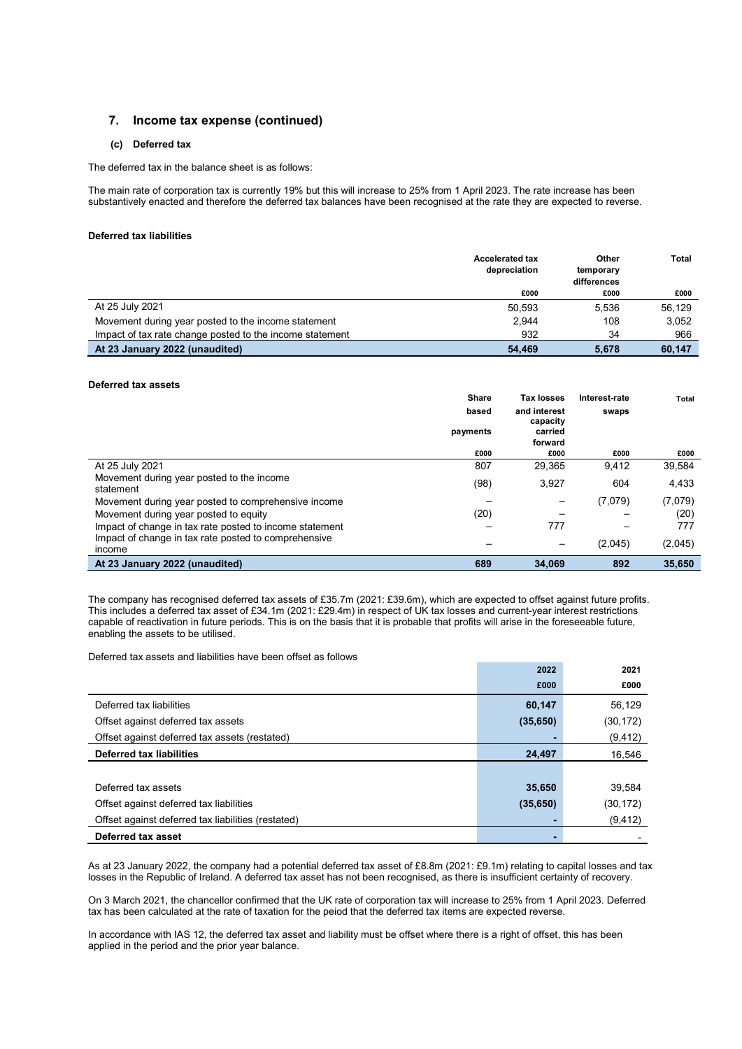## 7. Income tax expense (continued)

### (c) Deferred tax

The deferred tax in the balance sheet is as follows:

The main rate of corporation tax is currently 19% but this will increase to 25% from 1 April 2023. The rate increase has been substantively enacted and therefore the deferred tax balances have been recognised at the rate they are expected to reverse.

**Deferred tax liabilities**

| | Accelerated tax depreciation | Other temporary differences | Total |
|---|---|---|---|
| | £000 | £000 | £000 |
| At 25 July 2021 | 50,593 | 5,536 | 56,129 |
| Movement during year posted to the income statement | 2,944 | 108 | 3,052 |
| Impact of tax rate change posted to the income statement | 932 | 34 | 966 |
| **At 23 January 2022 (unaudited)** | **54,469** | **5,678** | **60,147** |

**Deferred tax assets**

| | Share based payments | Tax losses and interest capacity carried forward | Interest-rate swaps | Total |
|---|---|---|---|---|
| | £000 | £000 | £000 | £000 |
| At 25 July 2021 | 807 | 29,365 | 9,412 | 39,584 |
| Movement during year posted to the income statement | (98) | 3,927 | 604 | 4,433 |
| Movement during year posted to comprehensive income | – | – | (7,079) | (7,079) |
| Movement during year posted to equity | (20) | – | – | (20) |
| Impact of change in tax rate posted to income statement | – | 777 | – | 777 |
| Impact of change in tax rate posted to comprehensive income | – | – | (2,045) | (2,045) |
| **At 23 January 2022 (unaudited)** | **689** | **34,069** | **892** | **35,650** |

The company has recognised deferred tax assets of £35.7m (2021: £39.6m), which are expected to offset against future profits. This includes a deferred tax asset of £34.1m (2021: £29.4m) in respect of UK tax losses and current-year interest restrictions capable of reactivation in future periods. This is on the basis that it is probable that profits will arise in the foreseeable future, enabling the assets to be utilised.

Deferred tax assets and liabilities have been offset as follows

| | 2022 | 2021 |
|---|---|---|
| | £000 | £000 |
| Deferred tax liabilities | **60,147** | 56,129 |
| Offset against deferred tax assets | **(35,650)** | (30,172) |
| Offset against deferred tax assets (restated) | **-** | (9,412) |
| **Deferred tax liabilities** | **24,497** | 16,546 |
| | | |
| Deferred tax assets | **35,650** | 39,584 |
| Offset against deferred tax liabilities | **(35,650)** | (30,172) |
| Offset against deferred tax liabilities (restated) | **-** | (9,412) |
| **Deferred tax asset** | **-** | - |

As at 23 January 2022, the company had a potential deferred tax asset of £8.8m (2021: £9.1m) relating to capital losses and tax losses in the Republic of Ireland. A deferred tax asset has not been recognised, as there is insufficient certainty of recovery.

On 3 March 2021, the chancellor confirmed that the UK rate of corporation tax will increase to 25% from 1 April 2023. Deferred tax has been calculated at the rate of taxation for the peiod that the deferred tax items are expected reverse.

In accordance with IAS 12, the deferred tax asset and liability must be offset where there is a right of offset, this has been applied in the period and the prior year balance.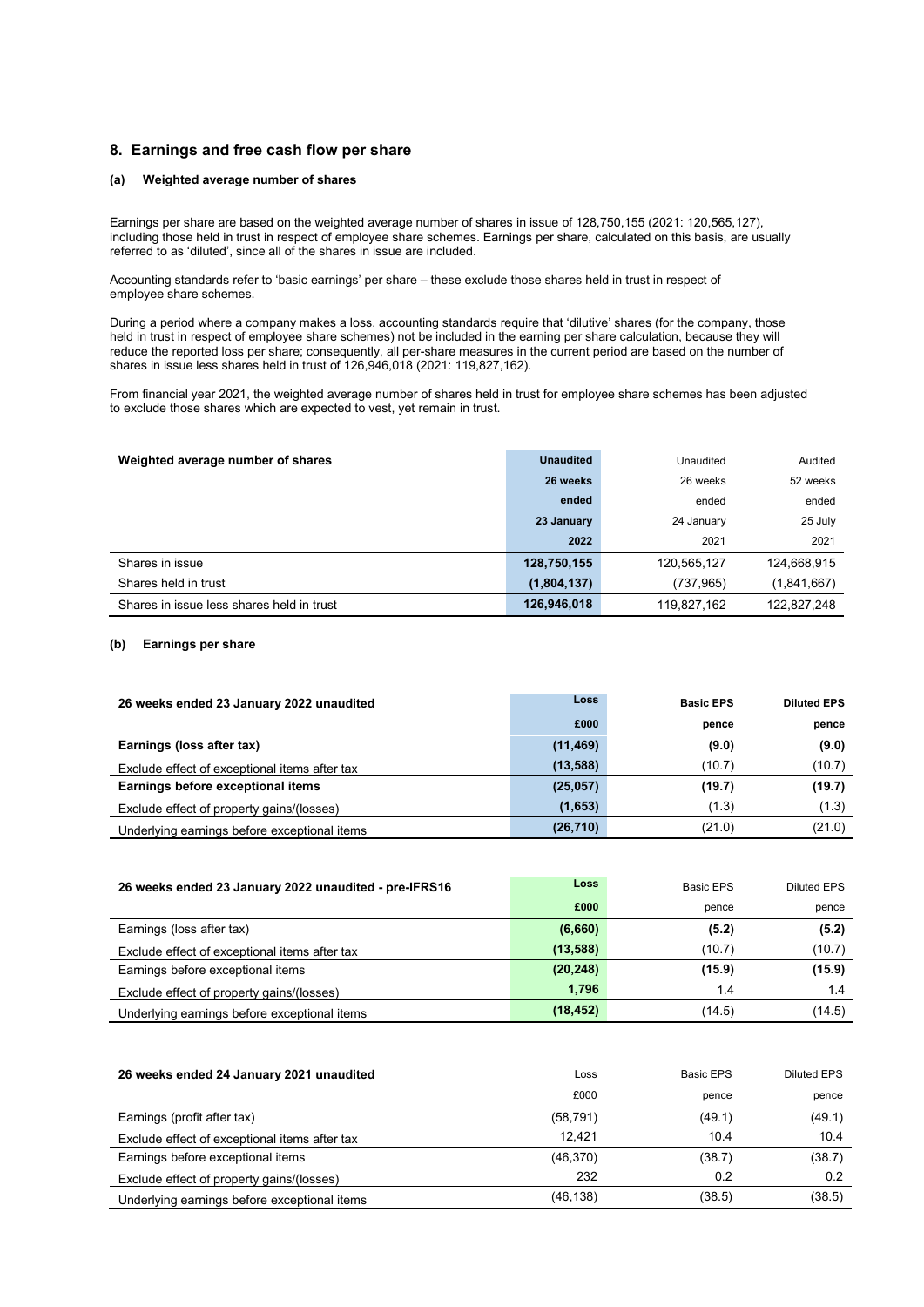## 8. Earnings and free cash flow per share

### (a) Weighted average number of shares

Earnings per share are based on the weighted average number of shares in issue of 128,750,155 (2021: 120,565,127), including those held in trust in respect of employee share schemes. Earnings per share, calculated on this basis, are usually referred to as 'diluted', since all of the shares in issue are included.

Accounting standards refer to 'basic earnings' per share – these exclude those shares held in trust in respect of employee share schemes.

During a period where a company makes a loss, accounting standards require that 'dilutive' shares (for the company, those held in trust in respect of employee share schemes) not be included in the earning per share calculation, because they will reduce the reported loss per share; consequently, all per-share measures in the current period are based on the number of shares in issue less shares held in trust of 126,946,018 (2021: 119,827,162).

From financial year 2021, the weighted average number of shares held in trust for employee share schemes has been adjusted to exclude those shares which are expected to vest, yet remain in trust.

| Weighted average number of shares | **Unaudited 26 weeks ended 23 January 2022** | Unaudited 26 weeks ended 24 January 2021 | Audited 52 weeks ended 25 July 2021 |
|---|---|---|---|
| Shares in issue | **128,750,155** | 120,565,127 | 124,668,915 |
| Shares held in trust | **(1,804,137)** | (737,965) | (1,841,667) |
| Shares in issue less shares held in trust | **126,946,018** | 119,827,162 | 122,827,248 |

### (b) Earnings per share

| 26 weeks ended 23 January 2022 unaudited | Loss £000 | Basic EPS pence | Diluted EPS pence |
|---|---|---|---|
| **Earnings (loss after tax)** | **(11,469)** | **(9.0)** | **(9.0)** |
| Exclude effect of exceptional items after tax | **(13,588)** | (10.7) | (10.7) |
| **Earnings before exceptional items** | **(25,057)** | **(19.7)** | **(19.7)** |
| Exclude effect of property gains/(losses) | **(1,653)** | (1.3) | (1.3) |
| Underlying earnings before exceptional items | **(26,710)** | (21.0) | (21.0) |

| 26 weeks ended 23 January 2022 unaudited - pre-IFRS16 | Loss £000 | Basic EPS pence | Diluted EPS pence |
|---|---|---|---|
| Earnings (loss after tax) | **(6,660)** | **(5.2)** | **(5.2)** |
| Exclude effect of exceptional items after tax | **(13,588)** | (10.7) | (10.7) |
| Earnings before exceptional items | **(20,248)** | **(15.9)** | **(15.9)** |
| Exclude effect of property gains/(losses) | **1,796** | 1.4 | 1.4 |
| Underlying earnings before exceptional items | **(18,452)** | (14.5) | (14.5) |

| 26 weeks ended 24 January 2021 unaudited | Loss £000 | Basic EPS pence | Diluted EPS pence |
|---|---|---|---|
| Earnings (profit after tax) | (58,791) | (49.1) | (49.1) |
| Exclude effect of exceptional items after tax | 12,421 | 10.4 | 10.4 |
| Earnings before exceptional items | (46,370) | (38.7) | (38.7) |
| Exclude effect of property gains/(losses) | 232 | 0.2 | 0.2 |
| Underlying earnings before exceptional items | (46,138) | (38.5) | (38.5) |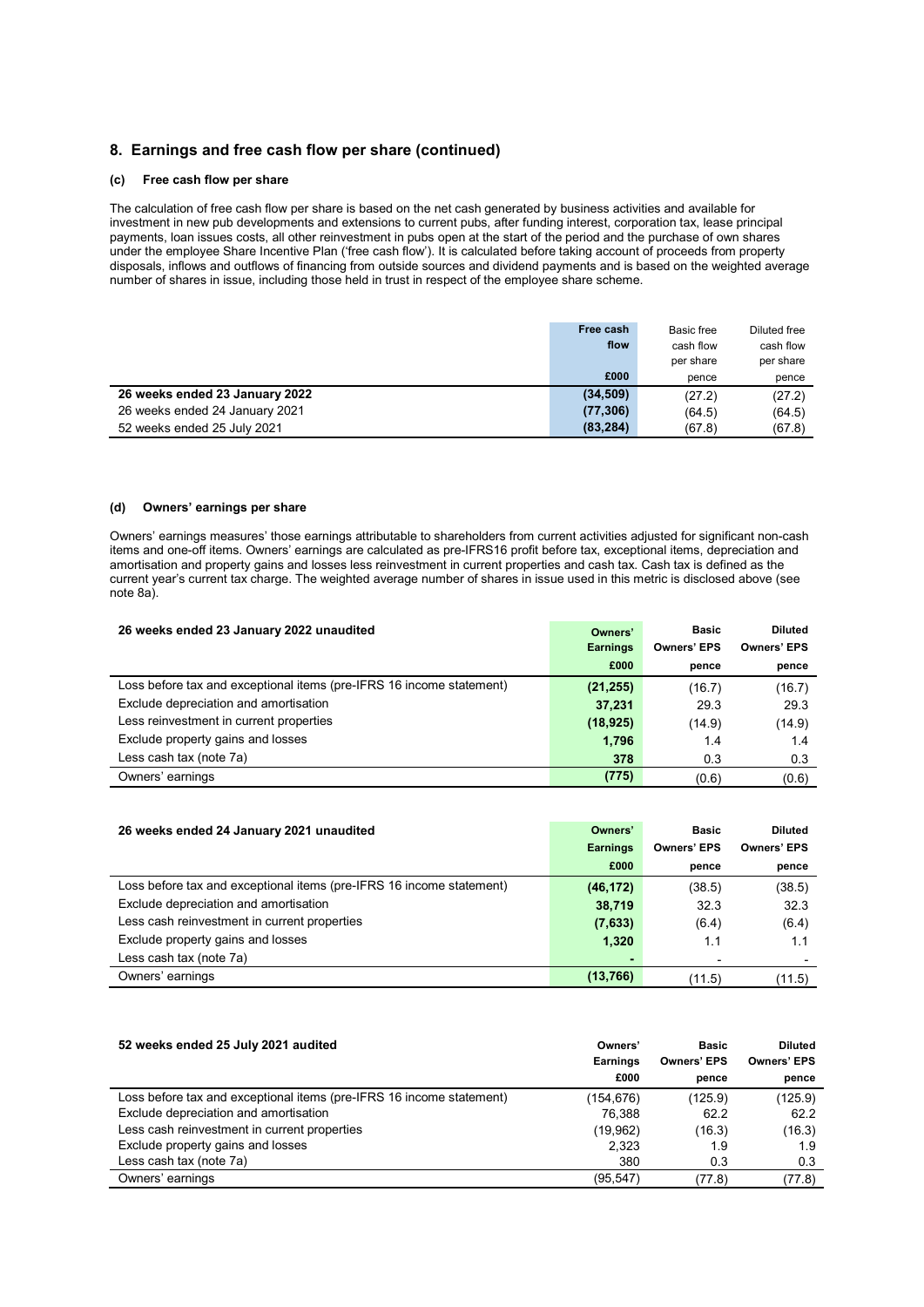## 8. Earnings and free cash flow per share (continued)

### (c) Free cash flow per share

The calculation of free cash flow per share is based on the net cash generated by business activities and available for investment in new pub developments and extensions to current pubs, after funding interest, corporation tax, lease principal payments, loan issues costs, all other reinvestment in pubs open at the start of the period and the purchase of own shares under the employee Share Incentive Plan ('free cash flow'). It is calculated before taking account of proceeds from property disposals, inflows and outflows of financing from outside sources and dividend payments and is based on the weighted average number of shares in issue, including those held in trust in respect of the employee share scheme.

| | **Free cash flow** | Basic free cash flow per share | Diluted free cash flow per share |
|---|---|---|---|
| | **£000** | pence | pence |
| **26 weeks ended 23 January 2022** | **(34,509)** | (27.2) | (27.2) |
| 26 weeks ended 24 January 2021 | **(77,306)** | (64.5) | (64.5) |
| 52 weeks ended 25 July 2021 | **(83,284)** | (67.8) | (67.8) |

### (d) Owners' earnings per share

Owners' earnings measures' those earnings attributable to shareholders from current activities adjusted for significant non-cash items and one-off items. Owners' earnings are calculated as pre-IFRS16 profit before tax, exceptional items, depreciation and amortisation and property gains and losses less reinvestment in current properties and cash tax. Cash tax is defined as the current year's current tax charge. The weighted average number of shares in issue used in this metric is disclosed above (see note 8a).

| **26 weeks ended 23 January 2022 unaudited** | **Owners' Earnings** | **Basic Owners' EPS** | **Diluted Owners' EPS** |
|---|---|---|---|
| | **£000** | **pence** | **pence** |
| Loss before tax and exceptional items (pre-IFRS 16 income statement) | **(21,255)** | (16.7) | (16.7) |
| Exclude depreciation and amortisation | **37,231** | 29.3 | 29.3 |
| Less reinvestment in current properties | **(18,925)** | (14.9) | (14.9) |
| Exclude property gains and losses | **1,796** | 1.4 | 1.4 |
| Less cash tax (note 7a) | **378** | 0.3 | 0.3 |
| Owners' earnings | **(775)** | (0.6) | (0.6) |

| **26 weeks ended 24 January 2021 unaudited** | **Owners' Earnings** | **Basic Owners' EPS** | **Diluted Owners' EPS** |
|---|---|---|---|
| | **£000** | **pence** | **pence** |
| Loss before tax and exceptional items (pre-IFRS 16 income statement) | **(46,172)** | (38.5) | (38.5) |
| Exclude depreciation and amortisation | **38,719** | 32.3 | 32.3 |
| Less cash reinvestment in current properties | **(7,633)** | (6.4) | (6.4) |
| Exclude property gains and losses | **1,320** | 1.1 | 1.1 |
| Less cash tax (note 7a) | **-** | - | - |
| Owners' earnings | **(13,766)** | (11.5) | (11.5) |

| **52 weeks ended 25 July 2021 audited** | **Owners' Earnings** | **Basic Owners' EPS** | **Diluted Owners' EPS** |
|---|---|---|---|
| | **£000** | **pence** | **pence** |
| Loss before tax and exceptional items (pre-IFRS 16 income statement) | (154,676) | (125.9) | (125.9) |
| Exclude depreciation and amortisation | 76,388 | 62.2 | 62.2 |
| Less cash reinvestment in current properties | (19,962) | (16.3) | (16.3) |
| Exclude property gains and losses | 2,323 | 1.9 | 1.9 |
| Less cash tax (note 7a) | 380 | 0.3 | 0.3 |
| Owners' earnings | (95,547) | (77.8) | (77.8) |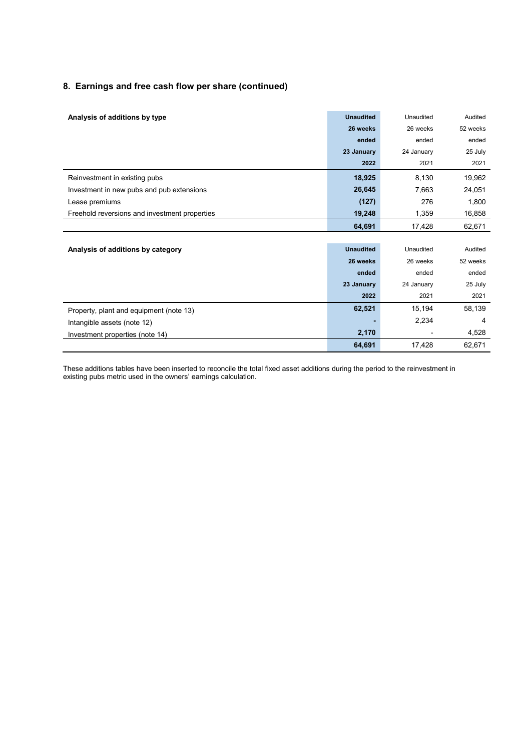## 8. Earnings and free cash flow per share (continued)

| Analysis of additions by type | Unaudited 26 weeks ended 23 January 2022 | Unaudited 26 weeks ended 24 January 2021 | Audited 52 weeks ended 25 July 2021 |
|---|---|---|---|
| Reinvestment in existing pubs | **18,925** | 8,130 | 19,962 |
| Investment in new pubs and pub extensions | **26,645** | 7,663 | 24,051 |
| Lease premiums | **(127)** | 276 | 1,800 |
| Freehold reversions and investment properties | **19,248** | 1,359 | 16,858 |
| | **64,691** | 17,428 | 62,671 |

| Analysis of additions by category | Unaudited 26 weeks ended 23 January 2022 | Unaudited 26 weeks ended 24 January 2021 | Audited 52 weeks ended 25 July 2021 |
|---|---|---|---|
| Property, plant and equipment (note 13) | **62,521** | 15,194 | 58,139 |
| Intangible assets (note 12) | **-** | 2,234 | 4 |
| Investment properties (note 14) | **2,170** | - | 4,528 |
| | **64,691** | 17,428 | 62,671 |

These additions tables have been inserted to reconcile the total fixed asset additions during the period to the reinvestment in existing pubs metric used in the owners' earnings calculation.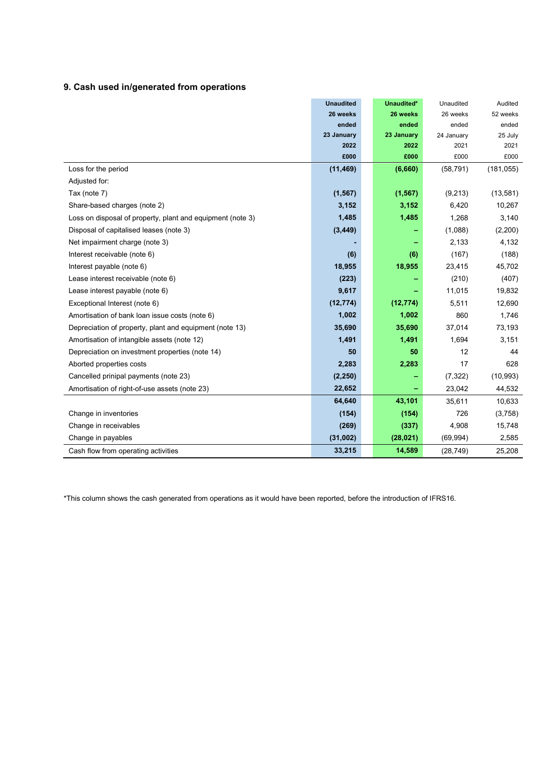## 9. Cash used in/generated from operations

| | **Unaudited 26 weeks ended 23 January 2022 £000** | **Unaudited* 26 weeks ended 23 January 2022 £000** | Unaudited 26 weeks ended 24 January 2021 £000 | Audited 52 weeks ended 25 July 2021 £000 |
|---|---|---|---|---|
| Loss for the period | **(11,469)** | **(6,660)** | (58,791) | (181,055) |
| Adjusted for: | | | | |
| Tax (note 7) | **(1,567)** | **(1,567)** | (9,213) | (13,581) |
| Share-based charges (note 2) | **3,152** | **3,152** | 6,420 | 10,267 |
| Loss on disposal of property, plant and equipment (note 3) | **1,485** | **1,485** | 1,268 | 3,140 |
| Disposal of capitalised leases (note 3) | **(3,449)** | **–** | (1,088) | (2,200) |
| Net impairment charge (note 3) | **-** | **–** | 2,133 | 4,132 |
| Interest receivable (note 6) | **(6)** | **(6)** | (167) | (188) |
| Interest payable (note 6) | **18,955** | **18,955** | 23,415 | 45,702 |
| Lease interest receivable (note 6) | **(223)** | **–** | (210) | (407) |
| Lease interest payable (note 6) | **9,617** | **–** | 11,015 | 19,832 |
| Exceptional Interest (note 6) | **(12,774)** | **(12,774)** | 5,511 | 12,690 |
| Amortisation of bank loan issue costs (note 6) | **1,002** | **1,002** | 860 | 1,746 |
| Depreciation of property, plant and equipment (note 13) | **35,690** | **35,690** | 37,014 | 73,193 |
| Amortisation of intangible assets (note 12) | **1,491** | **1,491** | 1,694 | 3,151 |
| Depreciation on investment properties (note 14) | **50** | **50** | 12 | 44 |
| Aborted properties costs | **2,283** | **2,283** | 17 | 628 |
| Cancelled prinipal payments (note 23) | **(2,250)** | **–** | (7,322) | (10,993) |
| Amortisation of right-of-use assets (note 23) | **22,652** | **–** | 23,042 | 44,532 |
| | **64,640** | **43,101** | 35,611 | 10,633 |
| Change in inventories | **(154)** | **(154)** | 726 | (3,758) |
| Change in receivables | **(269)** | **(337)** | 4,908 | 15,748 |
| Change in payables | **(31,002)** | **(28,021)** | (69,994) | 2,585 |
| Cash flow from operating activities | **33,215** | **14,589** | (28,749) | 25,208 |

*This column shows the cash generated from operations as it would have been reported, before the introduction of IFRS16.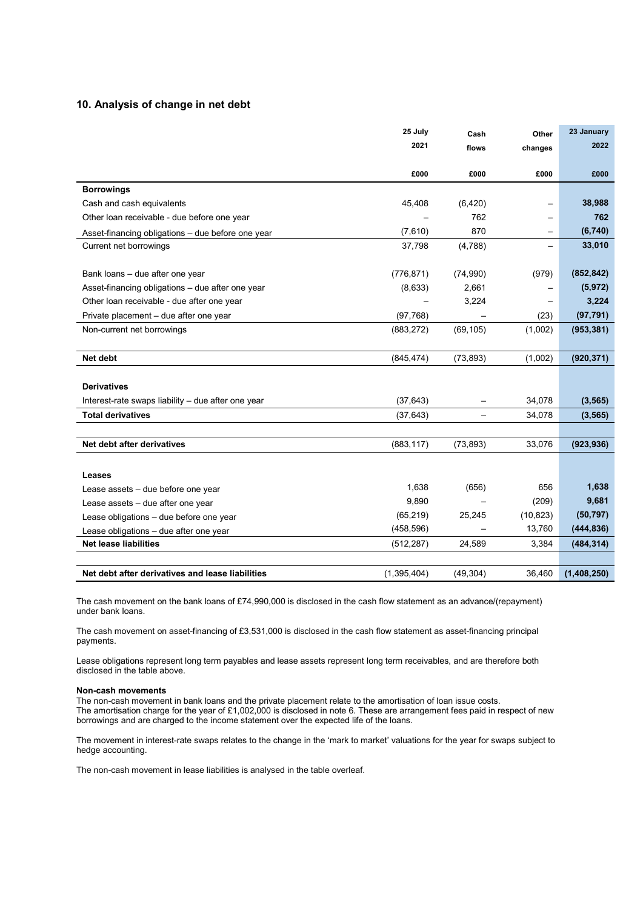## 10. Analysis of change in net debt

| | 25 July 2021 | Cash flows | Other changes | 23 January 2022 |
|---|---|---|---|---|
| | £000 | £000 | £000 | £000 |
| **Borrowings** | | | | |
| Cash and cash equivalents | 45,408 | (6,420) | – | **38,988** |
| Other loan receivable - due before one year | – | 762 | – | **762** |
| Asset-financing obligations – due before one year | (7,610) | 870 | – | **(6,740)** |
| Current net borrowings | 37,798 | (4,788) | – | **33,010** |
| | | | | |
| Bank loans – due after one year | (776,871) | (74,990) | (979) | **(852,842)** |
| Asset-financing obligations – due after one year | (8,633) | 2,661 | – | **(5,972)** |
| Other loan receivable - due after one year | – | 3,224 | – | **3,224** |
| Private placement – due after one year | (97,768) | – | (23) | **(97,791)** |
| Non-current net borrowings | (883,272) | (69,105) | (1,002) | **(953,381)** |
| | | | | |
| **Net debt** | (845,474) | (73,893) | (1,002) | **(920,371)** |
| | | | | |
| **Derivatives** | | | | |
| Interest-rate swaps liability – due after one year | (37,643) | – | 34,078 | **(3,565)** |
| **Total derivatives** | (37,643) | – | 34,078 | **(3,565)** |
| | | | | |
| **Net debt after derivatives** | (883,117) | (73,893) | 33,076 | **(923,936)** |
| | | | | |
| **Leases** | | | | |
| Lease assets – due before one year | 1,638 | (656) | 656 | **1,638** |
| Lease assets – due after one year | 9,890 | – | (209) | **9,681** |
| Lease obligations – due before one year | (65,219) | 25,245 | (10,823) | **(50,797)** |
| Lease obligations – due after one year | (458,596) | – | 13,760 | **(444,836)** |
| **Net lease liabilities** | (512,287) | 24,589 | 3,384 | **(484,314)** |
| | | | | |
| **Net debt after derivatives and lease liabilities** | (1,395,404) | (49,304) | 36,460 | **(1,408,250)** |

The cash movement on the bank loans of £74,990,000 is disclosed in the cash flow statement as an advance/(repayment) under bank loans.

The cash movement on asset-financing of £3,531,000 is disclosed in the cash flow statement as asset-financing principal payments.

Lease obligations represent long term payables and lease assets represent long term receivables, and are therefore both disclosed in the table above.

**Non-cash movements**

The non-cash movement in bank loans and the private placement relate to the amortisation of loan issue costs.
The amortisation charge for the year of £1,002,000 is disclosed in note 6. These are arrangement fees paid in respect of new borrowings and are charged to the income statement over the expected life of the loans.

The movement in interest-rate swaps relates to the change in the 'mark to market' valuations for the year for swaps subject to hedge accounting.

The non-cash movement in lease liabilities is analysed in the table overleaf.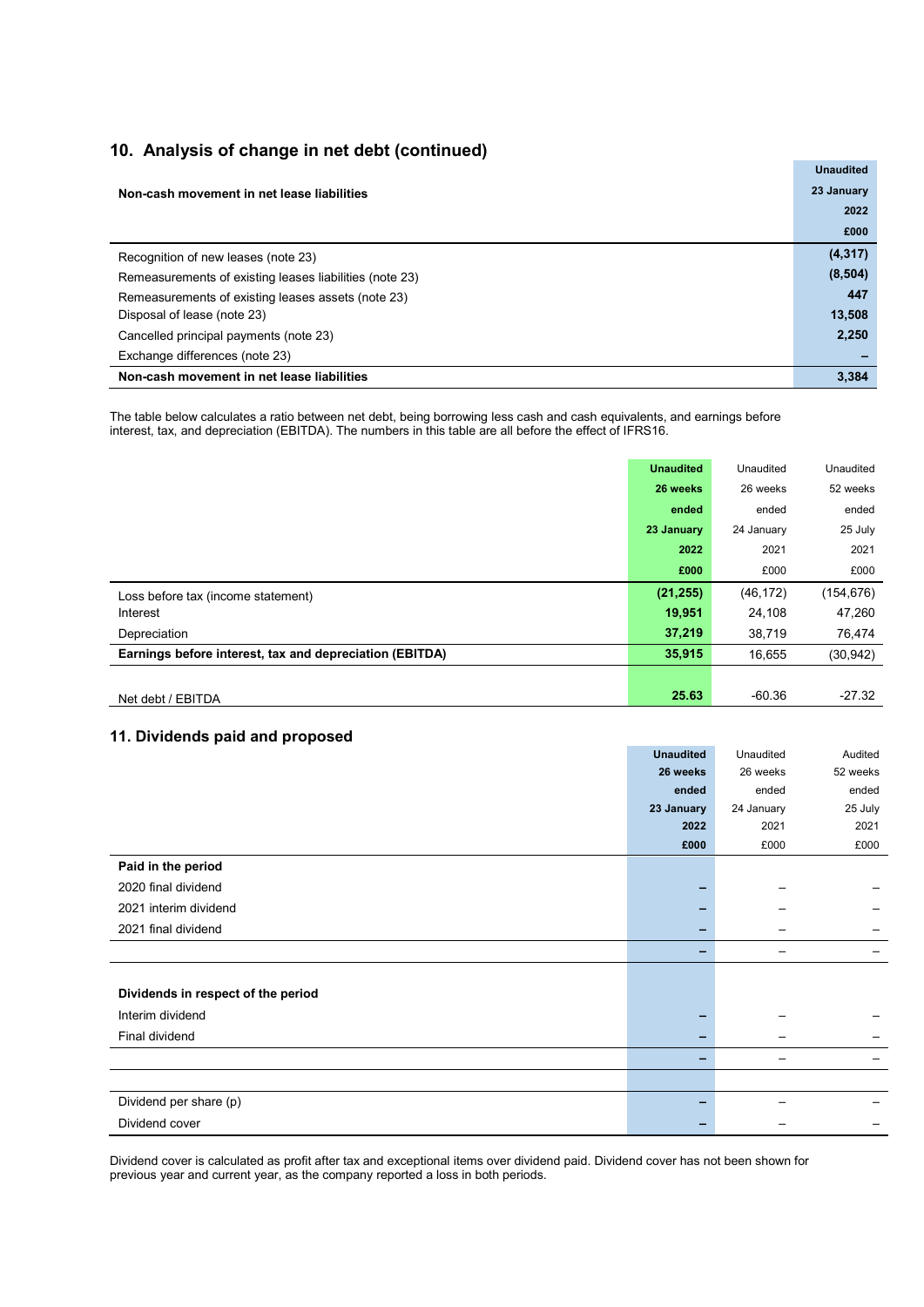## 10. Analysis of change in net debt (continued)

| Non-cash movement in net lease liabilities | Unaudited 23 January 2022 £000 |
|---|---|
| Recognition of new leases (note 23) | **(4,317)** |
| Remeasurements of existing leases liabilities (note 23) | **(8,504)** |
| Remeasurements of existing leases assets (note 23) | **447** |
| Disposal of lease (note 23) | **13,508** |
| Cancelled principal payments (note 23) | **2,250** |
| Exchange differences (note 23) | **–** |
| **Non-cash movement in net lease liabilities** | **3,384** |

The table below calculates a ratio between net debt, being borrowing less cash and cash equivalents, and earnings before interest, tax, and depreciation (EBITDA). The numbers in this table are all before the effect of IFRS16.

| | **Unaudited 26 weeks ended 23 January 2022 £000** | Unaudited 26 weeks ended 24 January 2021 £000 | Unaudited 52 weeks ended 25 July 2021 £000 |
|---|---|---|---|
| Loss before tax (income statement) | **(21,255)** | (46,172) | (154,676) |
| Interest | **19,951** | 24,108 | 47,260 |
| Depreciation | **37,219** | 38,719 | 76,474 |
| **Earnings before interest, tax and depreciation (EBITDA)** | **35,915** | 16,655 | (30,942) |
| | | | |
| Net debt / EBITDA | **25.63** | -60.36 | -27.32 |

## 11. Dividends paid and proposed

| | **Unaudited 26 weeks ended 23 January 2022 £000** | Unaudited 26 weeks ended 24 January 2021 £000 | Audited 52 weeks ended 25 July 2021 £000 |
|---|---|---|---|
| **Paid in the period** | | | |
| 2020 final dividend | **–** | – | – |
| 2021 interim dividend | **–** | – | – |
| 2021 final dividend | **–** | – | – |
| | **–** | – | – |
| | | | |
| **Dividends in respect of the period** | | | |
| Interim dividend | **–** | – | – |
| Final dividend | **–** | – | – |
| | **–** | – | – |
| | | | |
| Dividend per share (p) | **–** | – | – |
| Dividend cover | **–** | – | – |

Dividend cover is calculated as profit after tax and exceptional items over dividend paid. Dividend cover has not been shown for previous year and current year, as the company reported a loss in both periods.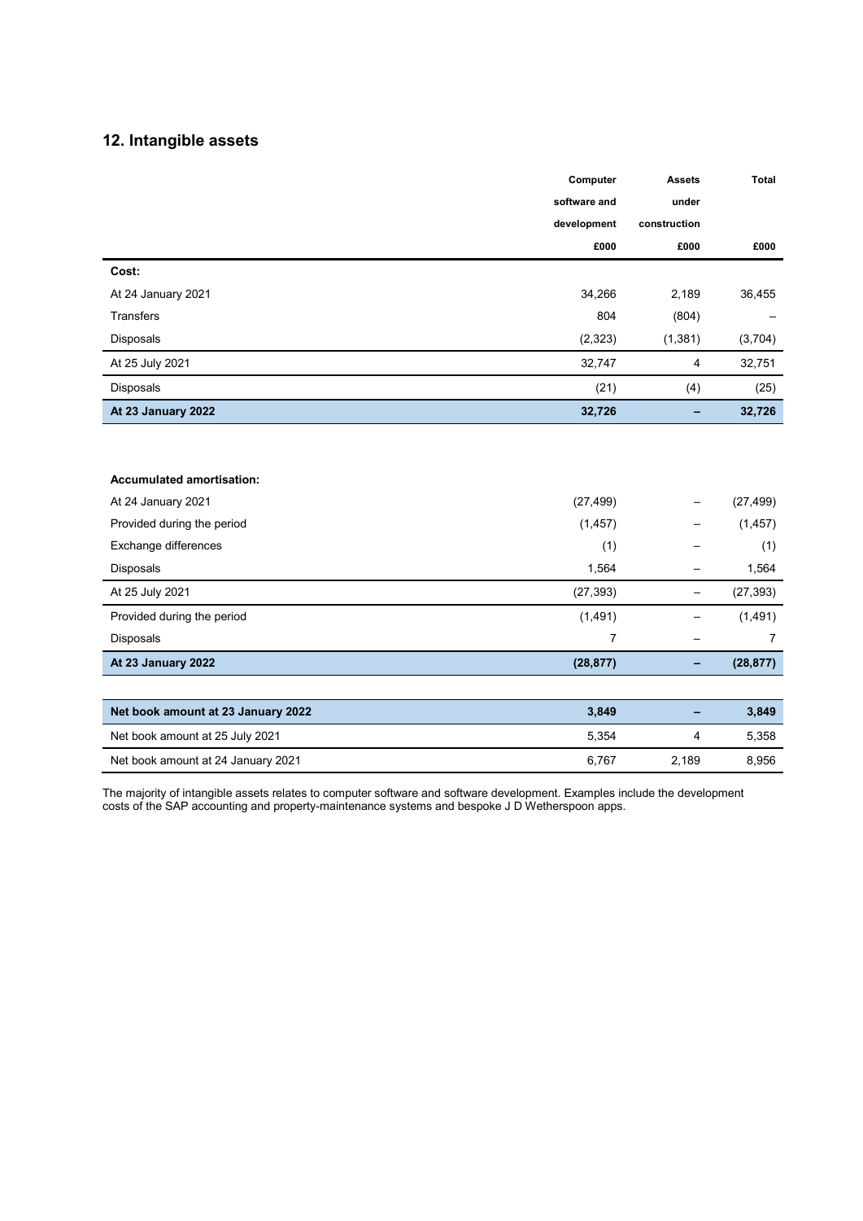## 12. Intangible assets

| | Computer software and development £000 | Assets under construction £000 | Total £000 |
|---|---|---|---|
| **Cost:** | | | |
| At 24 January 2021 | 34,266 | 2,189 | 36,455 |
| Transfers | 804 | (804) | – |
| Disposals | (2,323) | (1,381) | (3,704) |
| At 25 July 2021 | 32,747 | 4 | 32,751 |
| Disposals | (21) | (4) | (25) |
| **At 23 January 2022** | **32,726** | **–** | **32,726** |
| | | | |
| **Accumulated amortisation:** | | | |
| At 24 January 2021 | (27,499) | – | (27,499) |
| Provided during the period | (1,457) | – | (1,457) |
| Exchange differences | (1) | – | (1) |
| Disposals | 1,564 | – | 1,564 |
| At 25 July 2021 | (27,393) | – | (27,393) |
| Provided during the period | (1,491) | – | (1,491) |
| Disposals | 7 | – | 7 |
| **At 23 January 2022** | **(28,877)** | **–** | **(28,877)** |
| | | | |
| **Net book amount at 23 January 2022** | **3,849** | **–** | **3,849** |
| Net book amount at 25 July 2021 | 5,354 | 4 | 5,358 |
| Net book amount at 24 January 2021 | 6,767 | 2,189 | 8,956 |

The majority of intangible assets relates to computer software and software development. Examples include the development costs of the SAP accounting and property-maintenance systems and bespoke J D Wetherspoon apps.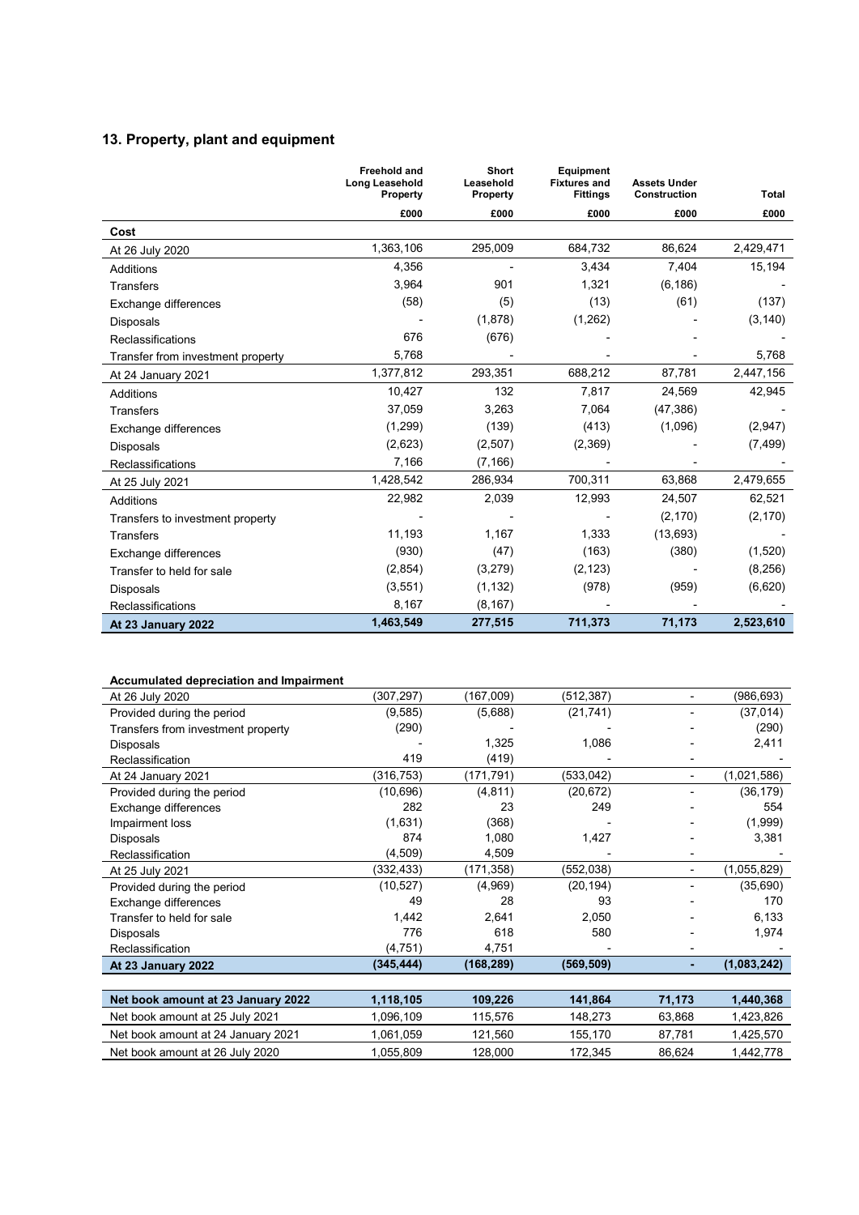## 13. Property, plant and equipment

| | Freehold and Long Leasehold Property | Short Leasehold Property | Equipment Fixtures and Fittings | Assets Under Construction | Total |
|---|---|---|---|---|---|
| | £000 | £000 | £000 | £000 | £000 |
| **Cost** | | | | | |
| At 26 July 2020 | 1,363,106 | 295,009 | 684,732 | 86,624 | 2,429,471 |
| Additions | 4,356 | - | 3,434 | 7,404 | 15,194 |
| Transfers | 3,964 | 901 | 1,321 | (6,186) | - |
| Exchange differences | (58) | (5) | (13) | (61) | (137) |
| Disposals | - | (1,878) | (1,262) | - | (3,140) |
| Reclassifications | 676 | (676) | - | - | - |
| Transfer from investment property | 5,768 | - | - | - | 5,768 |
| At 24 January 2021 | 1,377,812 | 293,351 | 688,212 | 87,781 | 2,447,156 |
| Additions | 10,427 | 132 | 7,817 | 24,569 | 42,945 |
| Transfers | 37,059 | 3,263 | 7,064 | (47,386) | - |
| Exchange differences | (1,299) | (139) | (413) | (1,096) | (2,947) |
| Disposals | (2,623) | (2,507) | (2,369) | - | (7,499) |
| Reclassifications | 7,166 | (7,166) | - | - | - |
| At 25 July 2021 | 1,428,542 | 286,934 | 700,311 | 63,868 | 2,479,655 |
| Additions | 22,982 | 2,039 | 12,993 | 24,507 | 62,521 |
| Transfers to investment property | - | - | - | (2,170) | (2,170) |
| Transfers | 11,193 | 1,167 | 1,333 | (13,693) | - |
| Exchange differences | (930) | (47) | (163) | (380) | (1,520) |
| Transfer to held for sale | (2,854) | (3,279) | (2,123) | - | (8,256) |
| Disposals | (3,551) | (1,132) | (978) | (959) | (6,620) |
| Reclassifications | 8,167 | (8,167) | - | - | - |
| **At 23 January 2022** | **1,463,549** | **277,515** | **711,373** | **71,173** | **2,523,610** |

| | Freehold and Long Leasehold Property | Short Leasehold Property | Equipment Fixtures and Fittings | Assets Under Construction | Total |
|---|---|---|---|---|---|
| **Accumulated depreciation and Impairment** | | | | | |
| At 26 July 2020 | (307,297) | (167,009) | (512,387) | - | (986,693) |
| Provided during the period | (9,585) | (5,688) | (21,741) | - | (37,014) |
| Transfers from investment property | (290) | - | - | - | (290) |
| Disposals | - | 1,325 | 1,086 | - | 2,411 |
| Reclassification | 419 | (419) | - | - | - |
| At 24 January 2021 | (316,753) | (171,791) | (533,042) | - | (1,021,586) |
| Provided during the period | (10,696) | (4,811) | (20,672) | - | (36,179) |
| Exchange differences | 282 | 23 | 249 | - | 554 |
| Impairment loss | (1,631) | (368) | - | - | (1,999) |
| Disposals | 874 | 1,080 | 1,427 | - | 3,381 |
| Reclassification | (4,509) | 4,509 | - | - | - |
| At 25 July 2021 | (332,433) | (171,358) | (552,038) | - | (1,055,829) |
| Provided during the period | (10,527) | (4,969) | (20,194) | - | (35,690) |
| Exchange differences | 49 | 28 | 93 | - | 170 |
| Transfer to held for sale | 1,442 | 2,641 | 2,050 | - | 6,133 |
| Disposals | 776 | 618 | 580 | - | 1,974 |
| Reclassification | (4,751) | 4,751 | - | - | - |
| **At 23 January 2022** | **(345,444)** | **(168,289)** | **(569,509)** | **-** | **(1,083,242)** |
| **Net book amount at 23 January 2022** | **1,118,105** | **109,226** | **141,864** | **71,173** | **1,440,368** |
| Net book amount at 25 July 2021 | 1,096,109 | 115,576 | 148,273 | 63,868 | 1,423,826 |
| Net book amount at 24 January 2021 | 1,061,059 | 121,560 | 155,170 | 87,781 | 1,425,570 |
| Net book amount at 26 July 2020 | 1,055,809 | 128,000 | 172,345 | 86,624 | 1,442,778 |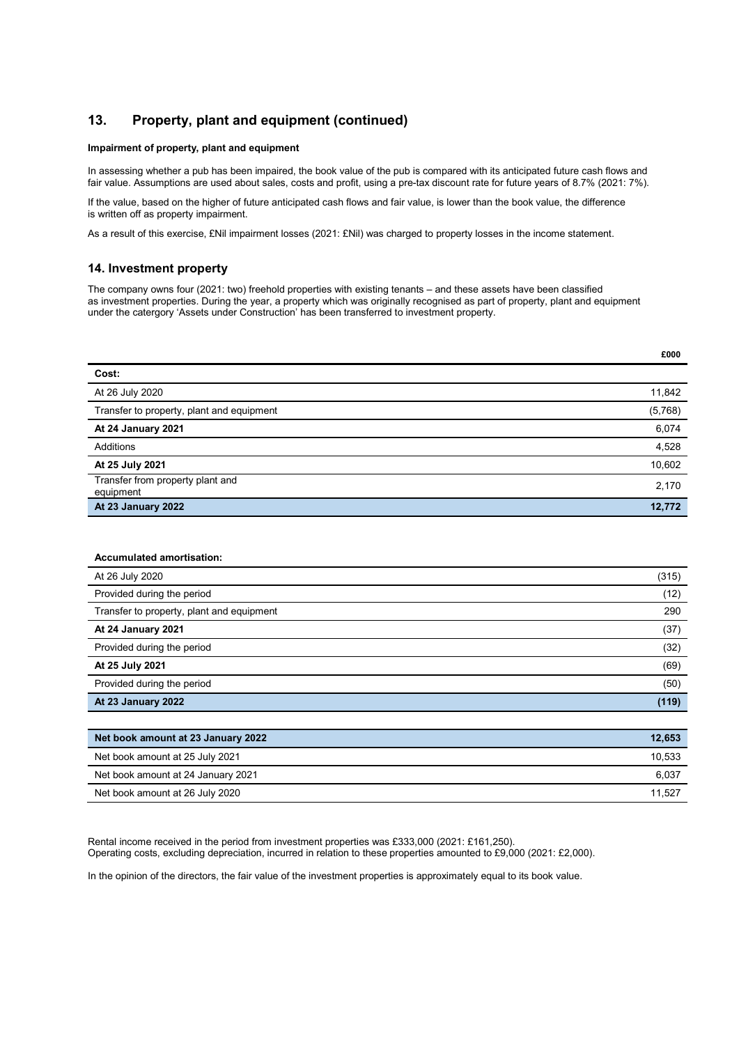## 13. Property, plant and equipment (continued)

**Impairment of property, plant and equipment**

In assessing whether a pub has been impaired, the book value of the pub is compared with its anticipated future cash flows and fair value. Assumptions are used about sales, costs and profit, using a pre-tax discount rate for future years of 8.7% (2021: 7%).

If the value, based on the higher of future anticipated cash flows and fair value, is lower than the book value, the difference is written off as property impairment.

As a result of this exercise, £Nil impairment losses (2021: £Nil) was charged to property losses in the income statement.

## 14. Investment property

The company owns four (2021: two) freehold properties with existing tenants – and these assets have been classified as investment properties. During the year, a property which was originally recognised as part of property, plant and equipment under the catergory 'Assets under Construction' has been transferred to investment property.

| | £000 |
|---|---|
| **Cost:** | |
| At 26 July 2020 | 11,842 |
| Transfer to property, plant and equipment | (5,768) |
| **At 24 January 2021** | 6,074 |
| Additions | 4,528 |
| **At 25 July 2021** | 10,602 |
| Transfer from property plant and equipment | 2,170 |
| **At 23 January 2022** | **12,772** |

| **Accumulated amortisation:** | |
|---|---|
| At 26 July 2020 | (315) |
| Provided during the period | (12) |
| Transfer to property, plant and equipment | 290 |
| **At 24 January 2021** | (37) |
| Provided during the period | (32) |
| **At 25 July 2021** | (69) |
| Provided during the period | (50) |
| **At 23 January 2022** | **(119)** |

| **Net book amount at 23 January 2022** | **12,653** |
|---|---|
| Net book amount at 25 July 2021 | 10,533 |
| Net book amount at 24 January 2021 | 6,037 |
| Net book amount at 26 July 2020 | 11,527 |

Rental income received in the period from investment properties was £333,000 (2021: £161,250).
Operating costs, excluding depreciation, incurred in relation to these properties amounted to £9,000 (2021: £2,000).

In the opinion of the directors, the fair value of the investment properties is approximately equal to its book value.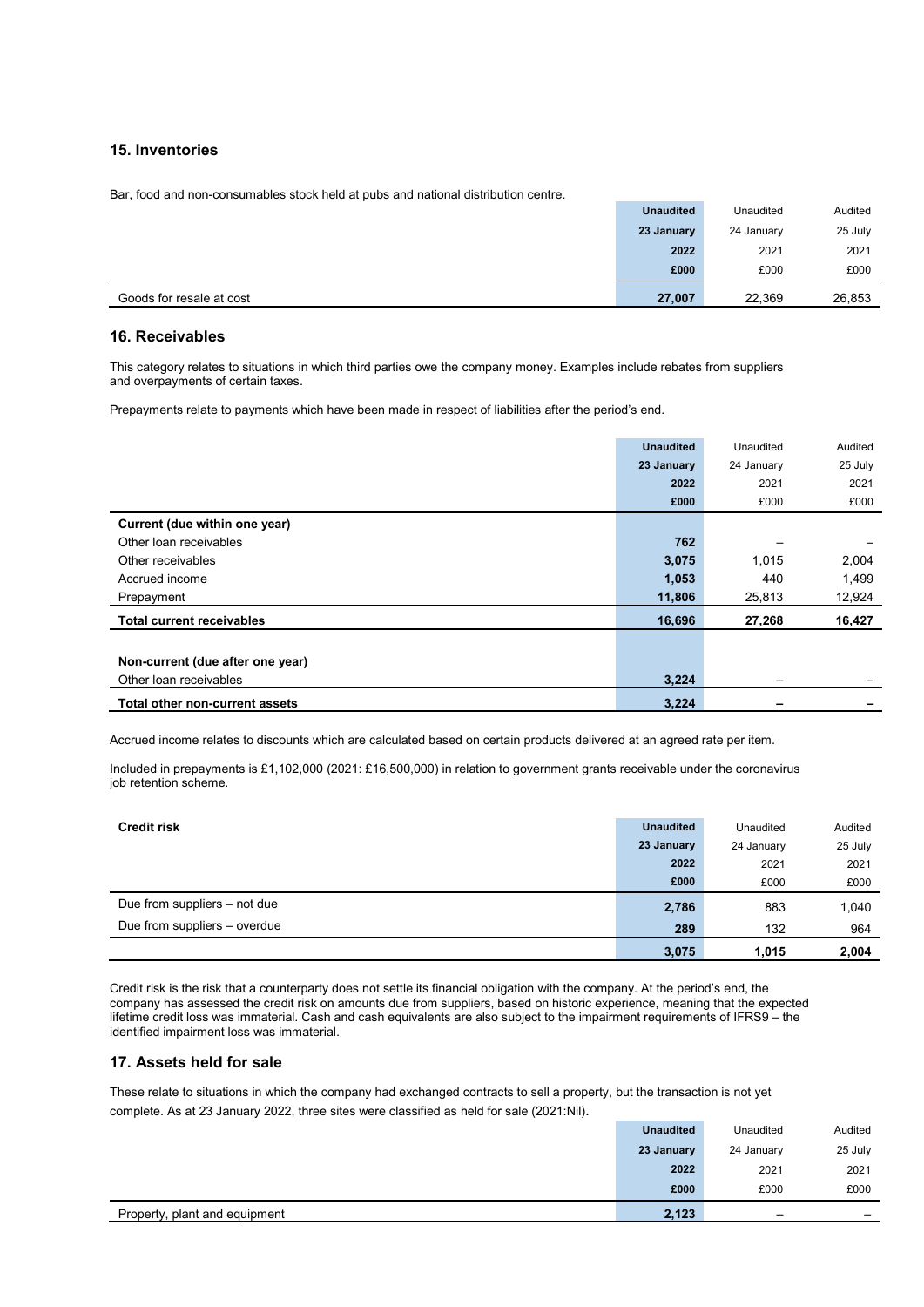## 15. Inventories

Bar, food and non-consumables stock held at pubs and national distribution centre.

| | **Unaudited** | Unaudited | Audited |
|---|---|---|---|
| | **23 January** | 24 January | 25 July |
| | **2022** | 2021 | 2021 |
| | **£000** | £000 | £000 |
| Goods for resale at cost | **27,007** | 22,369 | 26,853 |

## 16. Receivables

This category relates to situations in which third parties owe the company money. Examples include rebates from suppliers and overpayments of certain taxes.

Prepayments relate to payments which have been made in respect of liabilities after the period's end.

| | **Unaudited** | Unaudited | Audited |
|---|---|---|---|
| | **23 January** | 24 January | 25 July |
| | **2022** | 2021 | 2021 |
| | **£000** | £000 | £000 |
| **Current (due within one year)** | | | |
| Other loan receivables | **762** | – | – |
| Other receivables | **3,075** | 1,015 | 2,004 |
| Accrued income | **1,053** | 440 | 1,499 |
| Prepayment | **11,806** | 25,813 | 12,924 |
| **Total current receivables** | **16,696** | **27,268** | **16,427** |
| | | | |
| **Non-current (due after one year)** | | | |
| Other loan receivables | **3,224** | – | – |
| **Total other non-current assets** | **3,224** | **–** | **–** |

Accrued income relates to discounts which are calculated based on certain products delivered at an agreed rate per item.

Included in prepayments is £1,102,000 (2021: £16,500,000) in relation to government grants receivable under the coronavirus job retention scheme.

| **Credit risk** | **Unaudited** | Unaudited | Audited |
|---|---|---|---|
| | **23 January** | 24 January | 25 July |
| | **2022** | 2021 | 2021 |
| | **£000** | £000 | £000 |
| Due from suppliers – not due | **2,786** | 883 | 1,040 |
| Due from suppliers – overdue | **289** | 132 | 964 |
| | **3,075** | **1,015** | **2,004** |

Credit risk is the risk that a counterparty does not settle its financial obligation with the company. At the period's end, the company has assessed the credit risk on amounts due from suppliers, based on historic experience, meaning that the expected lifetime credit loss was immaterial. Cash and cash equivalents are also subject to the impairment requirements of IFRS9 – the identified impairment loss was immaterial.

## 17. Assets held for sale

These relate to situations in which the company had exchanged contracts to sell a property, but the transaction is not yet complete. As at 23 January 2022, three sites were classified as held for sale (2021:Nil).

| | **Unaudited** | Unaudited | Audited |
|---|---|---|---|
| | **23 January** | 24 January | 25 July |
| | **2022** | 2021 | 2021 |
| | **£000** | £000 | £000 |
| Property, plant and equipment | **2,123** | – | – |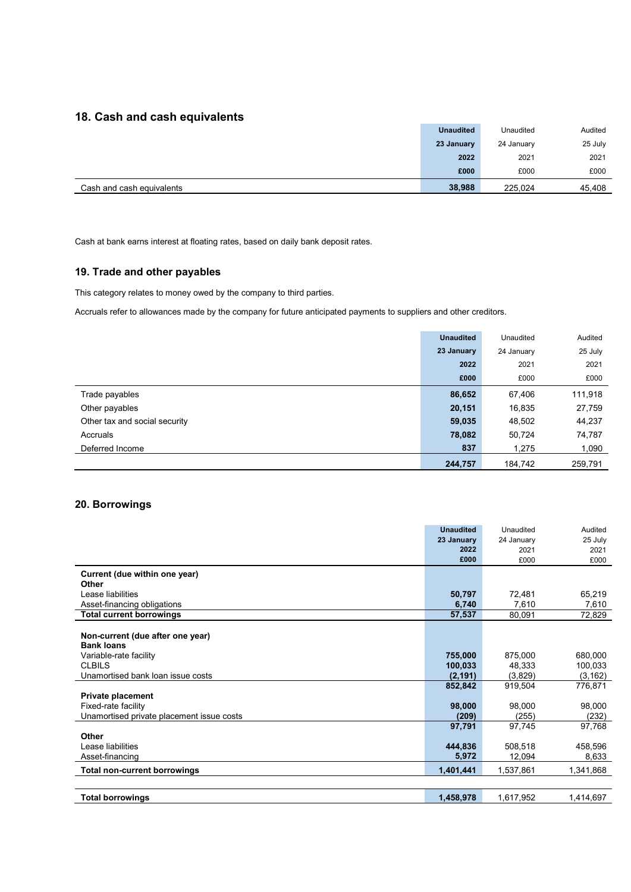## 18. Cash and cash equivalents

| | Unaudited 23 January 2022 £000 | Unaudited 24 January 2021 £000 | Audited 25 July 2021 £000 |
|---|---|---|---|
| Cash and cash equivalents | **38,988** | 225,024 | 45,408 |

Cash at bank earns interest at floating rates, based on daily bank deposit rates.

## 19. Trade and other payables

This category relates to money owed by the company to third parties.

Accruals refer to allowances made by the company for future anticipated payments to suppliers and other creditors.

| | Unaudited 23 January 2022 £000 | Unaudited 24 January 2021 £000 | Audited 25 July 2021 £000 |
|---|---|---|---|
| Trade payables | **86,652** | 67,406 | 111,918 |
| Other payables | **20,151** | 16,835 | 27,759 |
| Other tax and social security | **59,035** | 48,502 | 44,237 |
| Accruals | **78,082** | 50,724 | 74,787 |
| Deferred Income | **837** | 1,275 | 1,090 |
| | **244,757** | 184,742 | 259,791 |

## 20. Borrowings

| | Unaudited 23 January 2022 £000 | Unaudited 24 January 2021 £000 | Audited 25 July 2021 £000 |
|---|---|---|---|
| **Current (due within one year)** | | | |
| **Other** | | | |
| Lease liabilities | **50,797** | 72,481 | 65,219 |
| Asset-financing obligations | **6,740** | 7,610 | 7,610 |
| **Total current borrowings** | **57,537** | 80,091 | 72,829 |
| | | | |
| **Non-current (due after one year)** | | | |
| **Bank loans** | | | |
| Variable-rate facility | **755,000** | 875,000 | 680,000 |
| CLBILS | **100,033** | 48,333 | 100,033 |
| Unamortised bank loan issue costs | **(2,191)** | (3,829) | (3,162) |
| | **852,842** | 919,504 | 776,871 |
| **Private placement** | | | |
| Fixed-rate facility | **98,000** | 98,000 | 98,000 |
| Unamortised private placement issue costs | **(209)** | (255) | (232) |
| | **97,791** | 97,745 | 97,768 |
| **Other** | | | |
| Lease liabilities | **444,836** | 508,518 | 458,596 |
| Asset-financing | **5,972** | 12,094 | 8,633 |
| **Total non-current borrowings** | **1,401,441** | 1,537,861 | 1,341,868 |
| | | | |
| **Total borrowings** | **1,458,978** | 1,617,952 | 1,414,697 |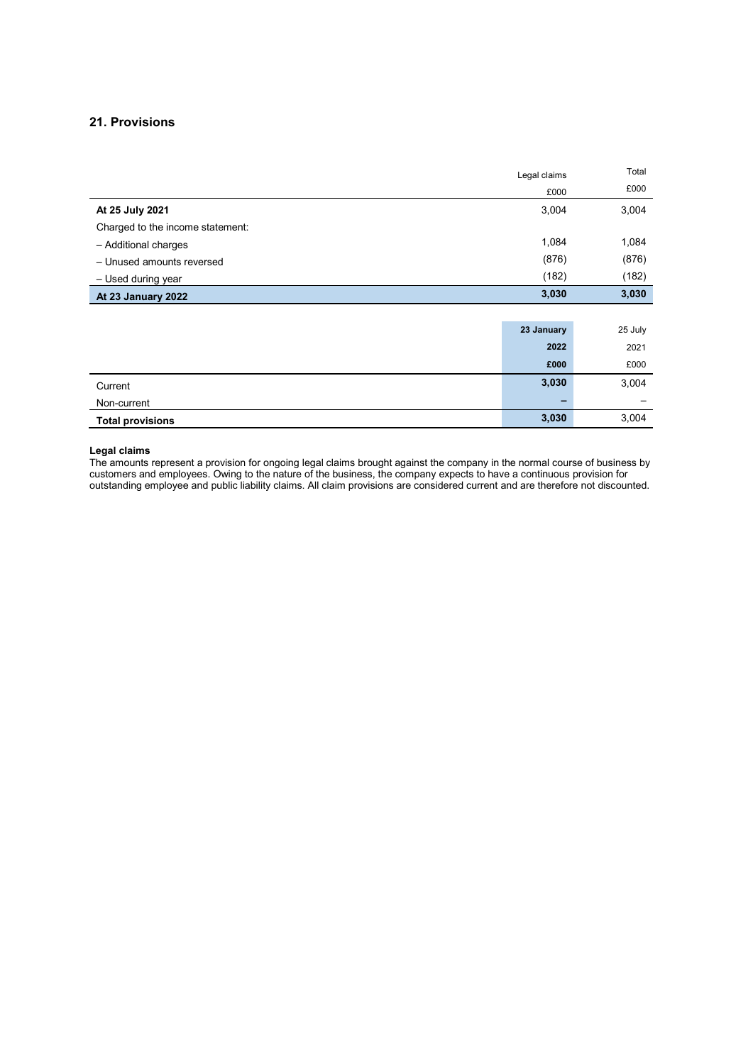## 21. Provisions

| | Legal claims £000 | Total £000 |
|---|---|---|
| **At 25 July 2021** | 3,004 | 3,004 |
| Charged to the income statement: | | |
| – Additional charges | 1,084 | 1,084 |
| – Unused amounts reversed | (876) | (876) |
| – Used during year | (182) | (182) |
| **At 23 January 2022** | **3,030** | **3,030** |

| | **23 January 2022 £000** | 25 July 2021 £000 |
|---|---|---|
| Current | **3,030** | 3,004 |
| Non-current | **–** | – |
| **Total provisions** | **3,030** | 3,004 |

**Legal claims**

The amounts represent a provision for ongoing legal claims brought against the company in the normal course of business by customers and employees. Owing to the nature of the business, the company expects to have a continuous provision for outstanding employee and public liability claims. All claim provisions are considered current and are therefore not discounted.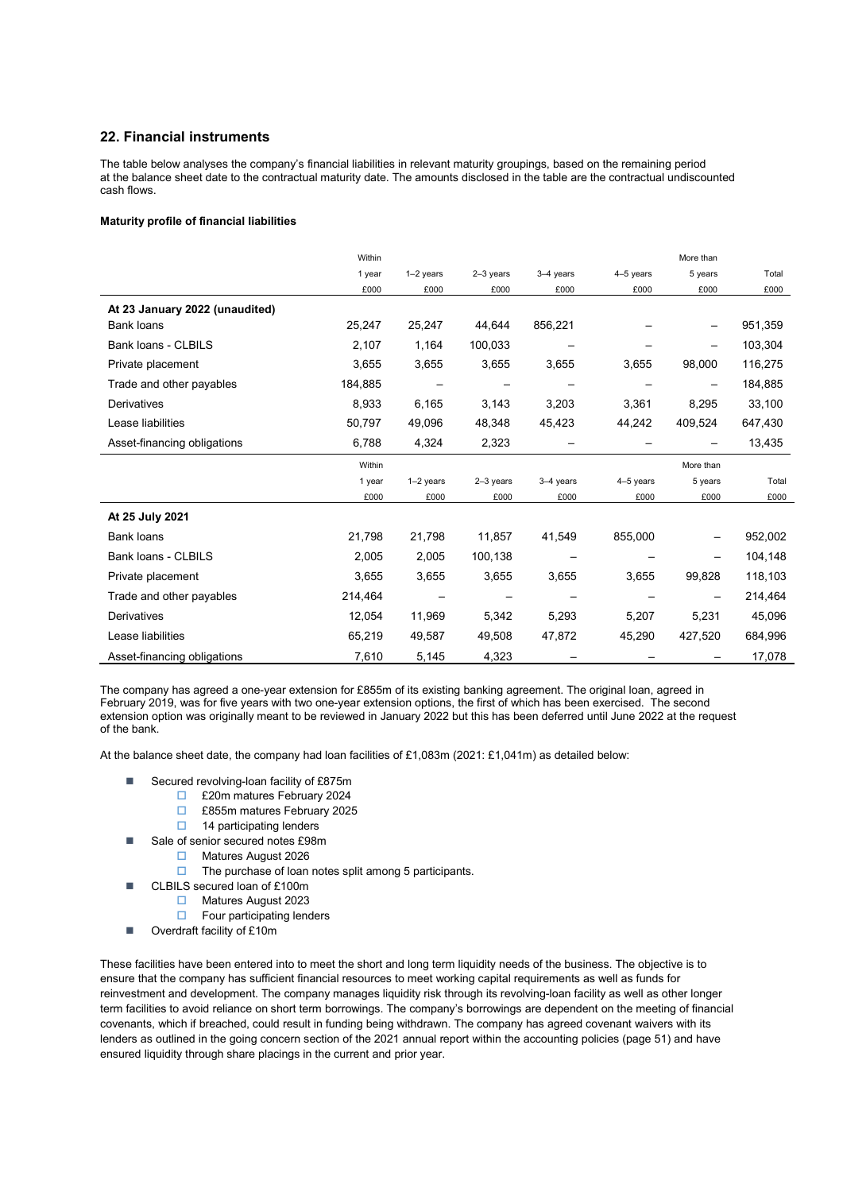## 22. Financial instruments

The table below analyses the company's financial liabilities in relevant maturity groupings, based on the remaining period at the balance sheet date to the contractual maturity date. The amounts disclosed in the table are the contractual undiscounted cash flows.

**Maturity profile of financial liabilities**

| | Within 1 year £000 | 1–2 years £000 | 2–3 years £000 | 3–4 years £000 | 4–5 years £000 | More than 5 years £000 | Total £000 |
|---|---|---|---|---|---|---|---|
| **At 23 January 2022 (unaudited)** | | | | | | | |
| Bank loans | 25,247 | 25,247 | 44,644 | 856,221 | – | – | 951,359 |
| Bank loans - CLBILS | 2,107 | 1,164 | 100,033 | – | – | – | 103,304 |
| Private placement | 3,655 | 3,655 | 3,655 | 3,655 | 3,655 | 98,000 | 116,275 |
| Trade and other payables | 184,885 | – | – | – | – | – | 184,885 |
| Derivatives | 8,933 | 6,165 | 3,143 | 3,203 | 3,361 | 8,295 | 33,100 |
| Lease liabilities | 50,797 | 49,096 | 48,348 | 45,423 | 44,242 | 409,524 | 647,430 |
| Asset-financing obligations | 6,788 | 4,324 | 2,323 | – | – | – | 13,435 |

| | Within 1 year £000 | 1–2 years £000 | 2–3 years £000 | 3–4 years £000 | 4–5 years £000 | More than 5 years £000 | Total £000 |
|---|---|---|---|---|---|---|---|
| **At 25 July 2021** | | | | | | | |
| Bank loans | 21,798 | 21,798 | 11,857 | 41,549 | 855,000 | – | 952,002 |
| Bank loans - CLBILS | 2,005 | 2,005 | 100,138 | – | – | – | 104,148 |
| Private placement | 3,655 | 3,655 | 3,655 | 3,655 | 3,655 | 99,828 | 118,103 |
| Trade and other payables | 214,464 | – | – | – | – | – | 214,464 |
| Derivatives | 12,054 | 11,969 | 5,342 | 5,293 | 5,207 | 5,231 | 45,096 |
| Lease liabilities | 65,219 | 49,587 | 49,508 | 47,872 | 45,290 | 427,520 | 684,996 |
| Asset-financing obligations | 7,610 | 5,145 | 4,323 | – | – | – | 17,078 |

The company has agreed a one-year extension for £855m of its existing banking agreement. The original loan, agreed in February 2019, was for five years with two one-year extension options, the first of which has been exercised. The second extension option was originally meant to be reviewed in January 2022 but this has been deferred until June 2022 at the request of the bank.

At the balance sheet date, the company had loan facilities of £1,083m (2021: £1,041m) as detailed below:

- Secured revolving-loan facility of £875m
  - £20m matures February 2024
  - £855m matures February 2025
  - 14 participating lenders
- Sale of senior secured notes £98m
  - Matures August 2026
  - The purchase of loan notes split among 5 participants.
- CLBILS secured loan of £100m
  - Matures August 2023
  - Four participating lenders
- Overdraft facility of £10m

These facilities have been entered into to meet the short and long term liquidity needs of the business. The objective is to ensure that the company has sufficient financial resources to meet working capital requirements as well as funds for reinvestment and development. The company manages liquidity risk through its revolving-loan facility as well as other longer term facilities to avoid reliance on short term borrowings. The company's borrowings are dependent on the meeting of financial covenants, which if breached, could result in funding being withdrawn. The company has agreed covenant waivers with its lenders as outlined in the going concern section of the 2021 annual report within the accounting policies (page 51) and have ensured liquidity through share placings in the current and prior year.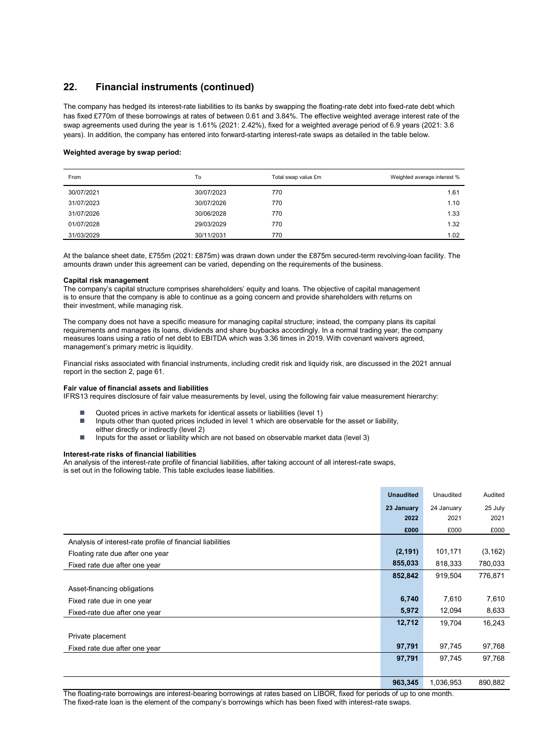## 22. Financial instruments (continued)

The company has hedged its interest-rate liabilities to its banks by swapping the floating-rate debt into fixed-rate debt which has fixed £770m of these borrowings at rates of between 0.61 and 3.84%. The effective weighted average interest rate of the swap agreements used during the year is 1.61% (2021: 2.42%), fixed for a weighted average period of 6.9 years (2021: 3.6 years). In addition, the company has entered into forward-starting interest-rate swaps as detailed in the table below.

**Weighted average by swap period:**

| From | To | Total swap value £m | Weighted average interest % |
|---|---|---|---|
| 30/07/2021 | 30/07/2023 | 770 | 1.61 |
| 31/07/2023 | 30/07/2026 | 770 | 1.10 |
| 31/07/2026 | 30/06/2028 | 770 | 1.33 |
| 01/07/2028 | 29/03/2029 | 770 | 1.32 |
| 31/03/2029 | 30/11/2031 | 770 | 1.02 |

At the balance sheet date, £755m (2021: £875m) was drawn down under the £875m secured-term revolving-loan facility. The amounts drawn under this agreement can be varied, depending on the requirements of the business.

**Capital risk management**

The company's capital structure comprises shareholders' equity and loans. The objective of capital management is to ensure that the company is able to continue as a going concern and provide shareholders with returns on their investment, while managing risk.

The company does not have a specific measure for managing capital structure; instead, the company plans its capital requirements and manages its loans, dividends and share buybacks accordingly. In a normal trading year, the company measures loans using a ratio of net debt to EBITDA which was 3.36 times in 2019. With covenant waivers agreed, management's primary metric is liquidity.

Financial risks associated with financial instruments, including credit risk and liquidity risk, are discussed in the 2021 annual report in the section 2, page 61.

**Fair value of financial assets and liabilities**

IFRS13 requires disclosure of fair value measurements by level, using the following fair value measurement hierarchy:

- Quoted prices in active markets for identical assets or liabilities (level 1)
- Inputs other than quoted prices included in level 1 which are observable for the asset or liability, either directly or indirectly (level 2)
- Inputs for the asset or liability which are not based on observable market data (level 3)

**Interest-rate risks of financial liabilities**

An analysis of the interest-rate profile of financial liabilities, after taking account of all interest-rate swaps, is set out in the following table. This table excludes lease liabilities.

| | **Unaudited** | Unaudited | Audited |
|---|---|---|---|
| | **23 January 2022** | 24 January 2021 | 25 July 2021 |
| | **£000** | £000 | £000 |
| Analysis of interest-rate profile of financial liabilities | | | |
| Floating rate due after one year | **(2,191)** | 101,171 | (3,162) |
| Fixed rate due after one year | **855,033** | 818,333 | 780,033 |
| | **852,842** | 919,504 | 776,871 |
| Asset-financing obligations | | | |
| Fixed rate due in one year | **6,740** | 7,610 | 7,610 |
| Fixed-rate due after one year | **5,972** | 12,094 | 8,633 |
| | **12,712** | 19,704 | 16,243 |
| Private placement | | | |
| Fixed rate due after one year | **97,791** | 97,745 | 97,768 |
| | **97,791** | 97,745 | 97,768 |
| | **963,345** | 1,036,953 | 890,882 |

The floating-rate borrowings are interest-bearing borrowings at rates based on LIBOR, fixed for periods of up to one month.
The fixed-rate loan is the element of the company's borrowings which has been fixed with interest-rate swaps.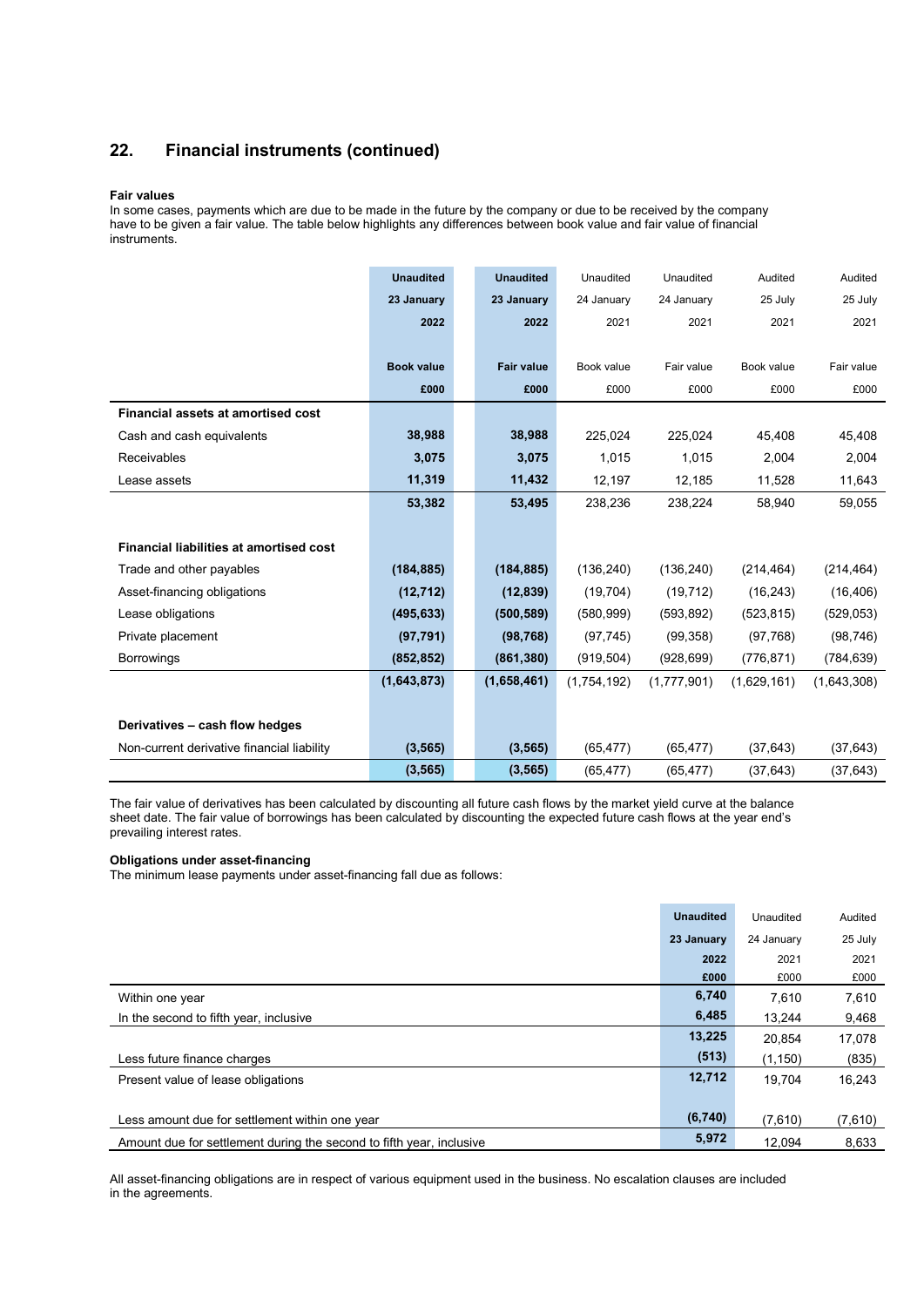## 22. Financial instruments (continued)

**Fair values**

In some cases, payments which are due to be made in the future by the company or due to be received by the company have to be given a fair value. The table below highlights any differences between book value and fair value of financial instruments.

| | **Unaudited 23 January 2022** | **Unaudited 23 January 2022** | Unaudited 24 January 2021 | Unaudited 24 January 2021 | Audited 25 July 2021 | Audited 25 July 2021 |
|---|---|---|---|---|---|---|
| | **Book value £000** | **Fair value £000** | Book value £000 | Fair value £000 | Book value £000 | Fair value £000 |
| **Financial assets at amortised cost** | | | | | | |
| Cash and cash equivalents | **38,988** | **38,988** | 225,024 | 225,024 | 45,408 | 45,408 |
| Receivables | **3,075** | **3,075** | 1,015 | 1,015 | 2,004 | 2,004 |
| Lease assets | **11,319** | **11,432** | 12,197 | 12,185 | 11,528 | 11,643 |
| | **53,382** | **53,495** | 238,236 | 238,224 | 58,940 | 59,055 |
| **Financial liabilities at amortised cost** | | | | | | |
| Trade and other payables | **(184,885)** | **(184,885)** | (136,240) | (136,240) | (214,464) | (214,464) |
| Asset-financing obligations | **(12,712)** | **(12,839)** | (19,704) | (19,712) | (16,243) | (16,406) |
| Lease obligations | **(495,633)** | **(500,589)** | (580,999) | (593,892) | (523,815) | (529,053) |
| Private placement | **(97,791)** | **(98,768)** | (97,745) | (99,358) | (97,768) | (98,746) |
| Borrowings | **(852,852)** | **(861,380)** | (919,504) | (928,699) | (776,871) | (784,639) |
| | **(1,643,873)** | **(1,658,461)** | (1,754,192) | (1,777,901) | (1,629,161) | (1,643,308) |
| **Derivatives – cash flow hedges** | | | | | | |
| Non-current derivative financial liability | **(3,565)** | **(3,565)** | (65,477) | (65,477) | (37,643) | (37,643) |
| | **(3,565)** | **(3,565)** | (65,477) | (65,477) | (37,643) | (37,643) |

The fair value of derivatives has been calculated by discounting all future cash flows by the market yield curve at the balance sheet date. The fair value of borrowings has been calculated by discounting the expected future cash flows at the year end's prevailing interest rates.

**Obligations under asset-financing**

The minimum lease payments under asset-financing fall due as follows:

| | **Unaudited 23 January 2022 £000** | Unaudited 24 January 2021 £000 | Audited 25 July 2021 £000 |
|---|---|---|---|
| Within one year | **6,740** | 7,610 | 7,610 |
| In the second to fifth year, inclusive | **6,485** | 13,244 | 9,468 |
| | **13,225** | 20,854 | 17,078 |
| Less future finance charges | **(513)** | (1,150) | (835) |
| Present value of lease obligations | **12,712** | 19,704 | 16,243 |
| Less amount due for settlement within one year | **(6,740)** | (7,610) | (7,610) |
| Amount due for settlement during the second to fifth year, inclusive | **5,972** | 12,094 | 8,633 |

All asset-financing obligations are in respect of various equipment used in the business. No escalation clauses are included in the agreements.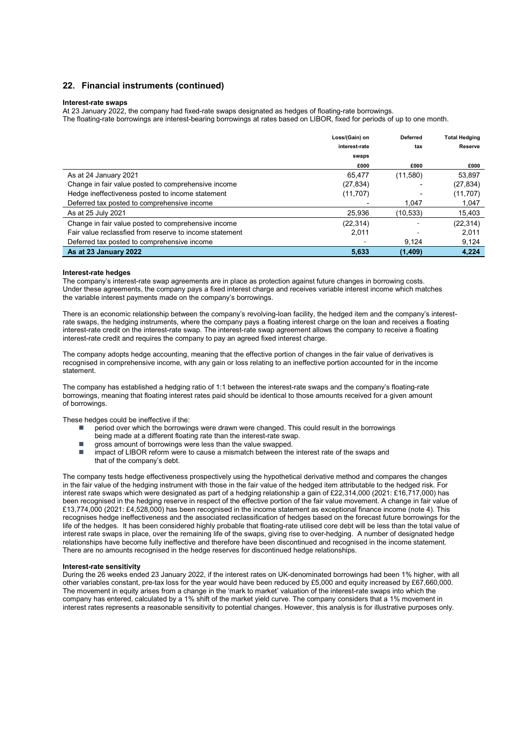## 22. Financial instruments (continued)

**Interest-rate swaps**

At 23 January 2022, the company had fixed-rate swaps designated as hedges of floating-rate borrowings.
The floating-rate borrowings are interest-bearing borrowings at rates based on LIBOR, fixed for periods of up to one month.

| | Loss/(Gain) on interest-rate swaps | Deferred tax | Total Hedging Reserve |
|---|---|---|---|
| | £000 | £000 | £000 |
| As at 24 January 2021 | 65,477 | (11,580) | 53,897 |
| Change in fair value posted to comprehensive income | (27,834) | - | (27,834) |
| Hedge ineffectiveness posted to income statement | (11,707) | - | (11,707) |
| Deferred tax posted to comprehensive income | - | 1,047 | 1,047 |
| As at 25 July 2021 | 25,936 | (10,533) | 15,403 |
| Change in fair value posted to comprehensive income | (22,314) | - | (22,314) |
| Fair value reclassfied from reserve to income statement | 2,011 | - | 2,011 |
| Deferred tax posted to comprehensive income | - | 9,124 | 9,124 |
| **As at 23 January 2022** | **5,633** | **(1,409)** | **4,224** |

**Interest-rate hedges**

The company's interest-rate swap agreements are in place as protection against future changes in borrowing costs. Under these agreements, the company pays a fixed interest charge and receives variable interest income which matches the variable interest payments made on the company's borrowings.

There is an economic relationship between the company's revolving-loan facility, the hedged item and the company's interest-rate swaps, the hedging instruments, where the company pays a floating interest charge on the loan and receives a floating interest-rate credit on the interest-rate swap. The interest-rate swap agreement allows the company to receive a floating interest-rate credit and requires the company to pay an agreed fixed interest charge.

The company adopts hedge accounting, meaning that the effective portion of changes in the fair value of derivatives is recognised in comprehensive income, with any gain or loss relating to an ineffective portion accounted for in the income statement.

The company has established a hedging ratio of 1:1 between the interest-rate swaps and the company's floating-rate borrowings, meaning that floating interest rates paid should be identical to those amounts received for a given amount of borrowings.

These hedges could be ineffective if the:

- period over which the borrowings were drawn were changed. This could result in the borrowings being made at a different floating rate than the interest-rate swap.
- gross amount of borrowings were less than the value swapped.
- impact of LIBOR reform were to cause a mismatch between the interest rate of the swaps and that of the company's debt.

The company tests hedge effectiveness prospectively using the hypothetical derivative method and compares the changes in the fair value of the hedging instrument with those in the fair value of the hedged item attributable to the hedged risk. For interest rate swaps which were designated as part of a hedging relationship a gain of £22,314,000 (2021: £16,717,000) has been recognised in the hedging reserve in respect of the effective portion of the fair value movement. A change in fair value of £13,774,000 (2021: £4,528,000) has been recognised in the income statement as exceptional finance income (note 4). This recognises hedge ineffectiveness and the associated reclassification of hedges based on the forecast future borrowings for the life of the hedges. It has been considered highly probable that floating-rate utilised core debt will be less than the total value of interest rate swaps in place, over the remaining life of the swaps, giving rise to over-hedging. A number of designated hedge relationships have become fully ineffective and therefore have been discontinued and recognised in the income statement. There are no amounts recognised in the hedge reserves for discontinued hedge relationships.

**Interest-rate sensitivity**

During the 26 weeks ended 23 January 2022, if the interest rates on UK-denominated borrowings had been 1% higher, with all other variables constant, pre-tax loss for the year would have been reduced by £5,000 and equity increased by £67,660,000. The movement in equity arises from a change in the 'mark to market' valuation of the interest-rate swaps into which the company has entered, calculated by a 1% shift of the market yield curve. The company considers that a 1% movement in interest rates represents a reasonable sensitivity to potential changes. However, this analysis is for illustrative purposes only.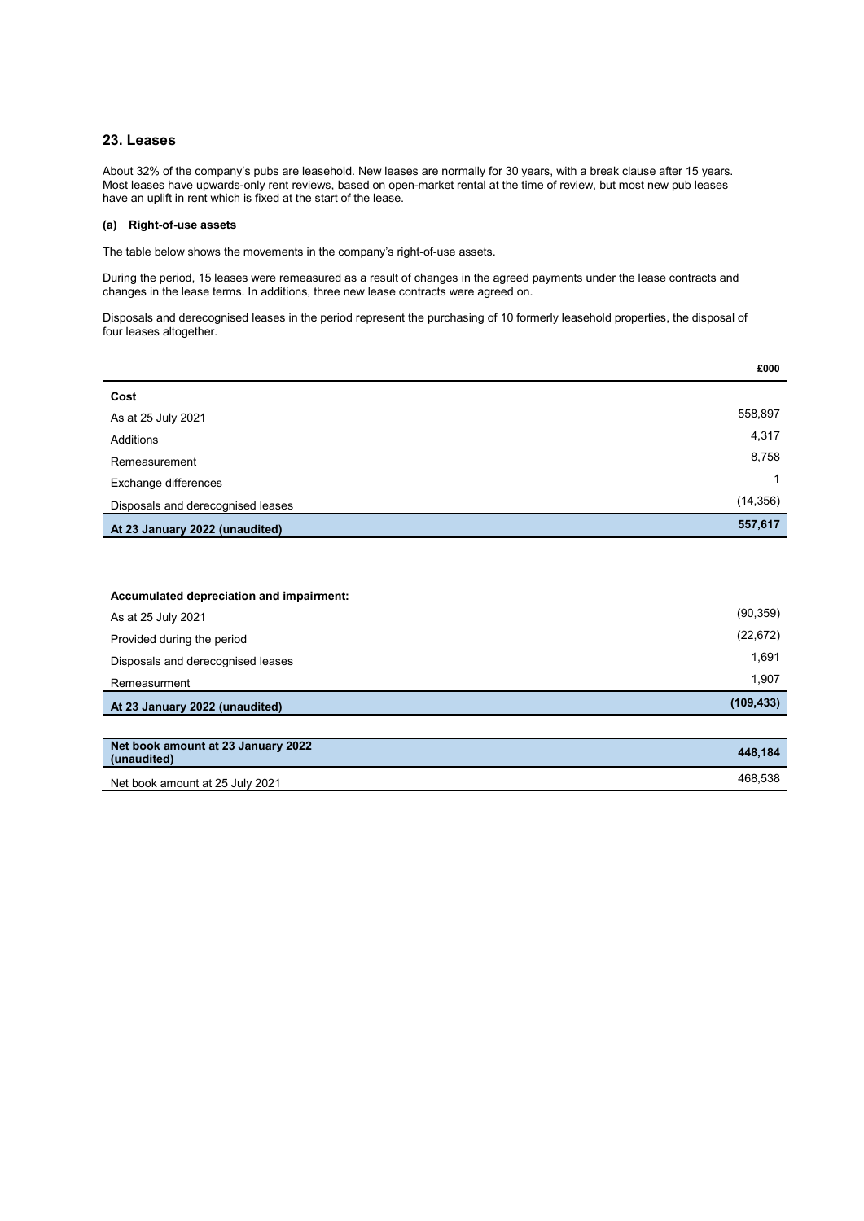## 23. Leases

About 32% of the company's pubs are leasehold. New leases are normally for 30 years, with a break clause after 15 years. Most leases have upwards-only rent reviews, based on open-market rental at the time of review, but most new pub leases have an uplift in rent which is fixed at the start of the lease.

### (a) Right-of-use assets

The table below shows the movements in the company's right-of-use assets.

During the period, 15 leases were remeasured as a result of changes in the agreed payments under the lease contracts and changes in the lease terms. In additions, three new lease contracts were agreed on.

Disposals and derecognised leases in the period represent the purchasing of 10 formerly leasehold properties, the disposal of four leases altogether.

| | £000 |
|---|---|
| **Cost** | |
| As at 25 July 2021 | 558,897 |
| Additions | 4,317 |
| Remeasurement | 8,758 |
| Exchange differences | 1 |
| Disposals and derecognised leases | (14,356) |
| **At 23 January 2022 (unaudited)** | **557,617** |
| | |
| **Accumulated depreciation and impairment:** | |
| As at 25 July 2021 | (90,359) |
| Provided during the period | (22,672) |
| Disposals and derecognised leases | 1,691 |
| Remeasurment | 1,907 |
| **At 23 January 2022 (unaudited)** | **(109,433)** |
| | |
| **Net book amount at 23 January 2022 (unaudited)** | **448,184** |
| Net book amount at 25 July 2021 | 468,538 |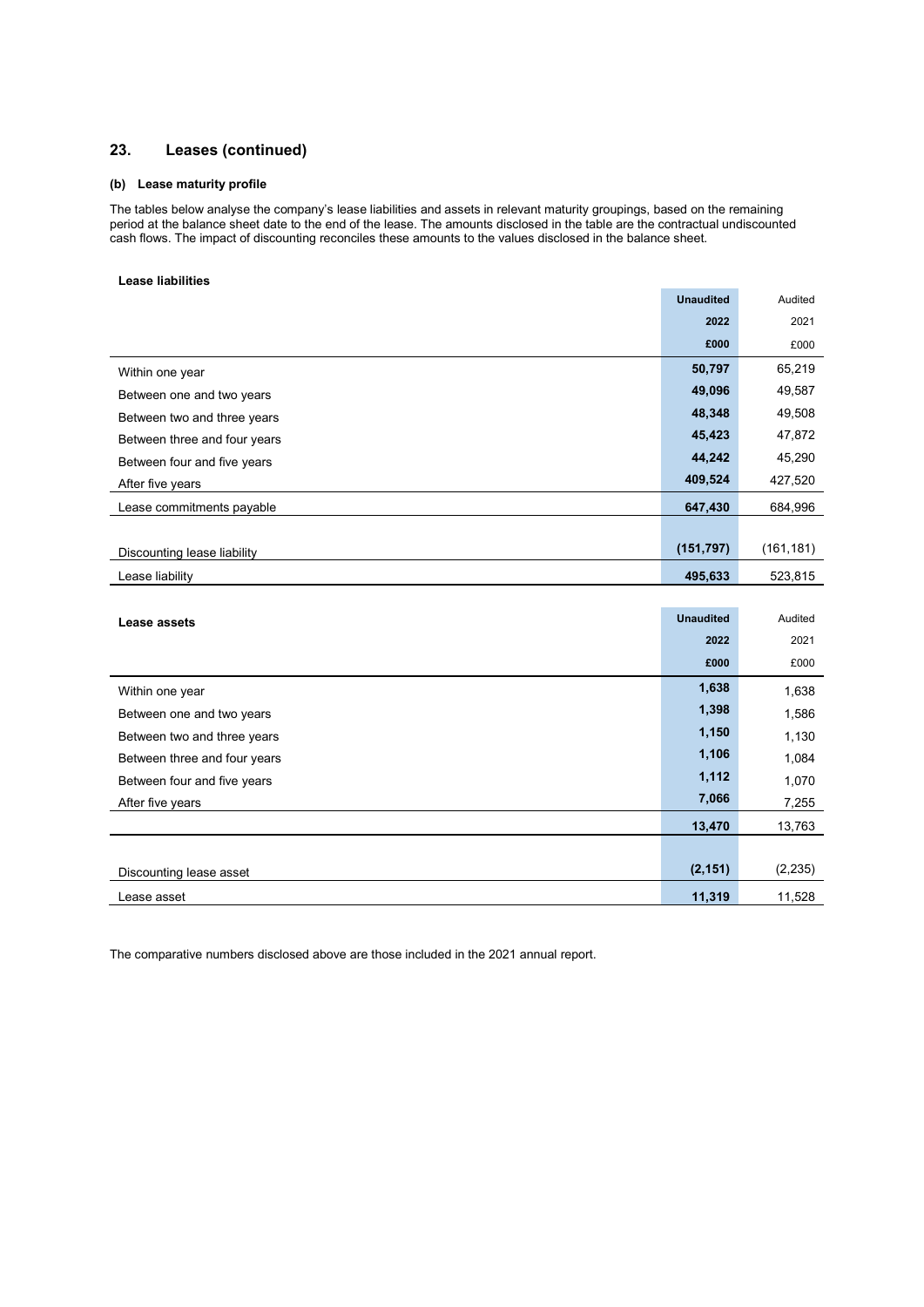## 23. Leases (continued)

### (b) Lease maturity profile

The tables below analyse the company's lease liabilities and assets in relevant maturity groupings, based on the remaining period at the balance sheet date to the end of the lease. The amounts disclosed in the table are the contractual undiscounted cash flows. The impact of discounting reconciles these amounts to the values disclosed in the balance sheet.

**Lease liabilities**

| | **Unaudited** | Audited |
|---|---|---|
| | **2022** | 2021 |
| | **£000** | £000 |
| Within one year | **50,797** | 65,219 |
| Between one and two years | **49,096** | 49,587 |
| Between two and three years | **48,348** | 49,508 |
| Between three and four years | **45,423** | 47,872 |
| Between four and five years | **44,242** | 45,290 |
| After five years | **409,524** | 427,520 |
| Lease commitments payable | **647,430** | 684,996 |
| | | |
| Discounting lease liability | **(151,797)** | (161,181) |
| Lease liability | **495,633** | 523,815 |

| **Lease assets** | **Unaudited** | Audited |
|---|---|---|
| | **2022** | 2021 |
| | **£000** | £000 |
| Within one year | **1,638** | 1,638 |
| Between one and two years | **1,398** | 1,586 |
| Between two and three years | **1,150** | 1,130 |
| Between three and four years | **1,106** | 1,084 |
| Between four and five years | **1,112** | 1,070 |
| After five years | **7,066** | 7,255 |
| | **13,470** | 13,763 |
| | | |
| Discounting lease asset | **(2,151)** | (2,235) |
| Lease asset | **11,319** | 11,528 |

The comparative numbers disclosed above are those included in the 2021 annual report.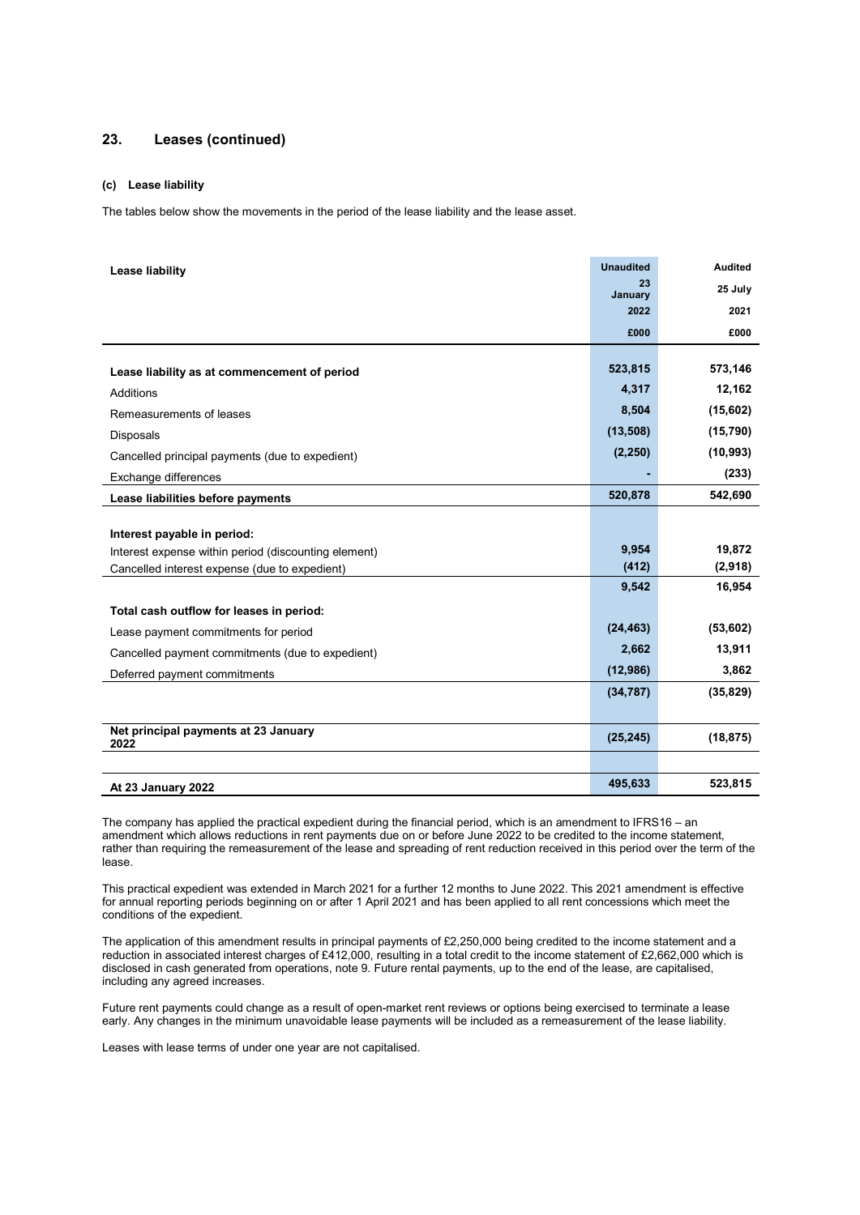## 23. Leases (continued)

### (c) Lease liability

The tables below show the movements in the period of the lease liability and the lease asset.

| Lease liability | Unaudited 23 January 2022 £000 | Audited 25 July 2021 £000 |
|---|---|---|
| **Lease liability as at commencement of period** | 523,815 | 573,146 |
| Additions | 4,317 | 12,162 |
| Remeasurements of leases | 8,504 | (15,602) |
| Disposals | (13,508) | (15,790) |
| Cancelled principal payments (due to expedient) | (2,250) | (10,993) |
| Exchange differences | - | (233) |
| **Lease liabilities before payments** | 520,878 | 542,690 |
| | | |
| **Interest payable in period:** | | |
| Interest expense within period (discounting element) | 9,954 | 19,872 |
| Cancelled interest expense (due to expedient) | (412) | (2,918) |
| | 9,542 | 16,954 |
| **Total cash outflow for leases in period:** | | |
| Lease payment commitments for period | (24,463) | (53,602) |
| Cancelled payment commitments (due to expedient) | 2,662 | 13,911 |
| Deferred payment commitments | (12,986) | 3,862 |
| | (34,787) | (35,829) |
| | | |
| **Net principal payments at 23 January 2022** | (25,245) | (18,875) |
| | | |
| **At 23 January 2022** | 495,633 | 523,815 |

The company has applied the practical expedient during the financial period, which is an amendment to IFRS16 – an amendment which allows reductions in rent payments due on or before June 2022 to be credited to the income statement, rather than requiring the remeasurement of the lease and spreading of rent reduction received in this period over the term of the lease.

This practical expedient was extended in March 2021 for a further 12 months to June 2022. This 2021 amendment is effective for annual reporting periods beginning on or after 1 April 2021 and has been applied to all rent concessions which meet the conditions of the expedient.

The application of this amendment results in principal payments of £2,250,000 being credited to the income statement and a reduction in associated interest charges of £412,000, resulting in a total credit to the income statement of £2,662,000 which is disclosed in cash generated from operations, note 9. Future rental payments, up to the end of the lease, are capitalised, including any agreed increases.

Future rent payments could change as a result of open-market rent reviews or options being exercised to terminate a lease early. Any changes in the minimum unavoidable lease payments will be included as a remeasurement of the lease liability.

Leases with lease terms of under one year are not capitalised.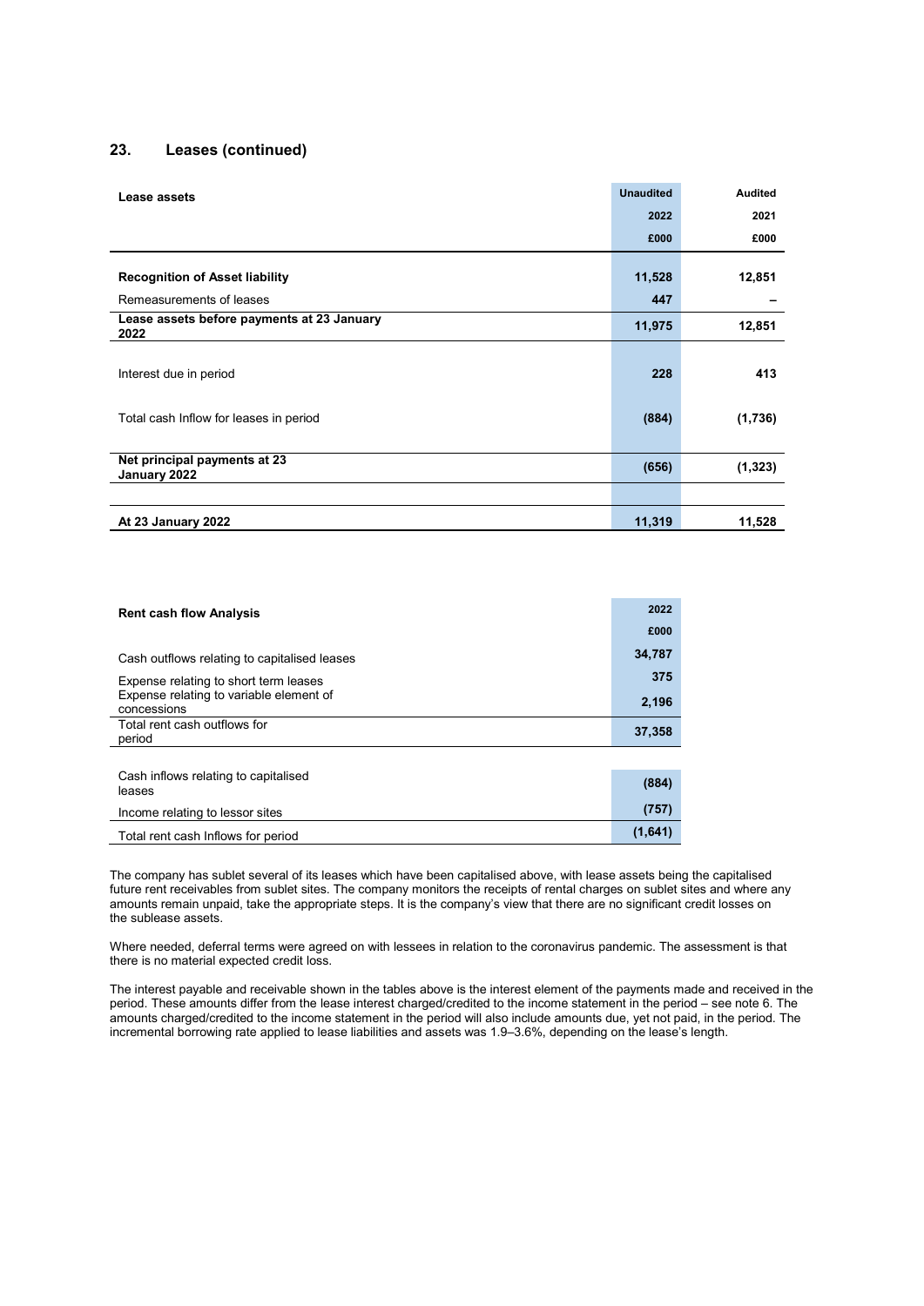## 23. Leases (continued)

| Lease assets | Unaudited | Audited |
|---|---|---|
| | 2022 | 2021 |
| | £000 | £000 |
| **Recognition of Asset liability** | **11,528** | **12,851** |
| Remeasurements of leases | **447** | **–** |
| **Lease assets before payments at 23 January 2022** | **11,975** | **12,851** |
| Interest due in period | **228** | **413** |
| Total cash Inflow for leases in period | **(884)** | **(1,736)** |
| **Net principal payments at 23 January 2022** | **(656)** | **(1,323)** |
| **At 23 January 2022** | **11,319** | **11,528** |

| Rent cash flow Analysis | 2022 |
|---|---|
| | £000 |
| Cash outflows relating to capitalised leases | **34,787** |
| Expense relating to short term leases | **375** |
| Expense relating to variable element of concessions | **2,196** |
| Total rent cash outflows for period | **37,358** |
| Cash inflows relating to capitalised leases | **(884)** |
| Income relating to lessor sites | **(757)** |
| Total rent cash Inflows for period | **(1,641)** |

The company has sublet several of its leases which have been capitalised above, with lease assets being the capitalised future rent receivables from sublet sites. The company monitors the receipts of rental charges on sublet sites and where any amounts remain unpaid, take the appropriate steps. It is the company's view that there are no significant credit losses on the sublease assets.

Where needed, deferral terms were agreed on with lessees in relation to the coronavirus pandemic. The assessment is that there is no material expected credit loss.

The interest payable and receivable shown in the tables above is the interest element of the payments made and received in the period. These amounts differ from the lease interest charged/credited to the income statement in the period – see note 6. The amounts charged/credited to the income statement in the period will also include amounts due, yet not paid, in the period. The incremental borrowing rate applied to lease liabilities and assets was 1.9–3.6%, depending on the lease's length.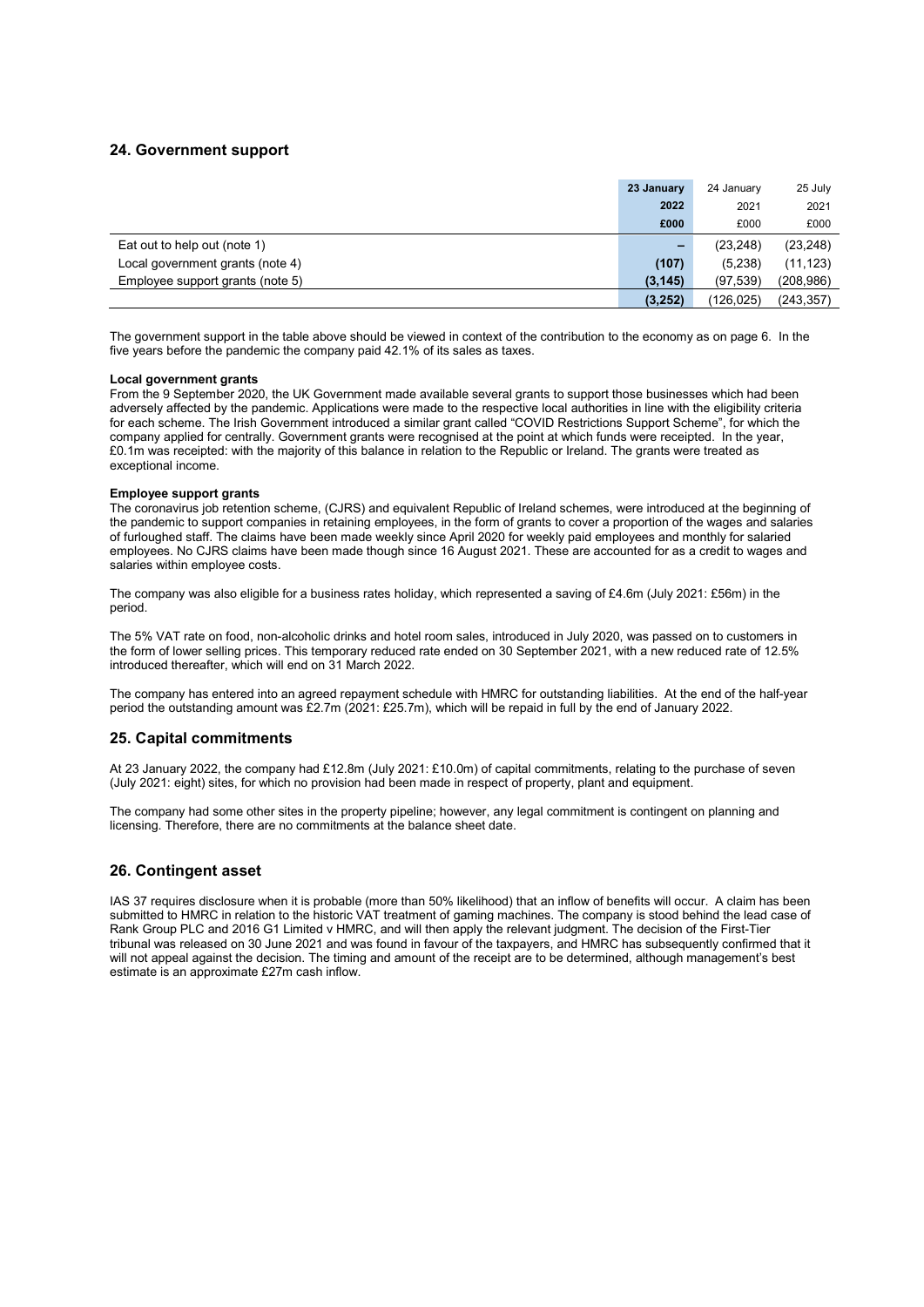## 24. Government support

| | 23 January 2022 £000 | 24 January 2021 £000 | 25 July 2021 £000 |
|---|---|---|---|
| Eat out to help out (note 1) | **–** | (23,248) | (23,248) |
| Local government grants (note 4) | **(107)** | (5,238) | (11,123) |
| Employee support grants (note 5) | **(3,145)** | (97,539) | (208,986) |
| | **(3,252)** | (126,025) | (243,357) |

The government support in the table above should be viewed in context of the contribution to the economy as on page 6. In the five years before the pandemic the company paid 42.1% of its sales as taxes.

**Local government grants**
From the 9 September 2020, the UK Government made available several grants to support those businesses which had been adversely affected by the pandemic. Applications were made to the respective local authorities in line with the eligibility criteria for each scheme. The Irish Government introduced a similar grant called "COVID Restrictions Support Scheme", for which the company applied for centrally. Government grants were recognised at the point at which funds were receipted. In the year, £0.1m was receipted: with the majority of this balance in relation to the Republic or Ireland. The grants were treated as exceptional income.

**Employee support grants**
The coronavirus job retention scheme, (CJRS) and equivalent Republic of Ireland schemes, were introduced at the beginning of the pandemic to support companies in retaining employees, in the form of grants to cover a proportion of the wages and salaries of furloughed staff. The claims have been made weekly since April 2020 for weekly paid employees and monthly for salaried employees. No CJRS claims have been made though since 16 August 2021. These are accounted for as a credit to wages and salaries within employee costs.

The company was also eligible for a business rates holiday, which represented a saving of £4.6m (July 2021: £56m) in the period.

The 5% VAT rate on food, non-alcoholic drinks and hotel room sales, introduced in July 2020, was passed on to customers in the form of lower selling prices. This temporary reduced rate ended on 30 September 2021, with a new reduced rate of 12.5% introduced thereafter, which will end on 31 March 2022.

The company has entered into an agreed repayment schedule with HMRC for outstanding liabilities. At the end of the half-year period the outstanding amount was £2.7m (2021: £25.7m), which will be repaid in full by the end of January 2022.

## 25. Capital commitments

At 23 January 2022, the company had £12.8m (July 2021: £10.0m) of capital commitments, relating to the purchase of seven (July 2021: eight) sites, for which no provision had been made in respect of property, plant and equipment.

The company had some other sites in the property pipeline; however, any legal commitment is contingent on planning and licensing. Therefore, there are no commitments at the balance sheet date.

## 26. Contingent asset

IAS 37 requires disclosure when it is probable (more than 50% likelihood) that an inflow of benefits will occur. A claim has been submitted to HMRC in relation to the historic VAT treatment of gaming machines. The company is stood behind the lead case of Rank Group PLC and 2016 G1 Limited v HMRC, and will then apply the relevant judgment. The decision of the First-Tier tribunal was released on 30 June 2021 and was found in favour of the taxpayers, and HMRC has subsequently confirmed that it will not appeal against the decision. The timing and amount of the receipt are to be determined, although management's best estimate is an approximate £27m cash inflow.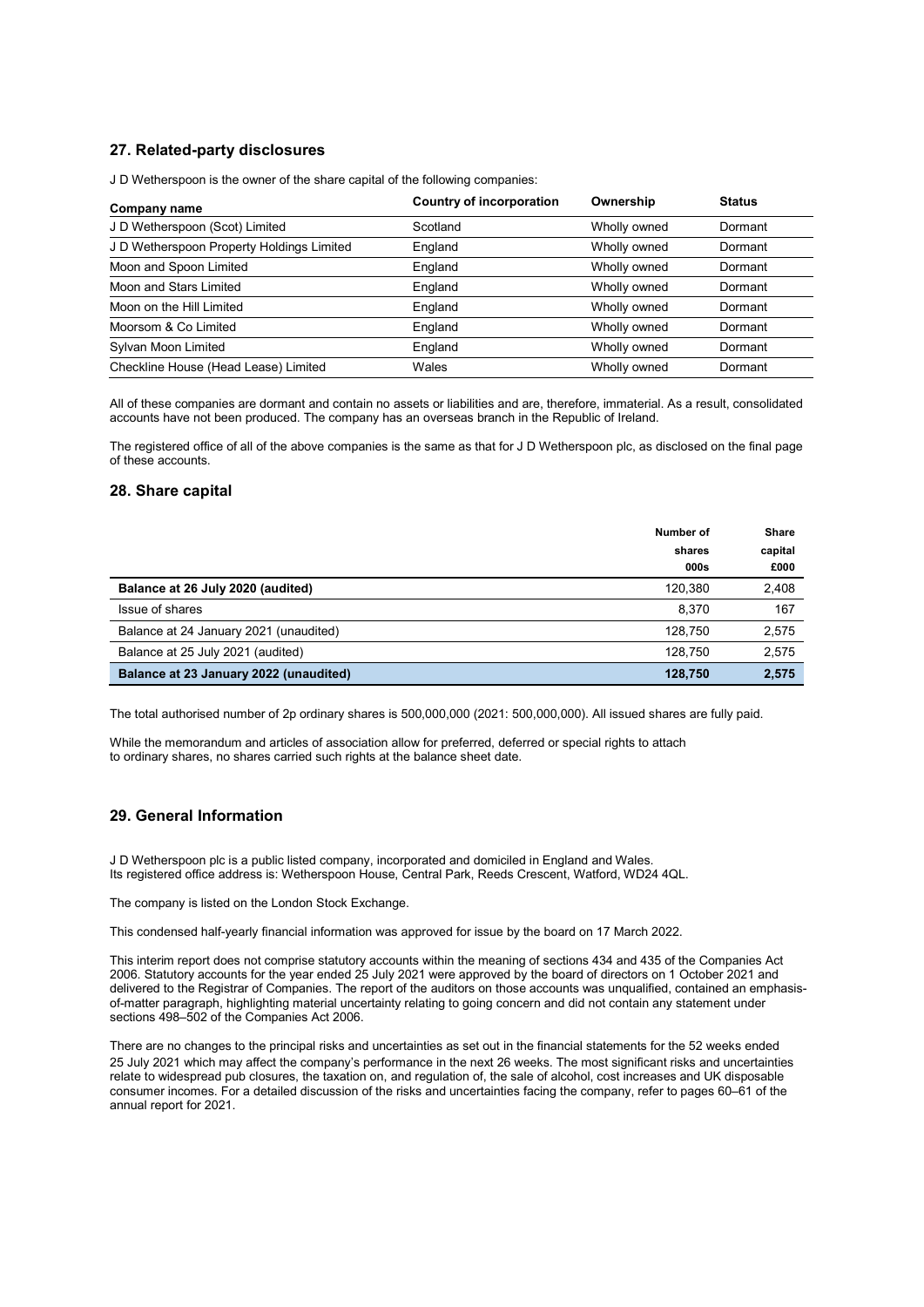## 27. Related-party disclosures

J D Wetherspoon is the owner of the share capital of the following companies:

| Company name | Country of incorporation | Ownership | Status |
| --- | --- | --- | --- |
| J D Wetherspoon (Scot) Limited | Scotland | Wholly owned | Dormant |
| J D Wetherspoon Property Holdings Limited | England | Wholly owned | Dormant |
| Moon and Spoon Limited | England | Wholly owned | Dormant |
| Moon and Stars Limited | England | Wholly owned | Dormant |
| Moon on the Hill Limited | England | Wholly owned | Dormant |
| Moorsom & Co Limited | England | Wholly owned | Dormant |
| Sylvan Moon Limited | England | Wholly owned | Dormant |
| Checkline House (Head Lease) Limited | Wales | Wholly owned | Dormant |

All of these companies are dormant and contain no assets or liabilities and are, therefore, immaterial. As a result, consolidated accounts have not been produced. The company has an overseas branch in the Republic of Ireland.

The registered office of all of the above companies is the same as that for J D Wetherspoon plc, as disclosed on the final page of these accounts.

## 28. Share capital

| | Number of shares 000s | Share capital £000 |
| --- | --- | --- |
| **Balance at 26 July 2020 (audited)** | 120,380 | 2,408 |
| Issue of shares | 8,370 | 167 |
| Balance at 24 January 2021 (unaudited) | 128,750 | 2,575 |
| Balance at 25 July 2021 (audited) | 128,750 | 2,575 |
| **Balance at 23 January 2022 (unaudited)** | **128,750** | **2,575** |

The total authorised number of 2p ordinary shares is 500,000,000 (2021: 500,000,000). All issued shares are fully paid.

While the memorandum and articles of association allow for preferred, deferred or special rights to attach to ordinary shares, no shares carried such rights at the balance sheet date.

## 29. General Information

J D Wetherspoon plc is a public listed company, incorporated and domiciled in England and Wales. Its registered office address is: Wetherspoon House, Central Park, Reeds Crescent, Watford, WD24 4QL.

The company is listed on the London Stock Exchange.

This condensed half-yearly financial information was approved for issue by the board on 17 March 2022.

This interim report does not comprise statutory accounts within the meaning of sections 434 and 435 of the Companies Act 2006. Statutory accounts for the year ended 25 July 2021 were approved by the board of directors on 1 October 2021 and delivered to the Registrar of Companies. The report of the auditors on those accounts was unqualified, contained an emphasis-of-matter paragraph, highlighting material uncertainty relating to going concern and did not contain any statement under sections 498–502 of the Companies Act 2006.

There are no changes to the principal risks and uncertainties as set out in the financial statements for the 52 weeks ended 25 July 2021 which may affect the company's performance in the next 26 weeks. The most significant risks and uncertainties relate to widespread pub closures, the taxation on, and regulation of, the sale of alcohol, cost increases and UK disposable consumer incomes. For a detailed discussion of the risks and uncertainties facing the company, refer to pages 60–61 of the annual report for 2021.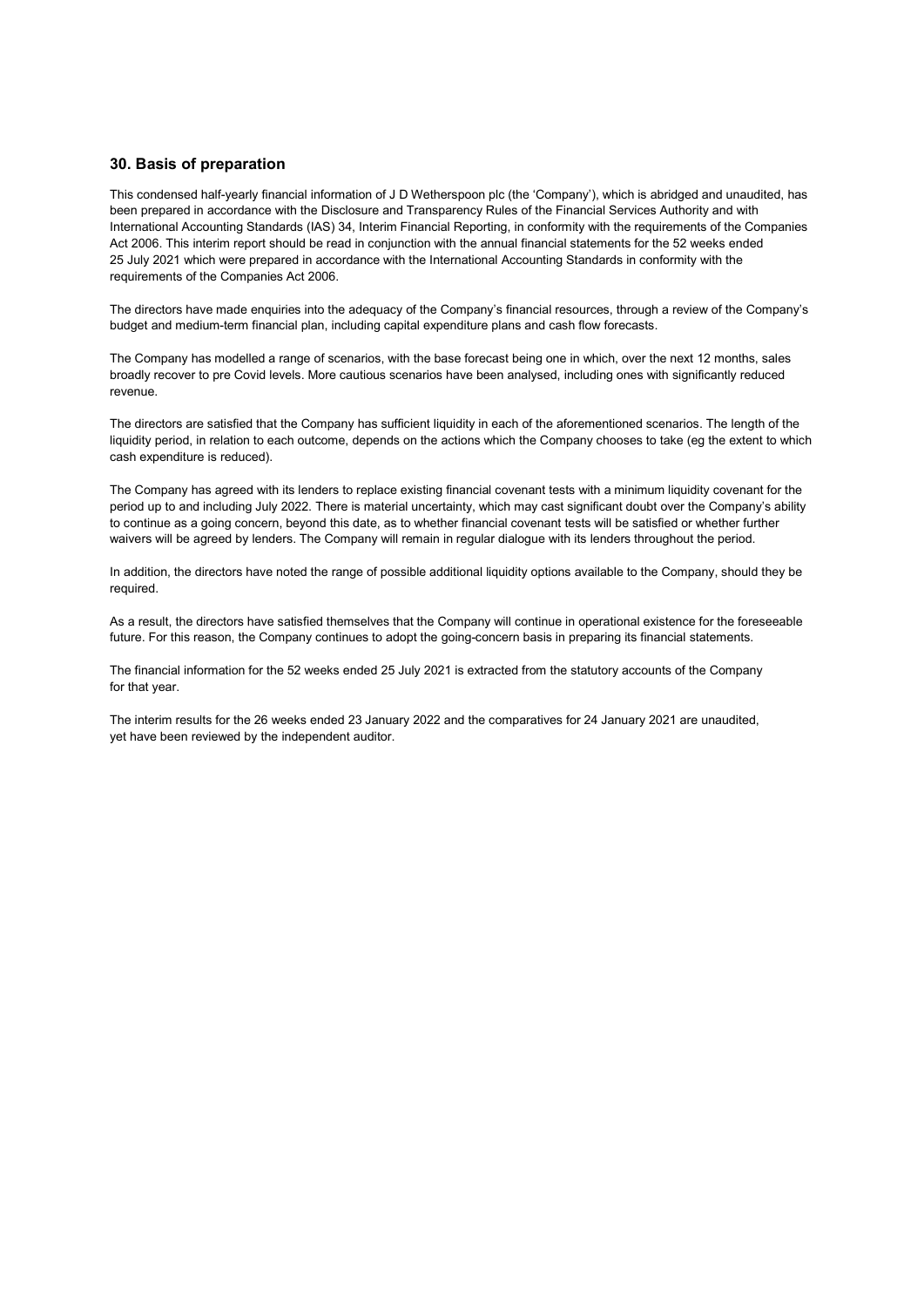## 30. Basis of preparation

This condensed half-yearly financial information of J D Wetherspoon plc (the 'Company'), which is abridged and unaudited, has been prepared in accordance with the Disclosure and Transparency Rules of the Financial Services Authority and with International Accounting Standards (IAS) 34, Interim Financial Reporting, in conformity with the requirements of the Companies Act 2006. This interim report should be read in conjunction with the annual financial statements for the 52 weeks ended 25 July 2021 which were prepared in accordance with the International Accounting Standards in conformity with the requirements of the Companies Act 2006.

The directors have made enquiries into the adequacy of the Company's financial resources, through a review of the Company's budget and medium-term financial plan, including capital expenditure plans and cash flow forecasts.

The Company has modelled a range of scenarios, with the base forecast being one in which, over the next 12 months, sales broadly recover to pre Covid levels. More cautious scenarios have been analysed, including ones with significantly reduced revenue.

The directors are satisfied that the Company has sufficient liquidity in each of the aforementioned scenarios. The length of the liquidity period, in relation to each outcome, depends on the actions which the Company chooses to take (eg the extent to which cash expenditure is reduced).

The Company has agreed with its lenders to replace existing financial covenant tests with a minimum liquidity covenant for the period up to and including July 2022. There is material uncertainty, which may cast significant doubt over the Company's ability to continue as a going concern, beyond this date, as to whether financial covenant tests will be satisfied or whether further waivers will be agreed by lenders. The Company will remain in regular dialogue with its lenders throughout the period.

In addition, the directors have noted the range of possible additional liquidity options available to the Company, should they be required.

As a result, the directors have satisfied themselves that the Company will continue in operational existence for the foreseeable future. For this reason, the Company continues to adopt the going-concern basis in preparing its financial statements.

The financial information for the 52 weeks ended 25 July 2021 is extracted from the statutory accounts of the Company for that year.

The interim results for the 26 weeks ended 23 January 2022 and the comparatives for 24 January 2021 are unaudited, yet have been reviewed by the independent auditor.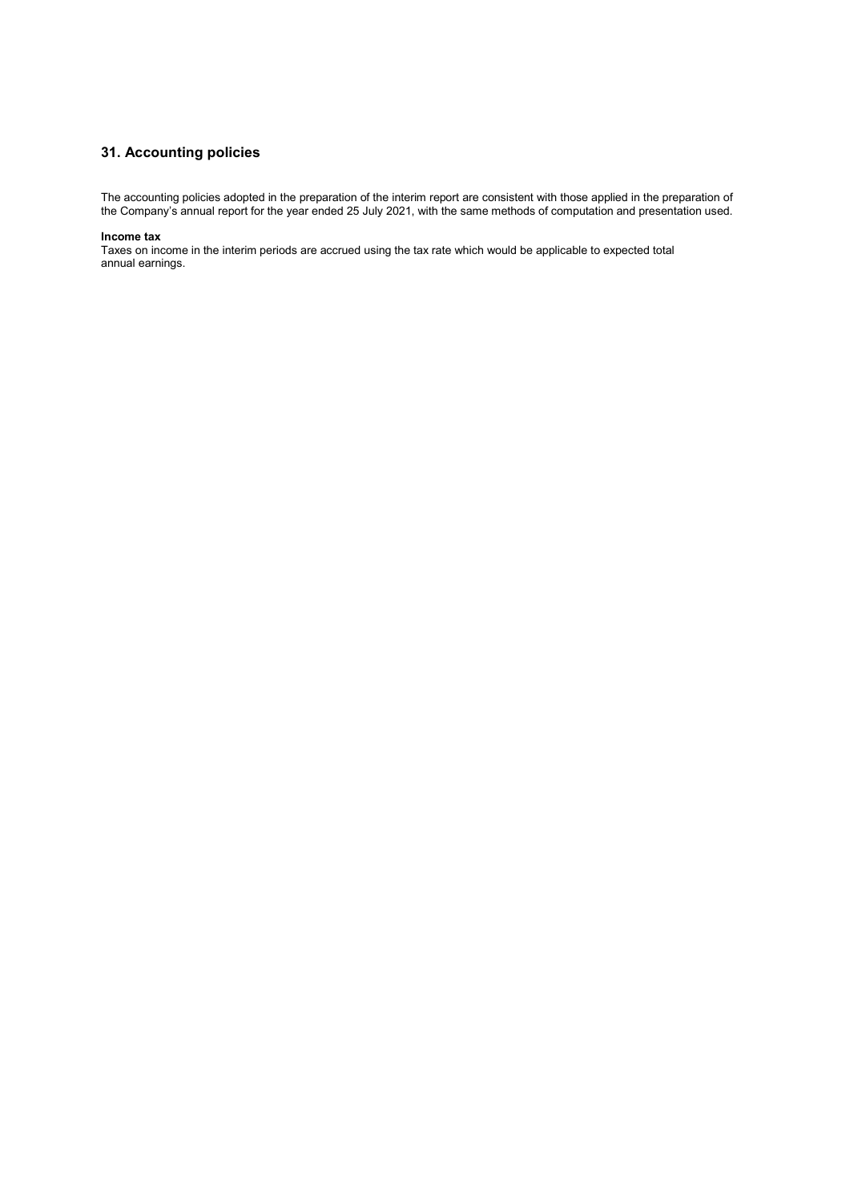## 31. Accounting policies

The accounting policies adopted in the preparation of the interim report are consistent with those applied in the preparation of the Company's annual report for the year ended 25 July 2021, with the same methods of computation and presentation used.

**Income tax**
Taxes on income in the interim periods are accrued using the tax rate which would be applicable to expected total annual earnings.